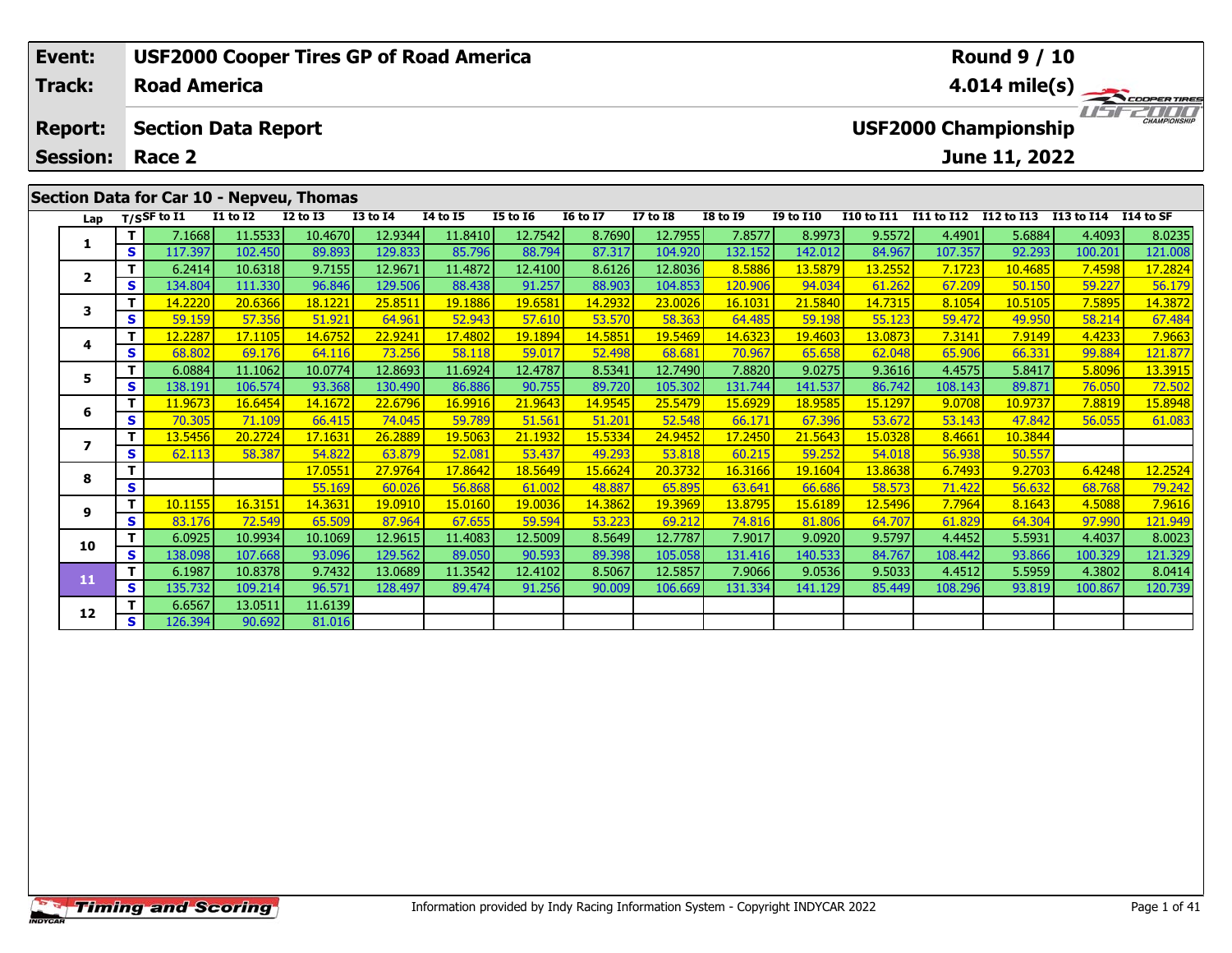| Event: | USF2000 Cooper Tires GP of Road America | Round 9 / 10 |
|---|---|---|
| Track: | Road America | 4.014 mile(s) |
| Report: | Section Data Report | USF2000 Championship |
| Session: | Race 2 | June 11, 2022 |

## Section Data for Car 10 - Nepveu, Thomas

| Lap | T/S | SF to I1 | I1 to I2 | I2 to I3 | I3 to I4 | I4 to I5 | I5 to I6 | I6 to I7 | I7 to I8 | I8 to I9 | I9 to I10 | I10 to I11 | I11 to I12 | I12 to I13 | I13 to I14 | I14 to SF |
|---|---|---|---|---|---|---|---|---|---|---|---|---|---|---|---|---|
| 1 | T | 7.1668 | 11.5533 | 10.4670 | 12.9344 | 11.8410 | 12.7542 | 8.7690 | 12.7955 | 7.8577 | 8.9973 | 9.5572 | 4.4901 | 5.6884 | 4.4093 | 8.0235 |
| | S | 117.397 | 102.450 | 89.893 | 129.833 | 85.796 | 88.794 | 87.317 | 104.920 | 132.152 | 142.012 | 84.967 | 107.357 | 92.293 | 100.201 | 121.008 |
| 2 | T | 6.2414 | 10.6318 | 9.7155 | 12.9671 | 11.4872 | 12.4100 | 8.6126 | 12.8036 | 8.5886 | 13.5879 | 13.2552 | 7.1723 | 10.4685 | 7.4598 | 17.2824 |
| | S | 134.804 | 111.330 | 96.846 | 129.506 | 88.438 | 91.257 | 88.903 | 104.853 | 120.906 | 94.034 | 61.262 | 67.209 | 50.150 | 59.227 | 56.179 |
| 3 | T | 14.2220 | 20.6366 | 18.1221 | 25.8511 | 19.1886 | 19.6581 | 14.2932 | 23.0026 | 16.1031 | 21.5840 | 14.7315 | 8.1054 | 10.5105 | 7.5895 | 14.3872 |
| | S | 59.159 | 57.356 | 51.921 | 64.961 | 52.943 | 57.610 | 53.570 | 58.363 | 64.485 | 59.198 | 55.123 | 59.472 | 49.950 | 58.214 | 67.484 |
| 4 | T | 12.2287 | 17.1105 | 14.6752 | 22.9241 | 17.4802 | 19.1894 | 14.5851 | 19.5469 | 14.6323 | 19.4603 | 13.0873 | 7.3141 | 7.9149 | 4.4233 | 7.9663 |
| | S | 68.802 | 69.176 | 64.116 | 73.256 | 58.118 | 59.017 | 52.498 | 68.681 | 70.967 | 65.658 | 62.048 | 65.906 | 66.331 | 99.884 | 121.877 |
| 5 | T | 6.0884 | 11.1062 | 10.0774 | 12.8693 | 11.6924 | 12.4787 | 8.5341 | 12.7490 | 7.8820 | 9.0275 | 9.3616 | 4.4575 | 5.8417 | 5.8096 | 13.3915 |
| | S | 138.191 | 106.574 | 93.368 | 130.490 | 86.886 | 90.755 | 89.720 | 105.302 | 131.744 | 141.537 | 86.742 | 108.143 | 89.871 | 76.050 | 72.502 |
| 6 | T | 11.9673 | 16.6454 | 14.1672 | 22.6796 | 16.9916 | 21.9643 | 14.9545 | 25.5479 | 15.6929 | 18.9585 | 15.1297 | 9.0708 | 10.9737 | 7.8819 | 15.8948 |
| | S | 70.305 | 71.109 | 66.415 | 74.045 | 59.789 | 51.561 | 51.201 | 52.548 | 66.171 | 67.396 | 53.672 | 53.143 | 47.842 | 56.055 | 61.083 |
| 7 | T | 13.5456 | 20.2724 | 17.1631 | 26.2889 | 19.5063 | 21.1932 | 15.5334 | 24.9452 | 17.2450 | 21.5643 | 15.0328 | 8.4661 | 10.3844 | | |
| | S | 62.113 | 58.387 | 54.822 | 63.879 | 52.081 | 53.437 | 49.293 | 53.818 | 60.215 | 59.252 | 54.018 | 56.938 | 50.557 | | |
| 8 | T | | | 17.0551 | 27.9764 | 17.8642 | 18.5649 | 15.6624 | 20.3732 | 16.3166 | 19.1604 | 13.8638 | 6.7493 | 9.2703 | 6.4248 | 12.2524 |
| | S | | | 55.169 | 60.026 | 56.868 | 61.002 | 48.887 | 65.895 | 63.641 | 66.686 | 58.573 | 71.422 | 56.632 | 68.768 | 79.242 |
| 9 | T | 10.1155 | 16.3151 | 14.3631 | 19.0910 | 15.0160 | 19.0036 | 14.3862 | 19.3969 | 13.8795 | 15.6189 | 12.5496 | 7.7964 | 8.1643 | 4.5088 | 7.9616 |
| | S | 83.176 | 72.549 | 65.509 | 87.964 | 67.655 | 59.594 | 53.223 | 69.212 | 74.816 | 81.806 | 64.707 | 61.829 | 64.304 | 97.990 | 121.949 |
| 10 | T | 6.0925 | 10.9934 | 10.1069 | 12.9615 | 11.4083 | 12.5009 | 8.5649 | 12.7787 | 7.9017 | 9.0920 | 9.5797 | 4.4452 | 5.5931 | 4.4037 | 8.0023 |
| | S | 138.098 | 107.668 | 93.096 | 129.562 | 89.050 | 90.593 | 89.398 | 105.058 | 131.416 | 140.533 | 84.767 | 108.442 | 93.866 | 100.329 | 121.329 |
| 11 | T | 6.1987 | 10.8378 | 9.7432 | 13.0689 | 11.3542 | 12.4102 | 8.5067 | 12.5857 | 7.9066 | 9.0536 | 9.5033 | 4.4512 | 5.5959 | 4.3802 | 8.0414 |
| | S | 135.732 | 109.214 | 96.571 | 128.497 | 89.474 | 91.256 | 90.009 | 106.669 | 131.334 | 141.129 | 85.449 | 108.296 | 93.819 | 100.867 | 120.739 |
| 12 | T | 6.6567 | 13.0511 | 11.6139 | | | | | | | | | | | | |
| | S | 126.394 | 90.692 | 81.016 | | | | | | | | | | | | |

Information provided by Indy Racing Information System - Copyright INDYCAR 2022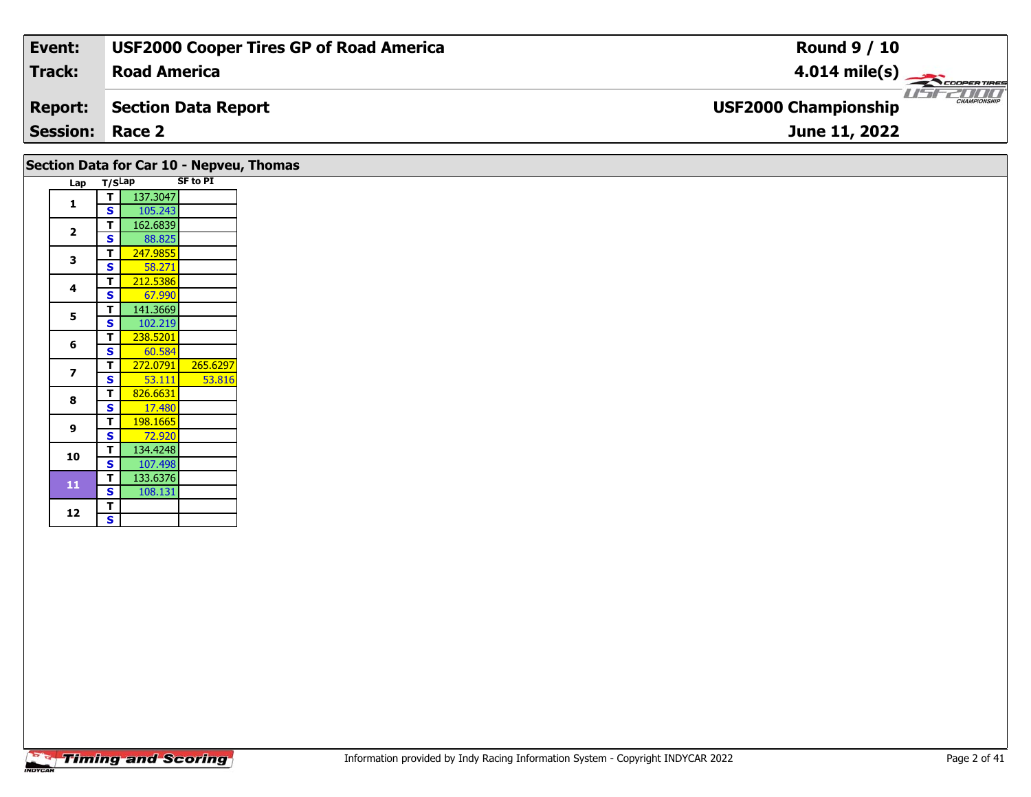| Event: | USF2000 Cooper Tires GP of Road America | Round 9 / 10 |
|---|---|---|
| Track: | Road America | 4.014 mile(s) |
| Report: | Section Data Report | USF2000 Championship |
| Session: | Race 2 | June 11, 2022 |

## Section Data for Car 10 - Nepveu, Thomas

| Lap | T/S | Lap | SF to PI |
|---|---|---|---|
| 1 | T | 137.3047 | |
| | S | 105.243 | |
| 2 | T | 162.6839 | |
| | S | 88.825 | |
| 3 | T | 247.9855 | |
| | S | 58.271 | |
| 4 | T | 212.5386 | |
| | S | 67.990 | |
| 5 | T | 141.3669 | |
| | S | 102.219 | |
| 6 | T | 238.5201 | |
| | S | 60.584 | |
| 7 | T | 272.0791 | 265.6297 |
| | S | 53.111 | 53.816 |
| 8 | T | 826.6631 | |
| | S | 17.480 | |
| 9 | T | 198.1665 | |
| | S | 72.920 | |
| 10 | T | 134.4248 | |
| | S | 107.498 | |
| 11 | T | 133.6376 | |
| | S | 108.131 | |
| 12 | T | | |
| | S | | |

Information provided by Indy Racing Information System - Copyright INDYCAR 2022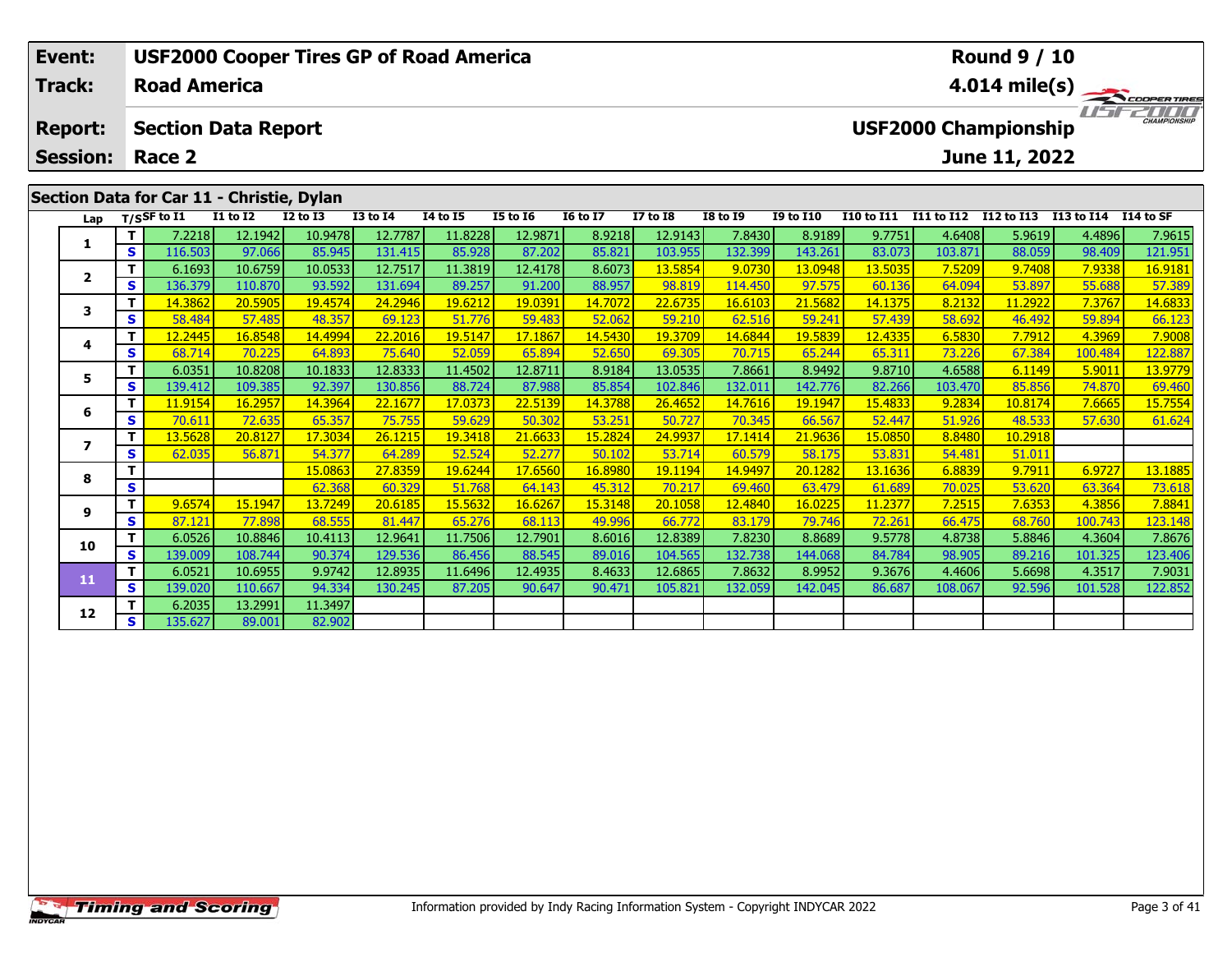| Event: | USF2000 Cooper Tires GP of Road America | Round 9 / 10 |
|---|---|---|
| Track: | Road America | 4.014 mile(s) |
| Report: | Section Data Report | USF2000 Championship |
| Session: | Race 2 | June 11, 2022 |

## Section Data for Car 11 - Christie, Dylan

| Lap | T/S | SF to I1 | I1 to I2 | I2 to I3 | I3 to I4 | I4 to I5 | I5 to I6 | I6 to I7 | I7 to I8 | I8 to I9 | I9 to I10 | I10 to I11 | I11 to I12 | I12 to I13 | I13 to I14 | I14 to SF |
|---|---|---|---|---|---|---|---|---|---|---|---|---|---|---|---|---|
| 1 | T | 7.2218 | 12.1942 | 10.9478 | 12.7787 | 11.8228 | 12.9871 | 8.9218 | 12.9143 | 7.8430 | 8.9189 | 9.7751 | 4.6408 | 5.9619 | 4.4896 | 7.9615 |
| | S | 116.503 | 97.066 | 85.945 | 131.415 | 85.928 | 87.202 | 85.821 | 103.955 | 132.399 | 143.261 | 83.073 | 103.871 | 88.059 | 98.409 | 121.951 |
| 2 | T | 6.1693 | 10.6759 | 10.0533 | 12.7517 | 11.3819 | 12.4178 | 8.6073 | 13.5854 | 9.0730 | 13.0948 | 13.5035 | 7.5209 | 9.7408 | 7.9338 | 16.9181 |
| | S | 136.379 | 110.870 | 93.592 | 131.694 | 89.257 | 91.200 | 88.957 | 98.819 | 114.450 | 97.575 | 60.136 | 64.094 | 53.897 | 55.688 | 57.389 |
| 3 | T | 14.3862 | 20.5905 | 19.4574 | 24.2946 | 19.6212 | 19.0391 | 14.7072 | 22.6735 | 16.6103 | 21.5682 | 14.1375 | 8.2132 | 11.2922 | 7.3767 | 14.6833 |
| | S | 58.484 | 57.485 | 48.357 | 69.123 | 51.776 | 59.483 | 52.062 | 59.210 | 62.516 | 59.241 | 57.439 | 58.692 | 46.492 | 59.894 | 66.123 |
| 4 | T | 12.2445 | 16.8548 | 14.4994 | 22.2016 | 19.5147 | 17.1867 | 14.5430 | 19.3709 | 14.6844 | 19.5839 | 12.4335 | 6.5830 | 7.7912 | 4.3969 | 7.9008 |
| | S | 68.714 | 70.225 | 64.893 | 75.640 | 52.059 | 65.894 | 52.650 | 69.305 | 70.715 | 65.244 | 65.311 | 73.226 | 67.384 | 100.484 | 122.887 |
| 5 | T | 6.0351 | 10.8208 | 10.1833 | 12.8333 | 11.4502 | 12.8711 | 8.9184 | 13.0535 | 7.8661 | 8.9492 | 9.8710 | 4.6588 | 6.1149 | 5.9011 | 13.9779 |
| | S | 139.412 | 109.385 | 92.397 | 130.856 | 88.724 | 87.988 | 85.854 | 102.846 | 132.011 | 142.776 | 82.266 | 103.470 | 85.856 | 74.870 | 69.460 |
| 6 | T | 11.9154 | 16.2957 | 14.3964 | 22.1677 | 17.0373 | 22.5139 | 14.3788 | 26.4652 | 14.7616 | 19.1947 | 15.4833 | 9.2834 | 10.8174 | 7.6665 | 15.7554 |
| | S | 70.611 | 72.635 | 65.357 | 75.755 | 59.629 | 50.302 | 53.251 | 50.727 | 70.345 | 66.567 | 52.447 | 51.926 | 48.533 | 57.630 | 61.624 |
| 7 | T | 13.5628 | 20.8127 | 17.3034 | 26.1215 | 19.3418 | 21.6633 | 15.2824 | 24.9937 | 17.1414 | 21.9636 | 15.0850 | 8.8480 | 10.2918 | | |
| | S | 62.035 | 56.871 | 54.377 | 64.289 | 52.524 | 52.277 | 50.102 | 53.714 | 60.579 | 58.175 | 53.831 | 54.481 | 51.011 | | |
| 8 | T | | | 15.0863 | 27.8359 | 19.6244 | 17.6560 | 16.8980 | 19.1194 | 14.9497 | 20.1282 | 13.1636 | 6.8839 | 9.7911 | 6.9727 | 13.1885 |
| | S | | | 62.368 | 60.329 | 51.768 | 64.143 | 45.312 | 70.217 | 69.460 | 63.479 | 61.689 | 70.025 | 53.620 | 63.364 | 73.618 |
| 9 | T | 9.6574 | 15.1947 | 13.7249 | 20.6185 | 15.5632 | 16.6267 | 15.3148 | 20.1058 | 12.4840 | 16.0225 | 11.2377 | 7.2515 | 7.6353 | 4.3856 | 7.8841 |
| | S | 87.121 | 77.898 | 68.555 | 81.447 | 65.276 | 68.113 | 49.996 | 66.772 | 83.179 | 79.746 | 72.261 | 66.475 | 68.760 | 100.743 | 123.148 |
| 10 | T | 6.0526 | 10.8846 | 10.4113 | 12.9641 | 11.7506 | 12.7901 | 8.6016 | 12.8389 | 7.8230 | 8.8689 | 9.5778 | 4.8738 | 5.8846 | 4.3604 | 7.8676 |
| | S | 139.009 | 108.744 | 90.374 | 129.536 | 86.456 | 88.545 | 89.016 | 104.565 | 132.738 | 144.068 | 84.784 | 98.905 | 89.216 | 101.325 | 123.406 |
| 11 | T | 6.0521 | 10.6955 | 9.9742 | 12.8935 | 11.6496 | 12.4935 | 8.4633 | 12.6865 | 7.8632 | 8.9952 | 9.3676 | 4.4606 | 5.6698 | 4.3517 | 7.9031 |
| | S | 139.020 | 110.667 | 94.334 | 130.245 | 87.205 | 90.647 | 90.471 | 105.821 | 132.059 | 142.045 | 86.687 | 108.067 | 92.596 | 101.528 | 122.852 |
| 12 | T | 6.2035 | 13.2991 | 11.3497 | | | | | | | | | | | | |
| | S | 135.627 | 89.001 | 82.902 | | | | | | | | | | | | |

Information provided by Indy Racing Information System - Copyright INDYCAR 2022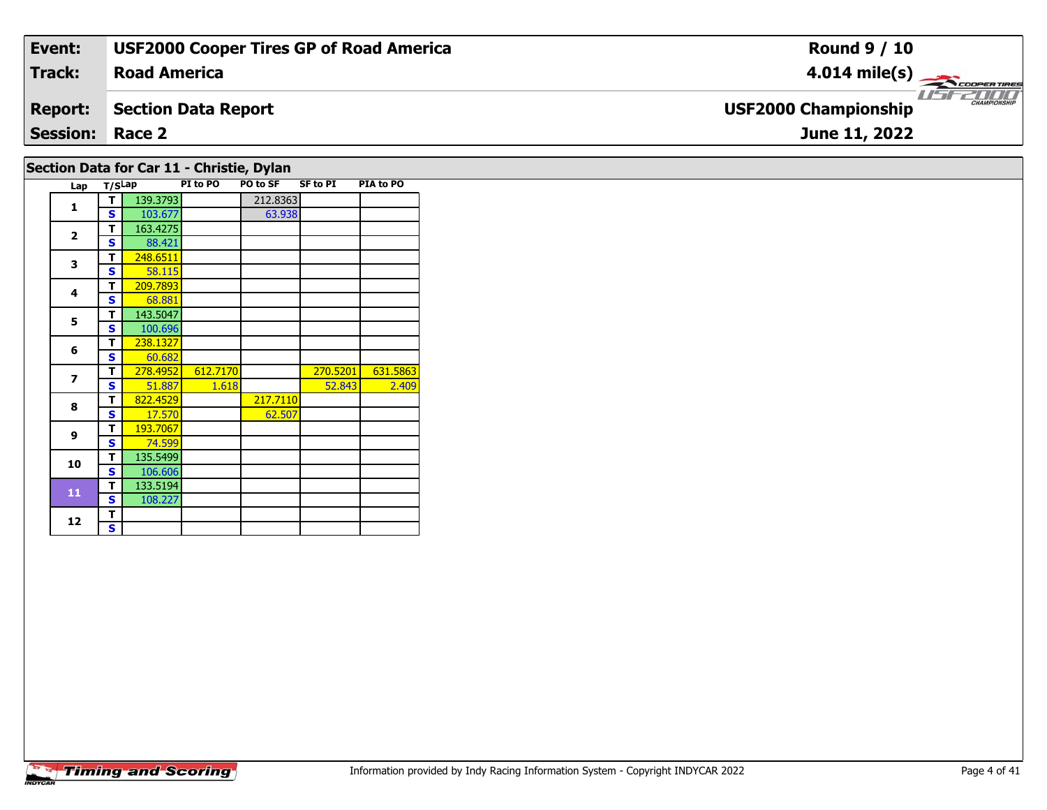| **Event:** | **USF2000 Cooper Tires GP of Road America** | **Round 9 / 10** |
|---|---|---|
| **Track:** | **Road America** | **4.014 mile(s)** |
| **Report:** | **Section Data Report** | **USF2000 Championship** |
| **Session:** | **Race 2** | **June 11, 2022** |

## Section Data for Car 11 - Christie, Dylan

| Lap | T/S | Lap | PI to PO | PO to SF | SF to PI | PIA to PO |
|---|---|---|---|---|---|---|
| 1 | T | 139.3793 | | 212.8363 | | |
| | S | 103.677 | | 63.938 | | |
| 2 | T | 163.4275 | | | | |
| | S | 88.421 | | | | |
| 3 | T | 248.6511 | | | | |
| | S | 58.115 | | | | |
| 4 | T | 209.7893 | | | | |
| | S | 68.881 | | | | |
| 5 | T | 143.5047 | | | | |
| | S | 100.696 | | | | |
| 6 | T | 238.1327 | | | | |
| | S | 60.682 | | | | |
| 7 | T | 278.4952 | 612.7170 | | 270.5201 | 631.5863 |
| | S | 51.887 | 1.618 | | 52.843 | 2.409 |
| 8 | T | 822.4529 | | 217.7110 | | |
| | S | 17.570 | | 62.507 | | |
| 9 | T | 193.7067 | | | | |
| | S | 74.599 | | | | |
| 10 | T | 135.5499 | | | | |
| | S | 106.606 | | | | |
| 11 | T | 133.5194 | | | | |
| | S | 108.227 | | | | |
| 12 | T | | | | | |
| | S | | | | | |

Information provided by Indy Racing Information System - Copyright INDYCAR 2022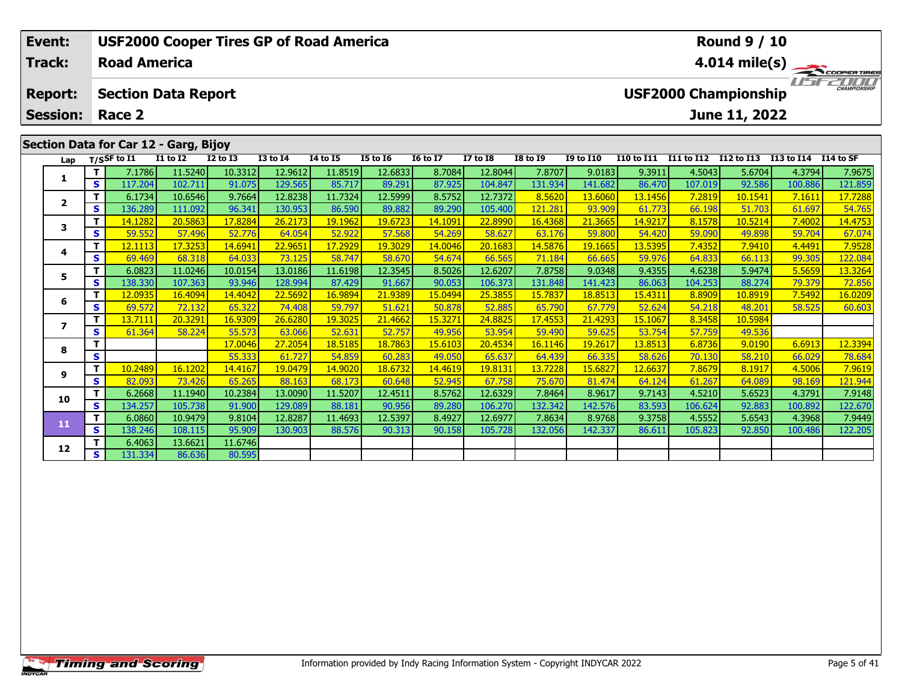| Event: | USF2000 Cooper Tires GP of Road America | Round 9 / 10 |
|---|---|---|
| Track: | Road America | 4.014 mile(s) |
| Report: | Section Data Report | USF2000 Championship |
| Session: | Race 2 | June 11, 2022 |

## Section Data for Car 12 - Garg, Bijoy

| Lap | T/S | SF to I1 | I1 to I2 | I2 to I3 | I3 to I4 | I4 to I5 | I5 to I6 | I6 to I7 | I7 to I8 | I8 to I9 | I9 to I10 | I10 to I11 | I11 to I12 | I12 to I13 | I13 to I14 | I14 to SF |
|---|---|---|---|---|---|---|---|---|---|---|---|---|---|---|---|---|
| 1 | T | 7.1786 | 11.5240 | 10.3312 | 12.9612 | 11.8519 | 12.6833 | 8.7084 | 12.8044 | 7.8707 | 9.0183 | 9.3911 | 4.5043 | 5.6704 | 4.3794 | 7.9675 |
| | S | 117.204 | 102.711 | 91.075 | 129.565 | 85.717 | 89.291 | 87.925 | 104.847 | 131.934 | 141.682 | 86.470 | 107.019 | 92.586 | 100.886 | 121.859 |
| 2 | T | 6.1734 | 10.6546 | 9.7664 | 12.8238 | 11.7324 | 12.5999 | 8.5752 | 12.7372 | 8.5620 | 13.6060 | 13.1456 | 7.2819 | 10.1541 | 7.1611 | 17.7288 |
| | S | 136.289 | 111.092 | 96.341 | 130.953 | 86.590 | 89.882 | 89.290 | 105.400 | 121.281 | 93.909 | 61.773 | 66.198 | 51.703 | 61.697 | 54.765 |
| 3 | T | 14.1282 | 20.5863 | 17.8284 | 26.2173 | 19.1962 | 19.6723 | 14.1091 | 22.8990 | 16.4368 | 21.3665 | 14.9217 | 8.1578 | 10.5214 | 7.4002 | 14.4753 |
| | S | 59.552 | 57.496 | 52.776 | 64.054 | 52.922 | 57.568 | 54.269 | 58.627 | 63.176 | 59.800 | 54.420 | 59.090 | 49.898 | 59.704 | 67.074 |
| 4 | T | 12.1113 | 17.3253 | 14.6941 | 22.9651 | 17.2929 | 19.3029 | 14.0046 | 20.1683 | 14.5876 | 19.1665 | 13.5395 | 7.4352 | 7.9410 | 4.4491 | 7.9528 |
| | S | 69.469 | 68.318 | 64.033 | 73.125 | 58.747 | 58.670 | 54.674 | 66.565 | 71.184 | 66.665 | 59.976 | 64.833 | 66.113 | 99.305 | 122.084 |
| 5 | T | 6.0823 | 11.0246 | 10.0154 | 13.0186 | 11.6198 | 12.3545 | 8.5026 | 12.6207 | 7.8758 | 9.0348 | 9.4355 | 4.6238 | 5.9474 | 5.5659 | 13.3264 |
| | S | 138.330 | 107.363 | 93.946 | 128.994 | 87.429 | 91.667 | 90.053 | 106.373 | 131.848 | 141.423 | 86.063 | 104.253 | 88.274 | 79.379 | 72.856 |
| 6 | T | 12.0935 | 16.4094 | 14.4042 | 22.5692 | 16.9894 | 21.9389 | 15.0494 | 25.3855 | 15.7837 | 18.8513 | 15.4311 | 8.8909 | 10.8919 | 7.5492 | 16.0209 |
| | S | 69.572 | 72.132 | 65.322 | 74.408 | 59.797 | 51.621 | 50.878 | 52.885 | 65.790 | 67.779 | 52.624 | 54.218 | 48.201 | 58.525 | 60.603 |
| 7 | T | 13.7111 | 20.3291 | 16.9309 | 26.6280 | 19.3025 | 21.4662 | 15.3271 | 24.8825 | 17.4553 | 21.4293 | 15.1067 | 8.3458 | 10.5984 | | |
| | S | 61.364 | 58.224 | 55.573 | 63.066 | 52.631 | 52.757 | 49.956 | 53.954 | 59.490 | 59.625 | 53.754 | 57.759 | 49.536 | | |
| 8 | T | | | 17.0046 | 27.2054 | 18.5185 | 18.7863 | 15.6103 | 20.4534 | 16.1146 | 19.2617 | 13.8513 | 6.8736 | 9.0190 | 6.6913 | 12.3394 |
| | S | | | 55.333 | 61.727 | 54.859 | 60.283 | 49.050 | 65.637 | 64.439 | 66.335 | 58.626 | 70.130 | 58.210 | 66.029 | 78.684 |
| 9 | T | 10.2489 | 16.1202 | 14.4167 | 19.0479 | 14.9020 | 18.6732 | 14.4619 | 19.8131 | 13.7228 | 15.6827 | 12.6637 | 7.8679 | 8.1917 | 4.5006 | 7.9619 |
| | S | 82.093 | 73.426 | 65.265 | 88.163 | 68.173 | 60.648 | 52.945 | 67.758 | 75.670 | 81.474 | 64.124 | 61.267 | 64.089 | 98.169 | 121.944 |
| 10 | T | 6.2668 | 11.1940 | 10.2384 | 13.0090 | 11.5207 | 12.4511 | 8.5762 | 12.6329 | 7.8464 | 8.9617 | 9.7143 | 4.5210 | 5.6523 | 4.3791 | 7.9148 |
| | S | 134.257 | 105.738 | 91.900 | 129.089 | 88.181 | 90.956 | 89.280 | 106.270 | 132.342 | 142.576 | 83.593 | 106.624 | 92.883 | 100.892 | 122.670 |
| 11 | T | 6.0860 | 10.9479 | 9.8104 | 12.8287 | 11.4693 | 12.5397 | 8.4927 | 12.6977 | 7.8634 | 8.9768 | 9.3758 | 4.5552 | 5.6543 | 4.3968 | 7.9449 |
| | S | 138.246 | 108.115 | 95.909 | 130.903 | 88.576 | 90.313 | 90.158 | 105.728 | 132.056 | 142.337 | 86.611 | 105.823 | 92.850 | 100.486 | 122.205 |
| 12 | T | 6.4063 | 13.6621 | 11.6746 | | | | | | | | | | | | |
| | S | 131.334 | 86.636 | 80.595 | | | | | | | | | | | | |

Information provided by Indy Racing Information System - Copyright INDYCAR 2022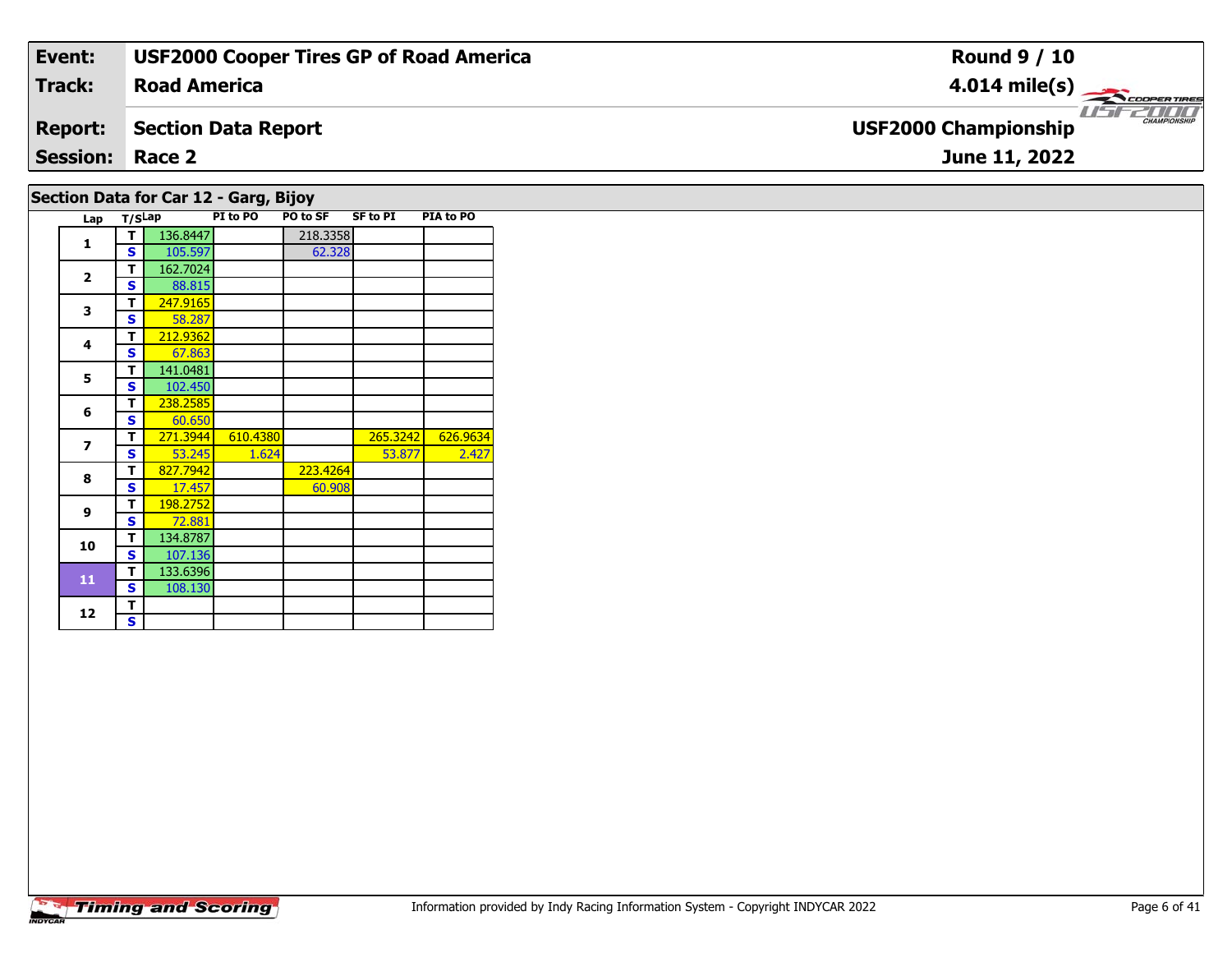| Event: | USF2000 Cooper Tires GP of Road America | Round 9 / 10 |
|---|---|---|
| Track: | Road America | 4.014 mile(s) |
| Report: | Section Data Report | USF2000 Championship |
| Session: | Race 2 | June 11, 2022 |

## Section Data for Car 12 - Garg, Bijoy

| Lap | T/S | Lap | PI to PO | PO to SF | SF to PI | PIA to PO |
|---|---|---|---|---|---|---|
| 1 | T | 136.8447 | | 218.3358 | | |
| | S | 105.597 | | 62.328 | | |
| 2 | T | 162.7024 | | | | |
| | S | 88.815 | | | | |
| 3 | T | 247.9165 | | | | |
| | S | 58.287 | | | | |
| 4 | T | 212.9362 | | | | |
| | S | 67.863 | | | | |
| 5 | T | 141.0481 | | | | |
| | S | 102.450 | | | | |
| 6 | T | 238.2585 | | | | |
| | S | 60.650 | | | | |
| 7 | T | 271.3944 | 610.4380 | | 265.3242 | 626.9634 |
| | S | 53.245 | 1.624 | | 53.877 | 2.427 |
| 8 | T | 827.7942 | | 223.4264 | | |
| | S | 17.457 | | 60.908 | | |
| 9 | T | 198.2752 | | | | |
| | S | 72.881 | | | | |
| 10 | T | 134.8787 | | | | |
| | S | 107.136 | | | | |
| 11 | T | 133.6396 | | | | |
| | S | 108.130 | | | | |
| 12 | T | | | | | |
| | S | | | | | |

Information provided by Indy Racing Information System - Copyright INDYCAR 2022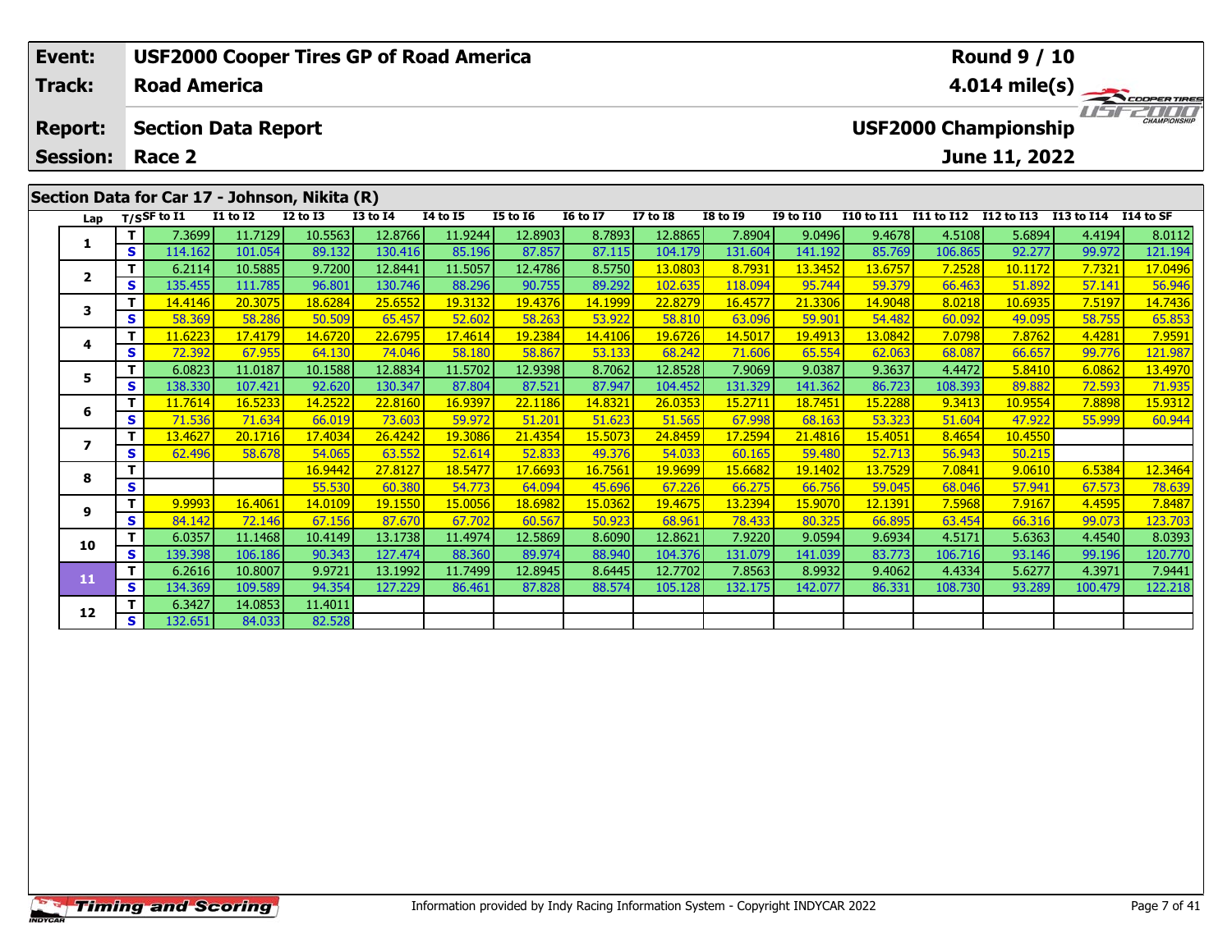| Event: | USF2000 Cooper Tires GP of Road America | Round 9 / 10 |
|---|---|---|
| Track: | Road America | 4.014 mile(s) |
| Report: | Section Data Report | USF2000 Championship |
| Session: | Race 2 | June 11, 2022 |

## Section Data for Car 17 - Johnson, Nikita (R)

| Lap | T/S | SF to I1 | I1 to I2 | I2 to I3 | I3 to I4 | I4 to I5 | I5 to I6 | I6 to I7 | I7 to I8 | I8 to I9 | I9 to I10 | I10 to I11 | I11 to I12 | I12 to I13 | I13 to I14 | I14 to SF |
|---|---|---|---|---|---|---|---|---|---|---|---|---|---|---|---|---|
| 1 | T | 7.3699 | 11.7129 | 10.5563 | 12.8766 | 11.9244 | 12.8903 | 8.7893 | 12.8865 | 7.8904 | 9.0496 | 9.4678 | 4.5108 | 5.6894 | 4.4194 | 8.0112 |
| | S | 114.162 | 101.054 | 89.132 | 130.416 | 85.196 | 87.857 | 87.115 | 104.179 | 131.604 | 141.192 | 85.769 | 106.865 | 92.277 | 99.972 | 121.194 |
| 2 | T | 6.2114 | 10.5885 | 9.7200 | 12.8441 | 11.5057 | 12.4786 | 8.5750 | 13.0803 | 8.7931 | 13.3452 | 13.6757 | 7.2528 | 10.1172 | 7.7321 | 17.0496 |
| | S | 135.455 | 111.785 | 96.801 | 130.746 | 88.296 | 90.755 | 89.292 | 102.635 | 118.094 | 95.744 | 59.379 | 66.463 | 51.892 | 57.141 | 56.946 |
| 3 | T | 14.4146 | 20.3075 | 18.6284 | 25.6552 | 19.3132 | 19.4376 | 14.1999 | 22.8279 | 16.4577 | 21.3306 | 14.9048 | 8.0218 | 10.6935 | 7.5197 | 14.7436 |
| | S | 58.369 | 58.286 | 50.509 | 65.457 | 52.602 | 58.263 | 53.922 | 58.810 | 63.096 | 59.901 | 54.482 | 60.092 | 49.095 | 58.755 | 65.853 |
| 4 | T | 11.6223 | 17.4179 | 14.6720 | 22.6795 | 17.4614 | 19.2384 | 14.4106 | 19.6726 | 14.5017 | 19.4913 | 13.0842 | 7.0798 | 7.8762 | 4.4281 | 7.9591 |
| | S | 72.392 | 67.955 | 64.130 | 74.046 | 58.180 | 58.867 | 53.133 | 68.242 | 71.606 | 65.554 | 62.063 | 68.087 | 66.657 | 99.776 | 121.987 |
| 5 | T | 6.0823 | 11.0187 | 10.1588 | 12.8834 | 11.5702 | 12.9398 | 8.7062 | 12.8528 | 7.9069 | 9.0387 | 9.3637 | 4.4472 | 5.8410 | 6.0862 | 13.4970 |
| | S | 138.330 | 107.421 | 92.620 | 130.347 | 87.804 | 87.521 | 87.947 | 104.452 | 131.329 | 141.362 | 86.723 | 108.393 | 89.882 | 72.593 | 71.935 |
| 6 | T | 11.7614 | 16.5233 | 14.2522 | 22.8160 | 16.9397 | 22.1186 | 14.8321 | 26.0353 | 15.2711 | 18.7451 | 15.2288 | 9.3413 | 10.9554 | 7.8898 | 15.9312 |
| | S | 71.536 | 71.634 | 66.019 | 73.603 | 59.972 | 51.201 | 51.623 | 51.565 | 67.998 | 68.163 | 53.323 | 51.604 | 47.922 | 55.999 | 60.944 |
| 7 | T | 13.4627 | 20.1716 | 17.4034 | 26.4242 | 19.3086 | 21.4354 | 15.5073 | 24.8459 | 17.2594 | 21.4816 | 15.4051 | 8.4654 | 10.4550 | | |
| | S | 62.496 | 58.678 | 54.065 | 63.552 | 52.614 | 52.833 | 49.376 | 54.033 | 60.165 | 59.480 | 52.713 | 56.943 | 50.215 | | |
| 8 | T | | | 16.9442 | 27.8127 | 18.5477 | 17.6693 | 16.7561 | 19.9699 | 15.6682 | 19.1402 | 13.7529 | 7.0841 | 9.0610 | 6.5384 | 12.3464 |
| | S | | | 55.530 | 60.380 | 54.773 | 64.094 | 45.696 | 67.226 | 66.275 | 66.756 | 59.045 | 68.046 | 57.941 | 67.573 | 78.639 |
| 9 | T | 9.9993 | 16.4061 | 14.0109 | 19.1550 | 15.0056 | 18.6982 | 15.0362 | 19.4675 | 13.2394 | 15.9070 | 12.1391 | 7.5968 | 7.9167 | 4.4595 | 7.8487 |
| | S | 84.142 | 72.146 | 67.156 | 87.670 | 67.702 | 60.567 | 50.923 | 68.961 | 78.433 | 80.325 | 66.895 | 63.454 | 66.316 | 99.073 | 123.703 |
| 10 | T | 6.0357 | 11.1468 | 10.4149 | 13.1738 | 11.4974 | 12.5869 | 8.6090 | 12.8621 | 7.9220 | 9.0594 | 9.6934 | 4.5171 | 5.6363 | 4.4540 | 8.0393 |
| | S | 139.398 | 106.186 | 90.343 | 127.474 | 88.360 | 89.974 | 88.940 | 104.376 | 131.079 | 141.039 | 83.773 | 106.716 | 93.146 | 99.196 | 120.770 |
| 11 | T | 6.2616 | 10.8007 | 9.9721 | 13.1992 | 11.7499 | 12.8945 | 8.6445 | 12.7702 | 7.8563 | 8.9932 | 9.4062 | 4.4334 | 5.6277 | 4.3971 | 7.9441 |
| | S | 134.369 | 109.589 | 94.354 | 127.229 | 86.461 | 87.828 | 88.574 | 105.128 | 132.175 | 142.077 | 86.331 | 108.730 | 93.289 | 100.479 | 122.218 |
| 12 | T | 6.3427 | 14.0853 | 11.4011 | | | | | | | | | | | | |
| | S | 132.651 | 84.033 | 82.528 | | | | | | | | | | | | |

Information provided by Indy Racing Information System - Copyright INDYCAR 2022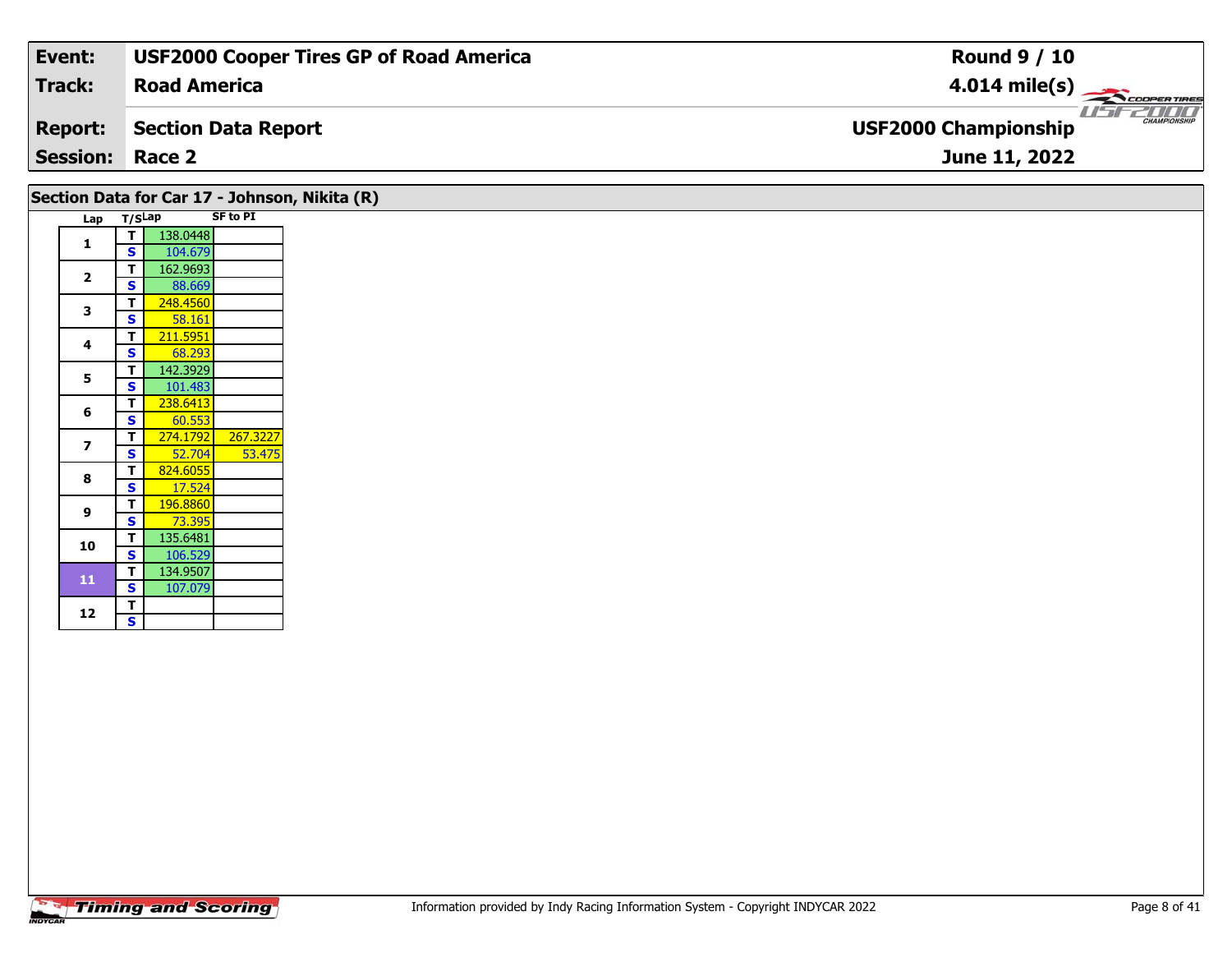| Event: | USF2000 Cooper Tires GP of Road America | Round 9 / 10 |
|---|---|---|
| Track: | Road America | 4.014 mile(s) |
| Report: | Section Data Report | USF2000 Championship |
| Session: | Race 2 | June 11, 2022 |

## Section Data for Car 17 - Johnson, Nikita (R)

| Lap | T/S | Lap | SF to PI |
|---|---|---|---|
| 1 | T | 138.0448 | |
| | S | 104.679 | |
| 2 | T | 162.9693 | |
| | S | 88.669 | |
| 3 | T | 248.4560 | |
| | S | 58.161 | |
| 4 | T | 211.5951 | |
| | S | 68.293 | |
| 5 | T | 142.3929 | |
| | S | 101.483 | |
| 6 | T | 238.6413 | |
| | S | 60.553 | |
| 7 | T | 274.1792 | 267.3227 |
| | S | 52.704 | 53.475 |
| 8 | T | 824.6055 | |
| | S | 17.524 | |
| 9 | T | 196.8860 | |
| | S | 73.395 | |
| 10 | T | 135.6481 | |
| | S | 106.529 | |
| 11 | T | 134.9507 | |
| | S | 107.079 | |
| 12 | T | | |
| | S | | |

Information provided by Indy Racing Information System - Copyright INDYCAR 2022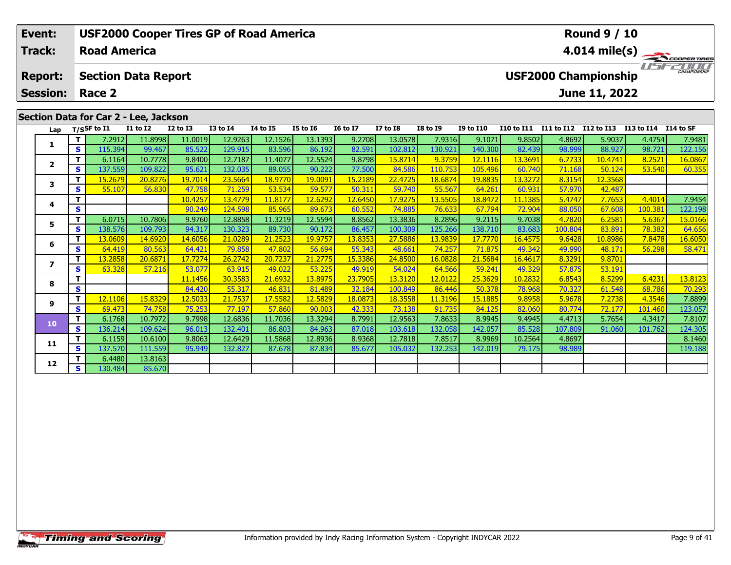| Event: | USF2000 Cooper Tires GP of Road America | Round 9 / 10 |
|---|---|---|
| Track: | Road America | 4.014 mile(s) |
| Report: | Section Data Report | USF2000 Championship |
| Session: | Race 2 | June 11, 2022 |

## Section Data for Car 2 - Lee, Jackson

| Lap | T/S | SF to I1 | I1 to I2 | I2 to I3 | I3 to I4 | I4 to I5 | I5 to I6 | I6 to I7 | I7 to I8 | I8 to I9 | I9 to I10 | I10 to I11 | I11 to I12 | I12 to I13 | I13 to I14 | I14 to SF |
|---|---|---|---|---|---|---|---|---|---|---|---|---|---|---|---|---|
| 1 | T | 7.2912 | 11.8998 | 11.0019 | 12.9263 | 12.1526 | 13.1393 | 9.2708 | 13.0578 | 7.9316 | 9.1071 | 9.8502 | 4.8692 | 5.9037 | 4.4754 | 7.9481 |
| | S | 115.394 | 99.467 | 85.522 | 129.915 | 83.596 | 86.192 | 82.591 | 102.812 | 130.921 | 140.300 | 82.439 | 98.999 | 88.927 | 98.721 | 122.156 |
| 2 | T | 6.1164 | 10.7778 | 9.8400 | 12.7187 | 11.4077 | 12.5524 | 9.8798 | 15.8714 | 9.3759 | 12.1116 | 13.3691 | 6.7733 | 10.4741 | 8.2521 | 16.0867 |
| | S | 137.559 | 109.822 | 95.621 | 132.035 | 89.055 | 90.222 | 77.500 | 84.586 | 110.753 | 105.496 | 60.740 | 71.168 | 50.124 | 53.540 | 60.355 |
| 3 | T | 15.2679 | 20.8276 | 19.7014 | 23.5664 | 18.9770 | 19.0091 | 15.2189 | 22.4725 | 18.6874 | 19.8835 | 13.3272 | 8.3154 | 12.3568 | | |
| | S | 55.107 | 56.830 | 47.758 | 71.259 | 53.534 | 59.577 | 50.311 | 59.740 | 55.567 | 64.261 | 60.931 | 57.970 | 42.487 | | |
| 4 | T | | | 10.4257 | 13.4779 | 11.8177 | 12.6292 | 12.6450 | 17.9275 | 13.5505 | 18.8472 | 11.1385 | 5.4747 | 7.7653 | 4.4014 | 7.9454 |
| | S | | | 90.249 | 124.598 | 85.965 | 89.673 | 60.552 | 74.885 | 76.633 | 67.794 | 72.904 | 88.050 | 67.608 | 100.381 | 122.198 |
| 5 | T | 6.0715 | 10.7806 | 9.9760 | 12.8858 | 11.3219 | 12.5594 | 8.8562 | 13.3836 | 8.2896 | 9.2115 | 9.7038 | 4.7820 | 6.2581 | 5.6367 | 15.0166 |
| | S | 138.576 | 109.793 | 94.317 | 130.323 | 89.730 | 90.172 | 86.457 | 100.309 | 125.266 | 138.710 | 83.683 | 100.804 | 83.891 | 78.382 | 64.656 |
| 6 | T | 13.0609 | 14.6920 | 14.6056 | 21.0289 | 21.2523 | 19.9757 | 13.8353 | 27.5886 | 13.9839 | 17.7770 | 16.4575 | 9.6428 | 10.8986 | 7.8478 | 16.6050 |
| | S | 64.419 | 80.563 | 64.421 | 79.858 | 47.802 | 56.694 | 55.343 | 48.661 | 74.257 | 71.875 | 49.342 | 49.990 | 48.171 | 56.298 | 58.471 |
| 7 | T | 13.2858 | 20.6871 | 17.7274 | 26.2742 | 20.7237 | 21.2775 | 15.3386 | 24.8500 | 16.0828 | 21.5684 | 16.4617 | 8.3291 | 9.8701 | | |
| | S | 63.328 | 57.216 | 53.077 | 63.915 | 49.022 | 53.225 | 49.919 | 54.024 | 64.566 | 59.241 | 49.329 | 57.875 | 53.191 | | |
| 8 | T | | | 11.1456 | 30.3583 | 21.6932 | 13.8975 | 23.7905 | 13.3120 | 12.0122 | 25.3629 | 10.2832 | 6.8543 | 8.5299 | 6.4231 | 13.8123 |
| | S | | | 84.420 | 55.317 | 46.831 | 81.489 | 32.184 | 100.849 | 86.446 | 50.378 | 78.968 | 70.327 | 61.548 | 68.786 | 70.293 |
| 9 | T | 12.1106 | 15.8329 | 12.5033 | 21.7537 | 17.5582 | 12.5829 | 18.0873 | 18.3558 | 11.3196 | 15.1885 | 9.8958 | 5.9678 | 7.2738 | 4.3546 | 7.8899 |
| | S | 69.473 | 74.758 | 75.253 | 77.197 | 57.860 | 90.003 | 42.333 | 73.138 | 91.735 | 84.125 | 82.060 | 80.774 | 72.177 | 101.460 | 123.057 |
| 10 | T | 6.1768 | 10.7972 | 9.7998 | 12.6836 | 11.7036 | 13.3294 | 8.7991 | 12.9563 | 7.8633 | 8.9945 | 9.4945 | 4.4713 | 5.7654 | 4.3417 | 7.8107 |
| | S | 136.214 | 109.624 | 96.013 | 132.401 | 86.803 | 84.963 | 87.018 | 103.618 | 132.058 | 142.057 | 85.528 | 107.809 | 91.060 | 101.762 | 124.305 |
| 11 | T | 6.1159 | 10.6100 | 9.8063 | 12.6429 | 11.5868 | 12.8936 | 8.9368 | 12.7818 | 7.8517 | 8.9969 | 10.2564 | 4.8697 | | | 8.1460 |
| | S | 137.570 | 111.559 | 95.949 | 132.827 | 87.678 | 87.834 | 85.677 | 105.032 | 132.253 | 142.019 | 79.175 | 98.989 | | | 119.188 |
| 12 | T | 6.4480 | 13.8163 | | | | | | | | | | | | | |
| | S | 130.484 | 85.670 | | | | | | | | | | | | | |

Information provided by Indy Racing Information System - Copyright INDYCAR 2022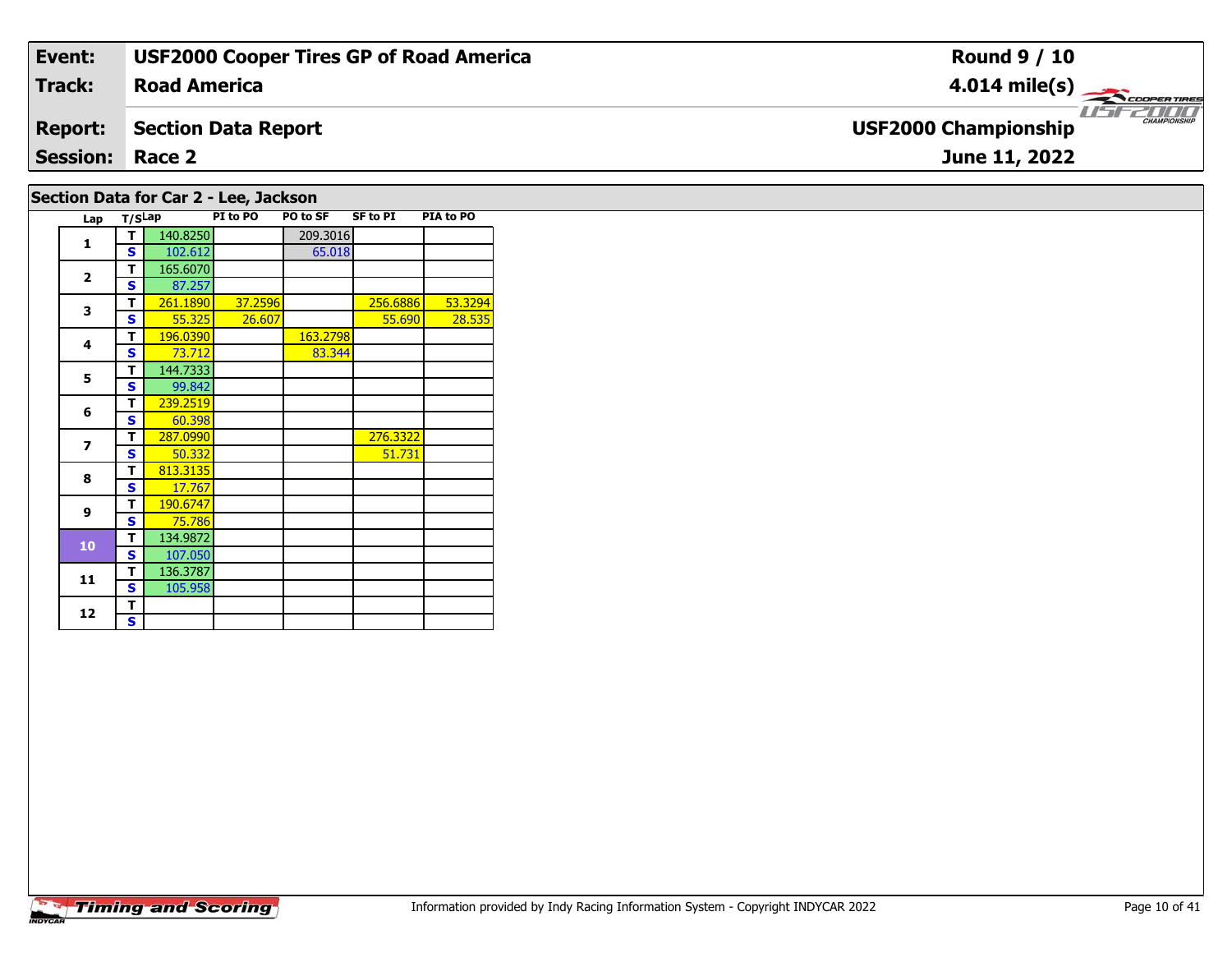| Event: | USF2000 Cooper Tires GP of Road America | Round 9 / 10 |
|---|---|---|
| Track: | Road America | 4.014 mile(s) |
| Report: | Section Data Report | USF2000 Championship |
| Session: | Race 2 | June 11, 2022 |

## Section Data for Car 2 - Lee, Jackson

| Lap | T/S | Lap | PI to PO | PO to SF | SF to PI | PIA to PO |
|---|---|---|---|---|---|---|
| 1 | T | 140.8250 | | 209.3016 | | |
| | S | 102.612 | | 65.018 | | |
| 2 | T | 165.6070 | | | | |
| | S | 87.257 | | | | |
| 3 | T | 261.1890 | 37.2596 | | 256.6886 | 53.3294 |
| | S | 55.325 | 26.607 | | 55.690 | 28.535 |
| 4 | T | 196.0390 | | 163.2798 | | |
| | S | 73.712 | | 83.344 | | |
| 5 | T | 144.7333 | | | | |
| | S | 99.842 | | | | |
| 6 | T | 239.2519 | | | | |
| | S | 60.398 | | | | |
| 7 | T | 287.0990 | | | 276.3322 | |
| | S | 50.332 | | | 51.731 | |
| 8 | T | 813.3135 | | | | |
| | S | 17.767 | | | | |
| 9 | T | 190.6747 | | | | |
| | S | 75.786 | | | | |
| 10 | T | 134.9872 | | | | |
| | S | 107.050 | | | | |
| 11 | T | 136.3787 | | | | |
| | S | 105.958 | | | | |
| 12 | T | | | | | |
| | S | | | | | |

Information provided by Indy Racing Information System - Copyright INDYCAR 2022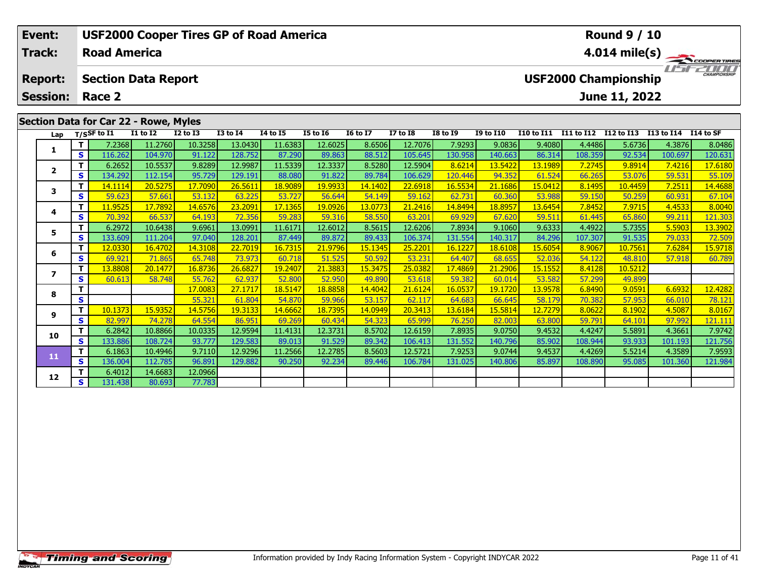| Event: | USF2000 Cooper Tires GP of Road America | Round 9 / 10 |
|---|---|---|
| Track: | Road America | 4.014 mile(s) |
| Report: | Section Data Report | USF2000 Championship |
| Session: | Race 2 | June 11, 2022 |

## Section Data for Car 22 - Rowe, Myles

| Lap | T/S | SF to I1 | I1 to I2 | I2 to I3 | I3 to I4 | I4 to I5 | I5 to I6 | I6 to I7 | I7 to I8 | I8 to I9 | I9 to I10 | I10 to I11 | I11 to I12 | I12 to I13 | I13 to I14 | I14 to SF |
|---|---|---|---|---|---|---|---|---|---|---|---|---|---|---|---|---|
| 1 | T | 7.2368 | 11.2760 | 10.3258 | 13.0430 | 11.6383 | 12.6025 | 8.6506 | 12.7076 | 7.9293 | 9.0836 | 9.4080 | 4.4486 | 5.6736 | 4.3876 | 8.0486 |
| | S | 116.262 | 104.970 | 91.122 | 128.752 | 87.290 | 89.863 | 88.512 | 105.645 | 130.958 | 140.663 | 86.314 | 108.359 | 92.534 | 100.697 | 120.631 |
| 2 | T | 6.2652 | 10.5537 | 9.8289 | 12.9987 | 11.5339 | 12.3337 | 8.5280 | 12.5904 | 8.6214 | 13.5422 | 13.1989 | 7.2745 | 9.8914 | 7.4216 | 17.6180 |
| | S | 134.292 | 112.154 | 95.729 | 129.191 | 88.080 | 91.822 | 89.784 | 106.629 | 120.446 | 94.352 | 61.524 | 66.265 | 53.076 | 59.531 | 55.109 |
| 3 | T | 14.1114 | 20.5275 | 17.7090 | 26.5611 | 18.9089 | 19.9933 | 14.1402 | 22.6918 | 16.5534 | 21.1686 | 15.0412 | 8.1495 | 10.4459 | 7.2511 | 14.4688 |
| | S | 59.623 | 57.661 | 53.132 | 63.225 | 53.727 | 56.644 | 54.149 | 59.162 | 62.731 | 60.360 | 53.988 | 59.150 | 50.259 | 60.931 | 67.104 |
| 4 | T | 11.9525 | 17.7892 | 14.6576 | 23.2091 | 17.1365 | 19.0926 | 13.0773 | 21.2416 | 14.8494 | 18.8957 | 13.6454 | 7.8452 | 7.9715 | 4.4533 | 8.0040 |
| | S | 70.392 | 66.537 | 64.193 | 72.356 | 59.283 | 59.316 | 58.550 | 63.201 | 69.929 | 67.620 | 59.511 | 61.445 | 65.860 | 99.211 | 121.303 |
| 5 | T | 6.2972 | 10.6438 | 9.6961 | 13.0991 | 11.6171 | 12.6012 | 8.5615 | 12.6206 | 7.8934 | 9.1060 | 9.6333 | 4.4922 | 5.7355 | 5.5903 | 13.3902 |
| | S | 133.609 | 111.204 | 97.040 | 128.201 | 87.449 | 89.872 | 89.433 | 106.374 | 131.554 | 140.317 | 84.296 | 107.307 | 91.535 | 79.033 | 72.509 |
| 6 | T | 12.0330 | 16.4702 | 14.3108 | 22.7019 | 16.7315 | 21.9796 | 15.1345 | 25.2201 | 16.1227 | 18.6108 | 15.6054 | 8.9067 | 10.7561 | 7.6284 | 15.9718 |
| | S | 69.921 | 71.865 | 65.748 | 73.973 | 60.718 | 51.525 | 50.592 | 53.231 | 64.407 | 68.655 | 52.036 | 54.122 | 48.810 | 57.918 | 60.789 |
| 7 | T | 13.8808 | 20.1477 | 16.8736 | 26.6827 | 19.2407 | 21.3883 | 15.3475 | 25.0382 | 17.4869 | 21.2906 | 15.1552 | 8.4128 | 10.5212 | | |
| | S | 60.613 | 58.748 | 55.762 | 62.937 | 52.800 | 52.950 | 49.890 | 53.618 | 59.382 | 60.014 | 53.582 | 57.299 | 49.899 | | |
| 8 | T | | | 17.0083 | 27.1717 | 18.5147 | 18.8858 | 14.4042 | 21.6124 | 16.0537 | 19.1720 | 13.9578 | 6.8490 | 9.0591 | 6.6932 | 12.4282 |
| | S | | | 55.321 | 61.804 | 54.870 | 59.966 | 53.157 | 62.117 | 64.683 | 66.645 | 58.179 | 70.382 | 57.953 | 66.010 | 78.121 |
| 9 | T | 10.1373 | 15.9352 | 14.5756 | 19.3133 | 14.6662 | 18.7395 | 14.0949 | 20.3413 | 13.6184 | 15.5814 | 12.7279 | 8.0622 | 8.1902 | 4.5087 | 8.0167 |
| | S | 82.997 | 74.278 | 64.554 | 86.951 | 69.269 | 60.434 | 54.323 | 65.999 | 76.250 | 82.003 | 63.800 | 59.791 | 64.101 | 97.992 | 121.111 |
| 10 | T | 6.2842 | 10.8866 | 10.0335 | 12.9594 | 11.4131 | 12.3731 | 8.5702 | 12.6159 | 7.8935 | 9.0750 | 9.4532 | 4.4247 | 5.5891 | 4.3661 | 7.9742 |
| | S | 133.886 | 108.724 | 93.777 | 129.583 | 89.013 | 91.529 | 89.342 | 106.413 | 131.552 | 140.796 | 85.902 | 108.944 | 93.933 | 101.193 | 121.756 |
| 11 | T | 6.1863 | 10.4946 | 9.7110 | 12.9296 | 11.2566 | 12.2785 | 8.5603 | 12.5721 | 7.9253 | 9.0744 | 9.4537 | 4.4269 | 5.5214 | 4.3589 | 7.9593 |
| | S | 136.004 | 112.785 | 96.891 | 129.882 | 90.250 | 92.234 | 89.446 | 106.784 | 131.025 | 140.806 | 85.897 | 108.890 | 95.085 | 101.360 | 121.984 |
| 12 | T | 6.4012 | 14.6683 | 12.0966 | | | | | | | | | | | | |
| | S | 131.438 | 80.693 | 77.783 | | | | | | | | | | | | |

Information provided by Indy Racing Information System - Copyright INDYCAR 2022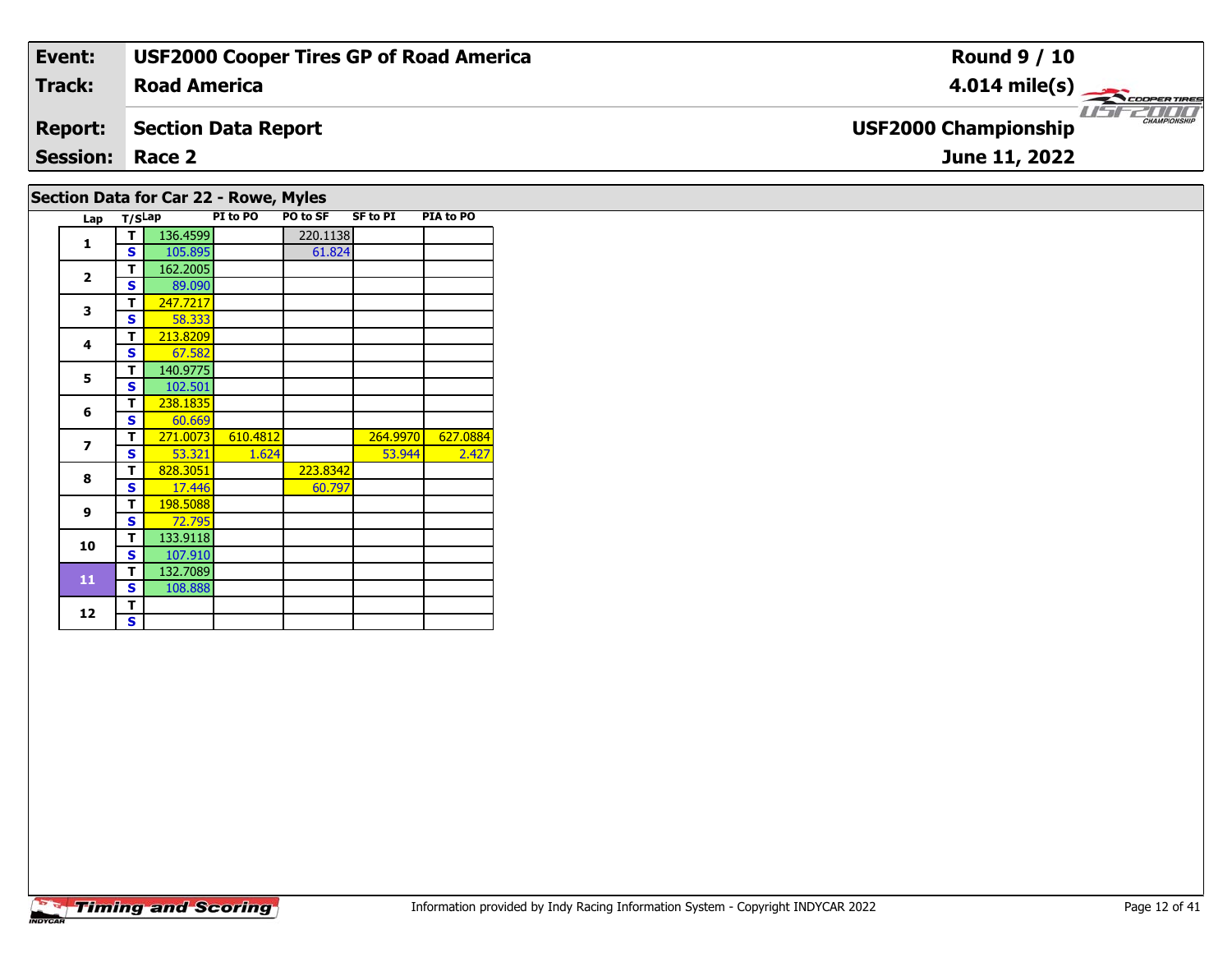| Event: | USF2000 Cooper Tires GP of Road America | Round 9 / 10 |
|---|---|---|
| Track: | Road America | 4.014 mile(s) |
| Report: | Section Data Report | USF2000 Championship |
| Session: | Race 2 | June 11, 2022 |

## Section Data for Car 22 - Rowe, Myles

| Lap | T/S | Lap | PI to PO | PO to SF | SF to PI | PIA to PO |
|---|---|---|---|---|---|---|
| 1 | T | 136.4599 | | 220.1138 | | |
| | S | 105.895 | | 61.824 | | |
| 2 | T | 162.2005 | | | | |
| | S | 89.090 | | | | |
| 3 | T | 247.7217 | | | | |
| | S | 58.333 | | | | |
| 4 | T | 213.8209 | | | | |
| | S | 67.582 | | | | |
| 5 | T | 140.9775 | | | | |
| | S | 102.501 | | | | |
| 6 | T | 238.1835 | | | | |
| | S | 60.669 | | | | |
| 7 | T | 271.0073 | 610.4812 | | 264.9970 | 627.0884 |
| | S | 53.321 | 1.624 | | 53.944 | 2.427 |
| 8 | T | 828.3051 | | 223.8342 | | |
| | S | 17.446 | | 60.797 | | |
| 9 | T | 198.5088 | | | | |
| | S | 72.795 | | | | |
| 10 | T | 133.9118 | | | | |
| | S | 107.910 | | | | |
| 11 | T | 132.7089 | | | | |
| | S | 108.888 | | | | |
| 12 | T | | | | | |
| | S | | | | | |

Information provided by Indy Racing Information System - Copyright INDYCAR 2022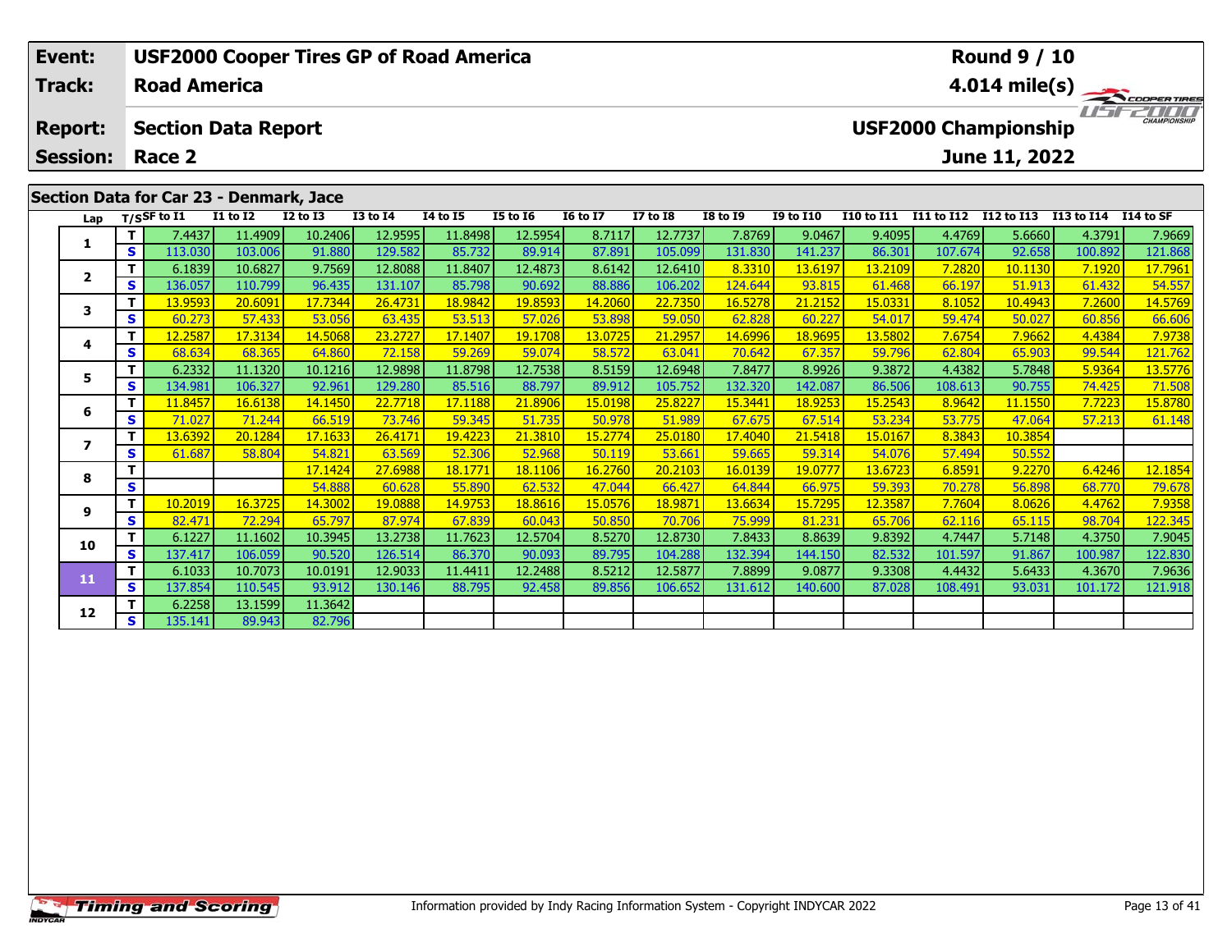| Event: | USF2000 Cooper Tires GP of Road America | Round 9 / 10 |
|---|---|---|
| Track: | Road America | 4.014 mile(s) |
| Report: | Section Data Report | USF2000 Championship |
| Session: | Race 2 | June 11, 2022 |

## Section Data for Car 23 - Denmark, Jace

| Lap | T/S | SF to I1 | I1 to I2 | I2 to I3 | I3 to I4 | I4 to I5 | I5 to I6 | I6 to I7 | I7 to I8 | I8 to I9 | I9 to I10 | I10 to I11 | I11 to I12 | I12 to I13 | I13 to I14 | I14 to SF |
|---|---|---|---|---|---|---|---|---|---|---|---|---|---|---|---|---|
| 1 | T | 7.4437 | 11.4909 | 10.2406 | 12.9595 | 11.8498 | 12.5954 | 8.7117 | 12.7737 | 7.8769 | 9.0467 | 9.4095 | 4.4769 | 5.6660 | 4.3791 | 7.9669 |
| | S | 113.030 | 103.006 | 91.880 | 129.582 | 85.732 | 89.914 | 87.891 | 105.099 | 131.830 | 141.237 | 86.301 | 107.674 | 92.658 | 100.892 | 121.868 |
| 2 | T | 6.1839 | 10.6827 | 9.7569 | 12.8088 | 11.8407 | 12.4873 | 8.6142 | 12.6410 | 8.3310 | 13.6197 | 13.2109 | 7.2820 | 10.1130 | 7.1920 | 17.7961 |
| | S | 136.057 | 110.799 | 96.435 | 131.107 | 85.798 | 90.692 | 88.886 | 106.202 | 124.644 | 93.815 | 61.468 | 66.197 | 51.913 | 61.432 | 54.557 |
| 3 | T | 13.9593 | 20.6091 | 17.7344 | 26.4731 | 18.9842 | 19.8593 | 14.2060 | 22.7350 | 16.5278 | 21.2152 | 15.0331 | 8.1052 | 10.4943 | 7.2600 | 14.5769 |
| | S | 60.273 | 57.433 | 53.056 | 63.435 | 53.513 | 57.026 | 53.898 | 59.050 | 62.828 | 60.227 | 54.017 | 59.474 | 50.027 | 60.856 | 66.606 |
| 4 | T | 12.2587 | 17.3134 | 14.5068 | 23.2727 | 17.1407 | 19.1708 | 13.0725 | 21.2957 | 14.6996 | 18.9695 | 13.5802 | 7.6754 | 7.9662 | 4.4384 | 7.9738 |
| | S | 68.634 | 68.365 | 64.860 | 72.158 | 59.269 | 59.074 | 58.572 | 63.041 | 70.642 | 67.357 | 59.796 | 62.804 | 65.903 | 99.544 | 121.762 |
| 5 | T | 6.2332 | 11.1320 | 10.1216 | 12.9898 | 11.8798 | 12.7538 | 8.5159 | 12.6948 | 7.8477 | 8.9926 | 9.3872 | 4.4382 | 5.7848 | 5.9364 | 13.5776 |
| | S | 134.981 | 106.327 | 92.961 | 129.280 | 85.516 | 88.797 | 89.912 | 105.752 | 132.320 | 142.087 | 86.506 | 108.613 | 90.755 | 74.425 | 71.508 |
| 6 | T | 11.8457 | 16.6138 | 14.1450 | 22.7718 | 17.1188 | 21.8906 | 15.0198 | 25.8227 | 15.3441 | 18.9253 | 15.2543 | 8.9642 | 11.1550 | 7.7223 | 15.8780 |
| | S | 71.027 | 71.244 | 66.519 | 73.746 | 59.345 | 51.735 | 50.978 | 51.989 | 67.675 | 67.514 | 53.234 | 53.775 | 47.064 | 57.213 | 61.148 |
| 7 | T | 13.6392 | 20.1284 | 17.1633 | 26.4171 | 19.4223 | 21.3810 | 15.2774 | 25.0180 | 17.4040 | 21.5418 | 15.0167 | 8.3843 | 10.3854 | | |
| | S | 61.687 | 58.804 | 54.821 | 63.569 | 52.306 | 52.968 | 50.119 | 53.661 | 59.665 | 59.314 | 54.076 | 57.494 | 50.552 | | |
| 8 | T | | | 17.1424 | 27.6988 | 18.1771 | 18.1106 | 16.2760 | 20.2103 | 16.0139 | 19.0777 | 13.6723 | 6.8591 | 9.2270 | 6.4246 | 12.1854 |
| | S | | | 54.888 | 60.628 | 55.890 | 62.532 | 47.044 | 66.427 | 64.844 | 66.975 | 59.393 | 70.278 | 56.898 | 68.770 | 79.678 |
| 9 | T | 10.2019 | 16.3725 | 14.3002 | 19.0888 | 14.9753 | 18.8616 | 15.0576 | 18.9871 | 13.6634 | 15.7295 | 12.3587 | 7.7604 | 8.0626 | 4.4762 | 7.9358 |
| | S | 82.471 | 72.294 | 65.797 | 87.974 | 67.839 | 60.043 | 50.850 | 70.706 | 75.999 | 81.231 | 65.706 | 62.116 | 65.115 | 98.704 | 122.345 |
| 10 | T | 6.1227 | 11.1602 | 10.3945 | 13.2738 | 11.7623 | 12.5704 | 8.5270 | 12.8730 | 7.8433 | 8.8639 | 9.8392 | 4.7447 | 5.7148 | 4.3750 | 7.9045 |
| | S | 137.417 | 106.059 | 90.520 | 126.514 | 86.370 | 90.093 | 89.795 | 104.288 | 132.394 | 144.150 | 82.532 | 101.597 | 91.867 | 100.987 | 122.830 |
| 11 | T | 6.1033 | 10.7073 | 10.0191 | 12.9033 | 11.4411 | 12.2488 | 8.5212 | 12.5877 | 7.8899 | 9.0877 | 9.3308 | 4.4432 | 5.6433 | 4.3670 | 7.9636 |
| | S | 137.854 | 110.545 | 93.912 | 130.146 | 88.795 | 92.458 | 89.856 | 106.652 | 131.612 | 140.600 | 87.028 | 108.491 | 93.031 | 101.172 | 121.918 |
| 12 | T | 6.2258 | 13.1599 | 11.3642 | | | | | | | | | | | | |
| | S | 135.141 | 89.943 | 82.796 | | | | | | | | | | | | |

Information provided by Indy Racing Information System - Copyright INDYCAR 2022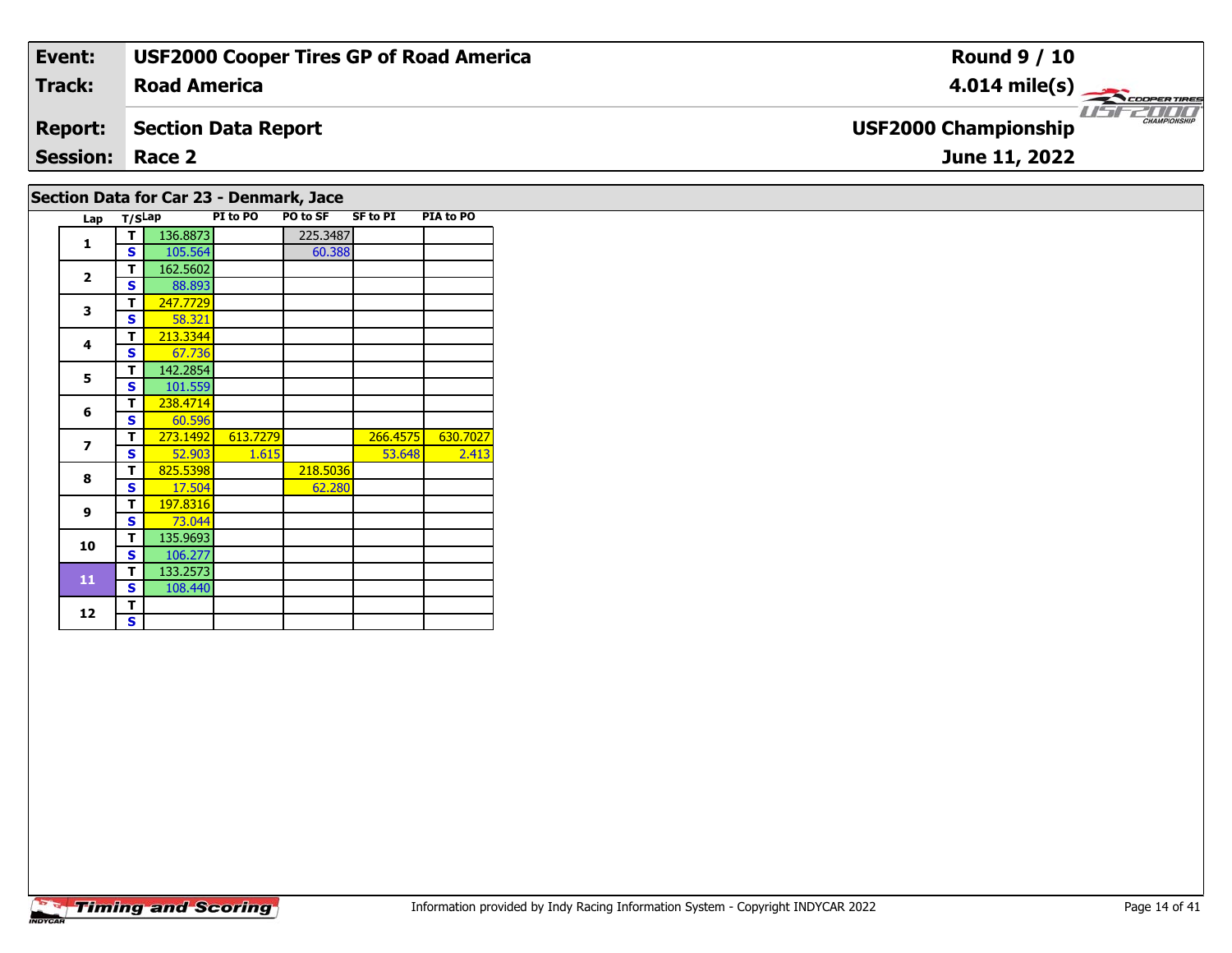| Event: | USF2000 Cooper Tires GP of Road America | Round 9 / 10 |
|---|---|---|
| Track: | Road America | 4.014 mile(s) |
| Report: | Section Data Report | USF2000 Championship |
| Session: | Race 2 | June 11, 2022 |

## Section Data for Car 23 - Denmark, Jace

| Lap | T/S | Lap | PI to PO | PO to SF | SF to PI | PIA to PO |
|---|---|---|---|---|---|---|
| 1 | T | 136.8873 | | 225.3487 | | |
| | S | 105.564 | | 60.388 | | |
| 2 | T | 162.5602 | | | | |
| | S | 88.893 | | | | |
| 3 | T | 247.7729 | | | | |
| | S | 58.321 | | | | |
| 4 | T | 213.3344 | | | | |
| | S | 67.736 | | | | |
| 5 | T | 142.2854 | | | | |
| | S | 101.559 | | | | |
| 6 | T | 238.4714 | | | | |
| | S | 60.596 | | | | |
| 7 | T | 273.1492 | 613.7279 | | 266.4575 | 630.7027 |
| | S | 52.903 | 1.615 | | 53.648 | 2.413 |
| 8 | T | 825.5398 | | 218.5036 | | |
| | S | 17.504 | | 62.280 | | |
| 9 | T | 197.8316 | | | | |
| | S | 73.044 | | | | |
| 10 | T | 135.9693 | | | | |
| | S | 106.277 | | | | |
| 11 | T | 133.2573 | | | | |
| | S | 108.440 | | | | |
| 12 | T | | | | | |
| | S | | | | | |

Information provided by Indy Racing Information System - Copyright INDYCAR 2022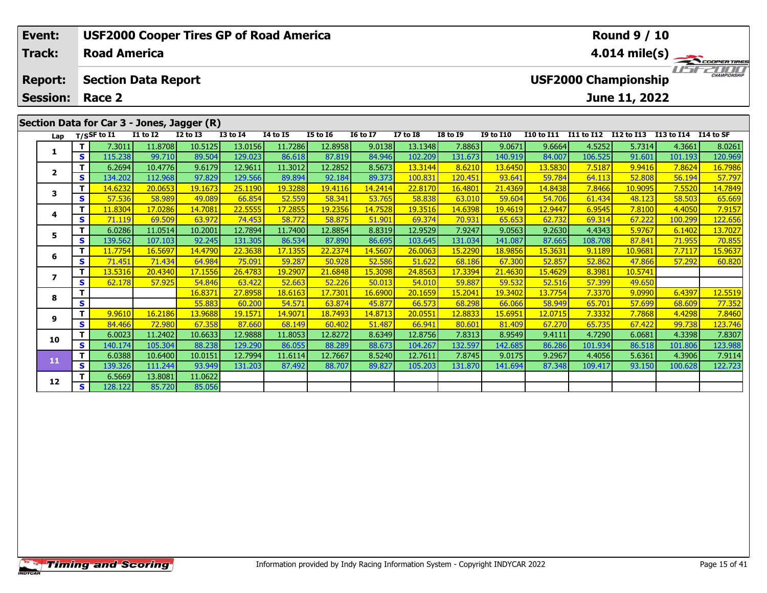| Event: | USF2000 Cooper Tires GP of Road America | Round 9 / 10 |
|---|---|---|
| Track: | Road America | 4.014 mile(s) |
| Report: | Section Data Report | USF2000 Championship |
| Session: | Race 2 | June 11, 2022 |

## Section Data for Car 3 - Jones, Jagger (R)

| Lap | T/S | SF to I1 | I1 to I2 | I2 to I3 | I3 to I4 | I4 to I5 | I5 to I6 | I6 to I7 | I7 to I8 | I8 to I9 | I9 to I10 | I10 to I11 | I11 to I12 | I12 to I13 | I13 to I14 | I14 to SF |
|---|---|---|---|---|---|---|---|---|---|---|---|---|---|---|---|---|
| 1 | T | 7.3011 | 11.8708 | 10.5125 | 13.0156 | 11.7286 | 12.8958 | 9.0138 | 13.1348 | 7.8863 | 9.0671 | 9.6664 | 4.5252 | 5.7314 | 4.3661 | 8.0261 |
| | S | 115.238 | 99.710 | 89.504 | 129.023 | 86.618 | 87.819 | 84.946 | 102.209 | 131.673 | 140.919 | 84.007 | 106.525 | 91.601 | 101.193 | 120.969 |
| 2 | T | 6.2694 | 10.4776 | 9.6179 | 12.9611 | 11.3012 | 12.2852 | 8.5673 | 13.3144 | 8.6210 | 13.6450 | 13.5830 | 7.5187 | 9.9416 | 7.8624 | 16.7986 |
| | S | 134.202 | 112.968 | 97.829 | 129.566 | 89.894 | 92.184 | 89.373 | 100.831 | 120.451 | 93.641 | 59.784 | 64.113 | 52.808 | 56.194 | 57.797 |
| 3 | T | 14.6232 | 20.0653 | 19.1673 | 25.1190 | 19.3288 | 19.4116 | 14.2414 | 22.8170 | 16.4801 | 21.4369 | 14.8438 | 7.8466 | 10.9095 | 7.5520 | 14.7849 |
| | S | 57.536 | 58.989 | 49.089 | 66.854 | 52.559 | 58.341 | 53.765 | 58.838 | 63.010 | 59.604 | 54.706 | 61.434 | 48.123 | 58.503 | 65.669 |
| 4 | T | 11.8304 | 17.0286 | 14.7081 | 22.5555 | 17.2855 | 19.2356 | 14.7528 | 19.3516 | 14.6398 | 19.4619 | 12.9447 | 6.9545 | 7.8100 | 4.4050 | 7.9157 |
| | S | 71.119 | 69.509 | 63.972 | 74.453 | 58.772 | 58.875 | 51.901 | 69.374 | 70.931 | 65.653 | 62.732 | 69.314 | 67.222 | 100.299 | 122.656 |
| 5 | T | 6.0286 | 11.0514 | 10.2001 | 12.7894 | 11.7400 | 12.8854 | 8.8319 | 12.9529 | 7.9247 | 9.0563 | 9.2630 | 4.4343 | 5.9767 | 6.1402 | 13.7027 |
| | S | 139.562 | 107.103 | 92.245 | 131.305 | 86.534 | 87.890 | 86.695 | 103.645 | 131.034 | 141.087 | 87.665 | 108.708 | 87.841 | 71.955 | 70.855 |
| 6 | T | 11.7754 | 16.5697 | 14.4790 | 22.3638 | 17.1355 | 22.2374 | 14.5607 | 26.0063 | 15.2290 | 18.9856 | 15.3631 | 9.1189 | 10.9681 | 7.7117 | 15.9637 |
| | S | 71.451 | 71.434 | 64.984 | 75.091 | 59.287 | 50.928 | 52.586 | 51.622 | 68.186 | 67.300 | 52.857 | 52.862 | 47.866 | 57.292 | 60.820 |
| 7 | T | 13.5316 | 20.4340 | 17.1556 | 26.4783 | 19.2907 | 21.6848 | 15.3098 | 24.8563 | 17.3394 | 21.4630 | 15.4629 | 8.3981 | 10.5741 | | |
| | S | 62.178 | 57.925 | 54.846 | 63.422 | 52.663 | 52.226 | 50.013 | 54.010 | 59.887 | 59.532 | 52.516 | 57.399 | 49.650 | | |
| 8 | T | | | 16.8371 | 27.8958 | 18.6163 | 17.7301 | 16.6900 | 20.1659 | 15.2041 | 19.3402 | 13.7754 | 7.3370 | 9.0990 | 6.4397 | 12.5519 |
| | S | | | 55.883 | 60.200 | 54.571 | 63.874 | 45.877 | 66.573 | 68.298 | 66.066 | 58.949 | 65.701 | 57.699 | 68.609 | 77.352 |
| 9 | T | 9.9610 | 16.2186 | 13.9688 | 19.1571 | 14.9071 | 18.7493 | 14.8713 | 20.0551 | 12.8833 | 15.6951 | 12.0715 | 7.3332 | 7.7868 | 4.4298 | 7.8460 |
| | S | 84.466 | 72.980 | 67.358 | 87.660 | 68.149 | 60.402 | 51.487 | 66.941 | 80.601 | 81.409 | 67.270 | 65.735 | 67.422 | 99.738 | 123.746 |
| 10 | T | 6.0023 | 11.2402 | 10.6633 | 12.9888 | 11.8053 | 12.8272 | 8.6349 | 12.8756 | 7.8313 | 8.9549 | 9.4111 | 4.7290 | 6.0681 | 4.3398 | 7.8307 |
| | S | 140.174 | 105.304 | 88.238 | 129.290 | 86.055 | 88.289 | 88.673 | 104.267 | 132.597 | 142.685 | 86.286 | 101.934 | 86.518 | 101.806 | 123.988 |
| 11 | T | 6.0388 | 10.6400 | 10.0151 | 12.7994 | 11.6114 | 12.7667 | 8.5240 | 12.7611 | 7.8745 | 9.0175 | 9.2967 | 4.4056 | 5.6361 | 4.3906 | 7.9114 |
| | S | 139.326 | 111.244 | 93.949 | 131.203 | 87.492 | 88.707 | 89.827 | 105.203 | 131.870 | 141.694 | 87.348 | 109.417 | 93.150 | 100.628 | 122.723 |
| 12 | T | 6.5669 | 13.8081 | 11.0622 | | | | | | | | | | | | |
| | S | 128.122 | 85.720 | 85.056 | | | | | | | | | | | | |

Information provided by Indy Racing Information System - Copyright INDYCAR 2022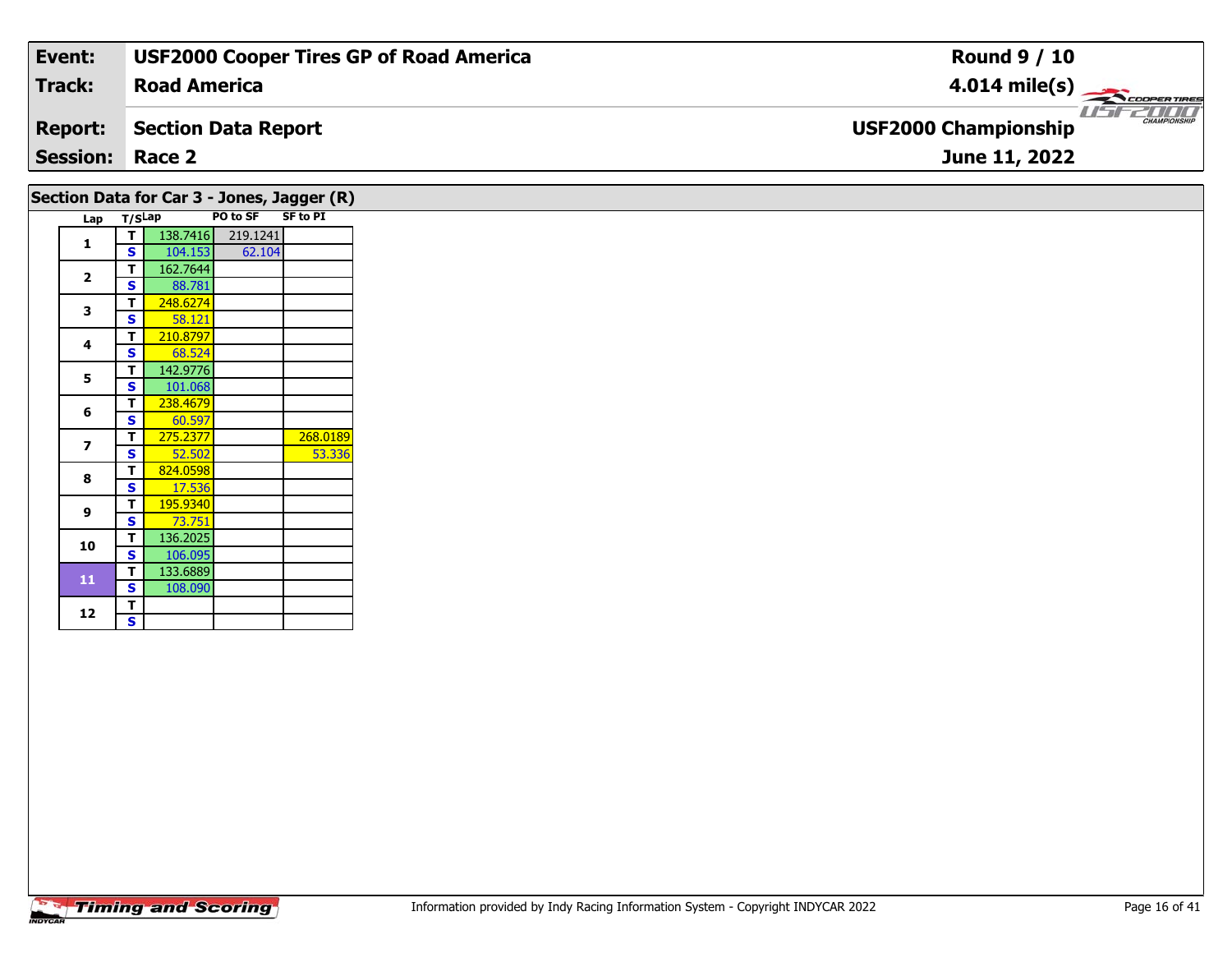| **Event:** | **USF2000 Cooper Tires GP of Road America** | **Round 9 / 10** |
|---|---|---|
| **Track:** | **Road America** | **4.014 mile(s)** |
| **Report:** | **Section Data Report** | **USF2000 Championship** |
| **Session:** | **Race 2** | **June 11, 2022** |

## Section Data for Car 3 - Jones, Jagger (R)

| Lap | T/S | Lap | PO to SF | SF to PI |
|---|---|---|---|---|
| 1 | T | 138.7416 | 219.1241 | |
| | S | 104.153 | 62.104 | |
| 2 | T | 162.7644 | | |
| | S | 88.781 | | |
| 3 | T | 248.6274 | | |
| | S | 58.121 | | |
| 4 | T | 210.8797 | | |
| | S | 68.524 | | |
| 5 | T | 142.9776 | | |
| | S | 101.068 | | |
| 6 | T | 238.4679 | | |
| | S | 60.597 | | |
| 7 | T | 275.2377 | | 268.0189 |
| | S | 52.502 | | 53.336 |
| 8 | T | 824.0598 | | |
| | S | 17.536 | | |
| 9 | T | 195.9340 | | |
| | S | 73.751 | | |
| 10 | T | 136.2025 | | |
| | S | 106.095 | | |
| 11 | T | 133.6889 | | |
| | S | 108.090 | | |
| 12 | T | | | |
| | S | | | |

Information provided by Indy Racing Information System - Copyright INDYCAR 2022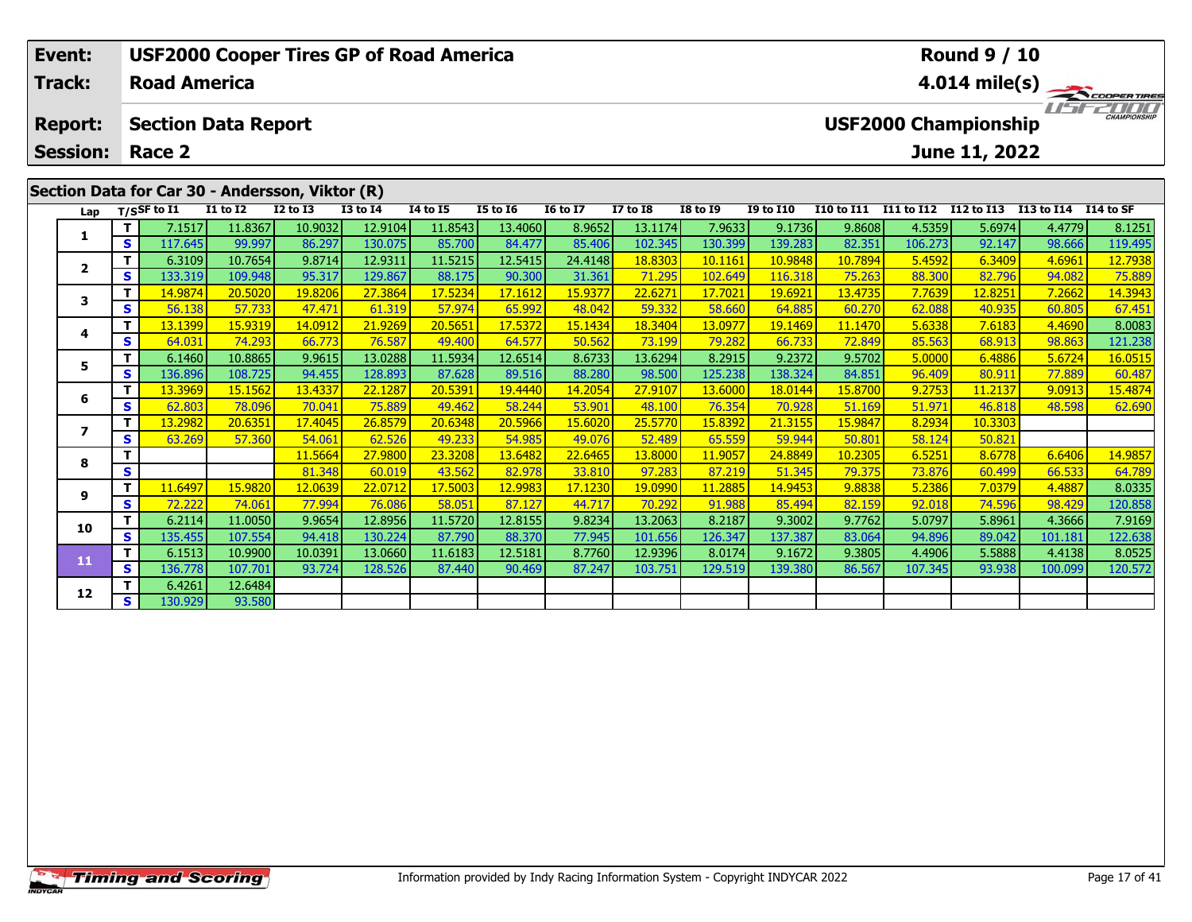| Event: | USF2000 Cooper Tires GP of Road America | Round 9 / 10 |
|---|---|---|
| Track: | Road America | 4.014 mile(s) |
| Report: | Section Data Report | USF2000 Championship |
| Session: | Race 2 | June 11, 2022 |

## Section Data for Car 30 - Andersson, Viktor (R)

| Lap | T/S | SF to I1 | I1 to I2 | I2 to I3 | I3 to I4 | I4 to I5 | I5 to I6 | I6 to I7 | I7 to I8 | I8 to I9 | I9 to I10 | I10 to I11 | I11 to I12 | I12 to I13 | I13 to I14 | I14 to SF |
|---|---|---|---|---|---|---|---|---|---|---|---|---|---|---|---|---|
| 1 | T | 7.1517 | 11.8367 | 10.9032 | 12.9104 | 11.8543 | 13.4060 | 8.9652 | 13.1174 | 7.9633 | 9.1736 | 9.8608 | 4.5359 | 5.6974 | 4.4779 | 8.1251 |
| | S | 117.645 | 99.997 | 86.297 | 130.075 | 85.700 | 84.477 | 85.406 | 102.345 | 130.399 | 139.283 | 82.351 | 106.273 | 92.147 | 98.666 | 119.495 |
| 2 | T | 6.3109 | 10.7654 | 9.8714 | 12.9311 | 11.5215 | 12.5415 | 24.4148 | 18.8303 | 10.1161 | 10.9848 | 10.7894 | 5.4592 | 6.3409 | 4.6961 | 12.7938 |
| | S | 133.319 | 109.948 | 95.317 | 129.867 | 88.175 | 90.300 | 31.361 | 71.295 | 102.649 | 116.318 | 75.263 | 88.300 | 82.796 | 94.082 | 75.889 |
| 3 | T | 14.9874 | 20.5020 | 19.8206 | 27.3864 | 17.5234 | 17.1612 | 15.9377 | 22.6271 | 17.7021 | 19.6921 | 13.4735 | 7.7639 | 12.8251 | 7.2662 | 14.3943 |
| | S | 56.138 | 57.733 | 47.471 | 61.319 | 57.974 | 65.992 | 48.042 | 59.332 | 58.660 | 64.885 | 60.270 | 62.088 | 40.935 | 60.805 | 67.451 |
| 4 | T | 13.1399 | 15.9319 | 14.0912 | 21.9269 | 20.5651 | 17.5372 | 15.1434 | 18.3404 | 13.0977 | 19.1469 | 11.1470 | 5.6338 | 7.6183 | 4.4690 | 8.0083 |
| | S | 64.031 | 74.293 | 66.773 | 76.587 | 49.400 | 64.577 | 50.562 | 73.199 | 79.282 | 66.733 | 72.849 | 85.563 | 68.913 | 98.863 | 121.238 |
| 5 | T | 6.1460 | 10.8865 | 9.9615 | 13.0288 | 11.5934 | 12.6514 | 8.6733 | 13.6294 | 8.2915 | 9.2372 | 9.5702 | 5.0000 | 6.4886 | 5.6724 | 16.0515 |
| | S | 136.896 | 108.725 | 94.455 | 128.893 | 87.628 | 89.516 | 88.280 | 98.500 | 125.238 | 138.324 | 84.851 | 96.409 | 80.911 | 77.889 | 60.487 |
| 6 | T | 13.3969 | 15.1562 | 13.4337 | 22.1287 | 20.5391 | 19.4440 | 14.2054 | 27.9107 | 13.6000 | 18.0144 | 15.8700 | 9.2753 | 11.2137 | 9.0913 | 15.4874 |
| | S | 62.803 | 78.096 | 70.041 | 75.889 | 49.462 | 58.244 | 53.901 | 48.100 | 76.354 | 70.928 | 51.169 | 51.971 | 46.818 | 48.598 | 62.690 |
| 7 | T | 13.2982 | 20.6351 | 17.4045 | 26.8579 | 20.6348 | 20.5966 | 15.6020 | 25.5770 | 15.8392 | 21.3155 | 15.9847 | 8.2934 | 10.3303 | | |
| | S | 63.269 | 57.360 | 54.061 | 62.526 | 49.233 | 54.985 | 49.076 | 52.489 | 65.559 | 59.944 | 50.801 | 58.124 | 50.821 | | |
| 8 | T | | | 11.5664 | 27.9800 | 23.3208 | 13.6482 | 22.6465 | 13.8000 | 11.9057 | 24.8849 | 10.2305 | 6.5251 | 8.6778 | 6.6406 | 14.9857 |
| | S | | | 81.348 | 60.019 | 43.562 | 82.978 | 33.810 | 97.283 | 87.219 | 51.345 | 79.375 | 73.876 | 60.499 | 66.533 | 64.789 |
| 9 | T | 11.6497 | 15.9820 | 12.0639 | 22.0712 | 17.5003 | 12.9983 | 17.1230 | 19.0990 | 11.2885 | 14.9453 | 9.8838 | 5.2386 | 7.0379 | 4.4887 | 8.0335 |
| | S | 72.222 | 74.061 | 77.994 | 76.086 | 58.051 | 87.127 | 44.717 | 70.292 | 91.988 | 85.494 | 82.159 | 92.018 | 74.596 | 98.429 | 120.858 |
| 10 | T | 6.2114 | 11.0050 | 9.9654 | 12.8956 | 11.5720 | 12.8155 | 9.8234 | 13.2063 | 8.2187 | 9.3002 | 9.7762 | 5.0797 | 5.8961 | 4.3666 | 7.9169 |
| | S | 135.455 | 107.554 | 94.418 | 130.224 | 87.790 | 88.370 | 77.945 | 101.656 | 126.347 | 137.387 | 83.064 | 94.896 | 89.042 | 101.181 | 122.638 |
| 11 | T | 6.1513 | 10.9900 | 10.0391 | 13.0660 | 11.6183 | 12.5181 | 8.7760 | 12.9396 | 8.0174 | 9.1672 | 9.3805 | 4.4906 | 5.5888 | 4.4138 | 8.0525 |
| | S | 136.778 | 107.701 | 93.724 | 128.526 | 87.440 | 90.469 | 87.247 | 103.751 | 129.519 | 139.380 | 86.567 | 107.345 | 93.938 | 100.099 | 120.572 |
| 12 | T | 6.4261 | 12.6484 | | | | | | | | | | | | | |
| | S | 130.929 | 93.580 | | | | | | | | | | | | | |

Information provided by Indy Racing Information System - Copyright INDYCAR 2022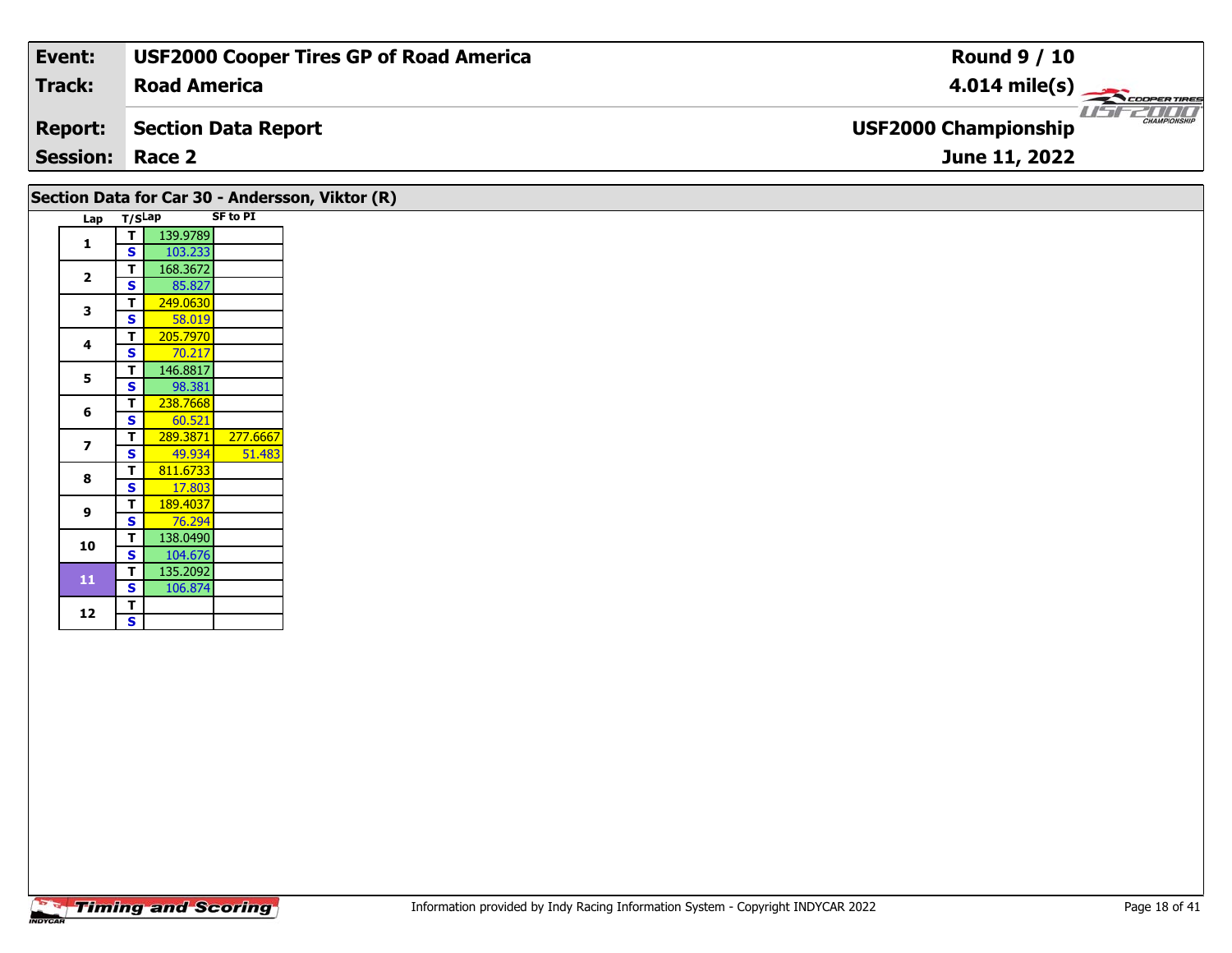**Event:** USF2000 Cooper Tires GP of Road America

**Track:** Road America

**Report:** Section Data Report

**Session:** Race 2

**Round 9 / 10**

**4.014 mile(s)**

**USF2000 Championship**

**June 11, 2022**

## Section Data for Car 30 - Andersson, Viktor (R)

| Lap | T/S | Lap | SF to PI |
|---|---|---|---|
| 1 | T | 139.9789 | |
| | S | 103.233 | |
| 2 | T | 168.3672 | |
| | S | 85.827 | |
| 3 | T | 249.0630 | |
| | S | 58.019 | |
| 4 | T | 205.7970 | |
| | S | 70.217 | |
| 5 | T | 146.8817 | |
| | S | 98.381 | |
| 6 | T | 238.7668 | |
| | S | 60.521 | |
| 7 | T | 289.3871 | 277.6667 |
| | S | 49.934 | 51.483 |
| 8 | T | 811.6733 | |
| | S | 17.803 | |
| 9 | T | 189.4037 | |
| | S | 76.294 | |
| 10 | T | 138.0490 | |
| | S | 104.676 | |
| 11 | T | 135.2092 | |
| | S | 106.874 | |
| 12 | T | | |
| | S | | |

Information provided by Indy Racing Information System - Copyright INDYCAR 2022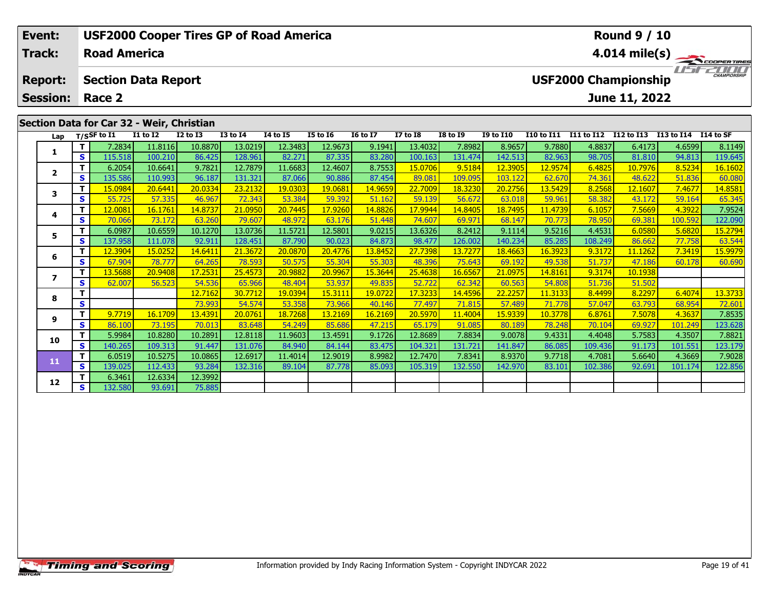| Event: | USF2000 Cooper Tires GP of Road America | Round 9 / 10 |
|---|---|---|
| Track: | Road America | 4.014 mile(s) |
| Report: | Section Data Report | USF2000 Championship |
| Session: | Race 2 | June 11, 2022 |

## Section Data for Car 32 - Weir, Christian

| Lap | T/S | SF to I1 | I1 to I2 | I2 to I3 | I3 to I4 | I4 to I5 | I5 to I6 | I6 to I7 | I7 to I8 | I8 to I9 | I9 to I10 | I10 to I11 | I11 to I12 | I12 to I13 | I13 to I14 | I14 to SF |
|---|---|---|---|---|---|---|---|---|---|---|---|---|---|---|---|---|
| 1 | T | 7.2834 | 11.8116 | 10.8870 | 13.0219 | 12.3483 | 12.9673 | 9.1941 | 13.4032 | 7.8982 | 8.9657 | 9.7880 | 4.8837 | 6.4173 | 4.6599 | 8.1149 |
| | S | 115.518 | 100.210 | 86.425 | 128.961 | 82.271 | 87.335 | 83.280 | 100.163 | 131.474 | 142.513 | 82.963 | 98.705 | 81.810 | 94.813 | 119.645 |
| 2 | T | 6.2054 | 10.6641 | 9.7821 | 12.7879 | 11.6683 | 12.4607 | 8.7553 | 15.0706 | 9.5184 | 12.3905 | 12.9574 | 6.4825 | 10.7976 | 8.5234 | 16.1602 |
| | S | 135.586 | 110.993 | 96.187 | 131.321 | 87.066 | 90.886 | 87.454 | 89.081 | 109.095 | 103.122 | 62.670 | 74.361 | 48.622 | 51.836 | 60.080 |
| 3 | T | 15.0984 | 20.6441 | 20.0334 | 23.2132 | 19.0303 | 19.0681 | 14.9659 | 22.7009 | 18.3230 | 20.2756 | 13.5429 | 8.2568 | 12.1607 | 7.4677 | 14.8581 |
| | S | 55.725 | 57.335 | 46.967 | 72.343 | 53.384 | 59.392 | 51.162 | 59.139 | 56.672 | 63.018 | 59.961 | 58.382 | 43.172 | 59.164 | 65.345 |
| 4 | T | 12.0081 | 16.1761 | 14.8737 | 21.0950 | 20.7445 | 17.9260 | 14.8826 | 17.9944 | 14.8405 | 18.7495 | 11.4739 | 6.1057 | 7.5669 | 4.3922 | 7.9524 |
| | S | 70.066 | 73.172 | 63.260 | 79.607 | 48.972 | 63.176 | 51.448 | 74.607 | 69.971 | 68.147 | 70.773 | 78.950 | 69.381 | 100.592 | 122.090 |
| 5 | T | 6.0987 | 10.6559 | 10.1270 | 13.0736 | 11.5721 | 12.5801 | 9.0215 | 13.6326 | 8.2412 | 9.1114 | 9.5216 | 4.4531 | 6.0580 | 5.6820 | 15.2794 |
| | S | 137.958 | 111.078 | 92.911 | 128.451 | 87.790 | 90.023 | 84.873 | 98.477 | 126.002 | 140.234 | 85.285 | 108.249 | 86.662 | 77.758 | 63.544 |
| 6 | T | 12.3904 | 15.0252 | 14.6411 | 21.3672 | 20.0870 | 20.4776 | 13.8452 | 27.7398 | 13.7277 | 18.4663 | 16.3923 | 9.3172 | 11.1262 | 7.3419 | 15.9979 |
| | S | 67.904 | 78.777 | 64.265 | 78.593 | 50.575 | 55.304 | 55.303 | 48.396 | 75.643 | 69.192 | 49.538 | 51.737 | 47.186 | 60.178 | 60.690 |
| 7 | T | 13.5688 | 20.9408 | 17.2531 | 25.4573 | 20.9882 | 20.9967 | 15.3644 | 25.4638 | 16.6567 | 21.0975 | 14.8161 | 9.3174 | 10.1938 | | |
| | S | 62.007 | 56.523 | 54.536 | 65.966 | 48.404 | 53.937 | 49.835 | 52.722 | 62.342 | 60.563 | 54.808 | 51.736 | 51.502 | | |
| 8 | T | | | 12.7162 | 30.7712 | 19.0394 | 15.3111 | 19.0722 | 17.3233 | 14.4596 | 22.2257 | 11.3133 | 8.4499 | 8.2297 | 6.4074 | 13.3733 |
| | S | | | 73.993 | 54.574 | 53.358 | 73.966 | 40.146 | 77.497 | 71.815 | 57.489 | 71.778 | 57.047 | 63.793 | 68.954 | 72.601 |
| 9 | T | 9.7719 | 16.1709 | 13.4391 | 20.0761 | 18.7268 | 13.2169 | 16.2169 | 20.5970 | 11.4004 | 15.9339 | 10.3778 | 6.8761 | 7.5078 | 4.3637 | 7.8535 |
| | S | 86.100 | 73.195 | 70.013 | 83.648 | 54.249 | 85.686 | 47.215 | 65.179 | 91.085 | 80.189 | 78.248 | 70.104 | 69.927 | 101.249 | 123.628 |
| 10 | T | 5.9984 | 10.8280 | 10.2891 | 12.8118 | 11.9603 | 13.4591 | 9.1726 | 12.8689 | 7.8834 | 9.0078 | 9.4331 | 4.4048 | 5.7583 | 4.3507 | 7.8821 |
| | S | 140.265 | 109.313 | 91.447 | 131.076 | 84.940 | 84.144 | 83.475 | 104.321 | 131.721 | 141.847 | 86.085 | 109.436 | 91.173 | 101.551 | 123.179 |
| 11 | T | 6.0519 | 10.5275 | 10.0865 | 12.6917 | 11.4014 | 12.9019 | 8.9982 | 12.7470 | 7.8341 | 8.9370 | 9.7718 | 4.7081 | 5.6640 | 4.3669 | 7.9028 |
| | S | 139.025 | 112.433 | 93.284 | 132.316 | 89.104 | 87.778 | 85.093 | 105.319 | 132.550 | 142.970 | 83.101 | 102.386 | 92.691 | 101.174 | 122.856 |
| 12 | T | 6.3461 | 12.6334 | 12.3992 | | | | | | | | | | | | |
| | S | 132.580 | 93.691 | 75.885 | | | | | | | | | | | | |

Information provided by Indy Racing Information System - Copyright INDYCAR 2022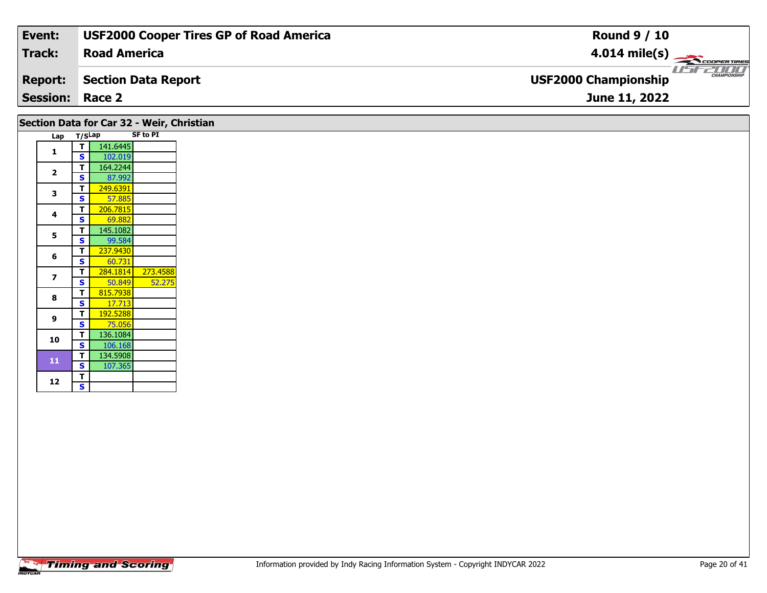| Event: | USF2000 Cooper Tires GP of Road America | Round 9 / 10 |
|---|---|---|
| Track: | Road America | 4.014 mile(s) |
| Report: | Section Data Report | USF2000 Championship |
| Session: | Race 2 | June 11, 2022 |

## Section Data for Car 32 - Weir, Christian

| Lap | T/S | Lap | SF to PI |
|---|---|---|---|
| 1 | T | 141.6445 | |
| | S | 102.019 | |
| 2 | T | 164.2244 | |
| | S | 87.992 | |
| 3 | T | 249.6391 | |
| | S | 57.885 | |
| 4 | T | 206.7815 | |
| | S | 69.882 | |
| 5 | T | 145.1082 | |
| | S | 99.584 | |
| 6 | T | 237.9430 | |
| | S | 60.731 | |
| 7 | T | 284.1814 | 273.4588 |
| | S | 50.849 | 52.275 |
| 8 | T | 815.7938 | |
| | S | 17.713 | |
| 9 | T | 192.5288 | |
| | S | 75.056 | |
| 10 | T | 136.1084 | |
| | S | 106.168 | |
| 11 | T | 134.5908 | |
| | S | 107.365 | |
| 12 | T | | |
| | S | | |

Information provided by Indy Racing Information System - Copyright INDYCAR 2022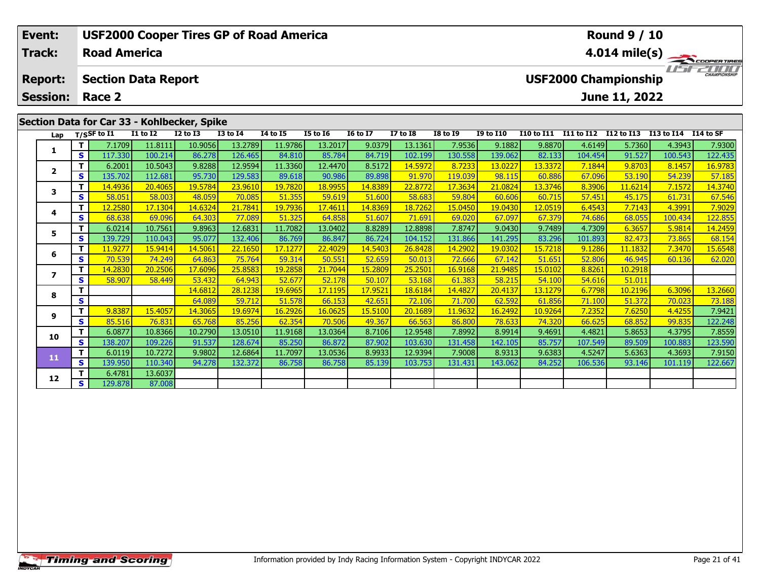| Event: | USF2000 Cooper Tires GP of Road America | Round 9 / 10 |
|---|---|---|
| Track: | Road America | 4.014 mile(s) |
| Report: | Section Data Report | USF2000 Championship |
| Session: | Race 2 | June 11, 2022 |

## Section Data for Car 33 - Kohlbecker, Spike

| Lap | T/S | SF to I1 | I1 to I2 | I2 to I3 | I3 to I4 | I4 to I5 | I5 to I6 | I6 to I7 | I7 to I8 | I8 to I9 | I9 to I10 | I10 to I11 | I11 to I12 | I12 to I13 | I13 to I14 | I14 to SF |
|---|---|---|---|---|---|---|---|---|---|---|---|---|---|---|---|---|
| 1 | T | 7.1709 | 11.8111 | 10.9056 | 13.2789 | 11.9786 | 13.2017 | 9.0379 | 13.1361 | 7.9536 | 9.1882 | 9.8870 | 4.6149 | 5.7360 | 4.3943 | 7.9300 |
| | S | 117.330 | 100.214 | 86.278 | 126.465 | 84.810 | 85.784 | 84.719 | 102.199 | 130.558 | 139.062 | 82.133 | 104.454 | 91.527 | 100.543 | 122.435 |
| 2 | T | 6.2001 | 10.5043 | 9.8288 | 12.9594 | 11.3360 | 12.4470 | 8.5172 | 14.5972 | 8.7233 | 13.0227 | 13.3372 | 7.1844 | 9.8703 | 8.1457 | 16.9783 |
| | S | 135.702 | 112.681 | 95.730 | 129.583 | 89.618 | 90.986 | 89.898 | 91.970 | 119.039 | 98.115 | 60.886 | 67.096 | 53.190 | 54.239 | 57.185 |
| 3 | T | 14.4936 | 20.4065 | 19.5784 | 23.9610 | 19.7820 | 18.9955 | 14.8389 | 22.8772 | 17.3634 | 21.0824 | 13.3746 | 8.3906 | 11.6214 | 7.1572 | 14.3740 |
| | S | 58.051 | 58.003 | 48.059 | 70.085 | 51.355 | 59.619 | 51.600 | 58.683 | 59.804 | 60.606 | 60.715 | 57.451 | 45.175 | 61.731 | 67.546 |
| 4 | T | 12.2580 | 17.1304 | 14.6324 | 21.7841 | 19.7936 | 17.4611 | 14.8369 | 18.7262 | 15.0450 | 19.0430 | 12.0519 | 6.4543 | 7.7143 | 4.3991 | 7.9029 |
| | S | 68.638 | 69.096 | 64.303 | 77.089 | 51.325 | 64.858 | 51.607 | 71.691 | 69.020 | 67.097 | 67.379 | 74.686 | 68.055 | 100.434 | 122.855 |
| 5 | T | 6.0214 | 10.7561 | 9.8963 | 12.6831 | 11.7082 | 13.0402 | 8.8289 | 12.8898 | 7.8747 | 9.0430 | 9.7489 | 4.7309 | 6.3657 | 5.9814 | 14.2459 |
| | S | 139.729 | 110.043 | 95.077 | 132.406 | 86.769 | 86.847 | 86.724 | 104.152 | 131.866 | 141.295 | 83.296 | 101.893 | 82.473 | 73.865 | 68.154 |
| 6 | T | 11.9277 | 15.9414 | 14.5061 | 22.1650 | 17.1277 | 22.4029 | 14.5403 | 26.8428 | 14.2902 | 19.0302 | 15.7218 | 9.1286 | 11.1832 | 7.3470 | 15.6548 |
| | S | 70.539 | 74.249 | 64.863 | 75.764 | 59.314 | 50.551 | 52.659 | 50.013 | 72.666 | 67.142 | 51.651 | 52.806 | 46.945 | 60.136 | 62.020 |
| 7 | T | 14.2830 | 20.2506 | 17.6096 | 25.8583 | 19.2858 | 21.7044 | 15.2809 | 25.2501 | 16.9168 | 21.9485 | 15.0102 | 8.8261 | 10.2918 | | |
| | S | 58.907 | 58.449 | 53.432 | 64.943 | 52.677 | 52.178 | 50.107 | 53.168 | 61.383 | 58.215 | 54.100 | 54.616 | 51.011 | | |
| 8 | T | | | 14.6812 | 28.1238 | 19.6965 | 17.1195 | 17.9521 | 18.6184 | 14.4827 | 20.4137 | 13.1279 | 6.7798 | 10.2196 | 6.3096 | 13.2660 |
| | S | | | 64.089 | 59.712 | 51.578 | 66.153 | 42.651 | 72.106 | 71.700 | 62.592 | 61.856 | 71.100 | 51.372 | 70.023 | 73.188 |
| 9 | T | 9.8387 | 15.4057 | 14.3065 | 19.6974 | 16.2926 | 16.0625 | 15.5100 | 20.1689 | 11.9632 | 16.2492 | 10.9264 | 7.2352 | 7.6250 | 4.4255 | 7.9421 |
| | S | 85.516 | 76.831 | 65.768 | 85.256 | 62.354 | 70.506 | 49.367 | 66.563 | 86.800 | 78.633 | 74.320 | 66.625 | 68.852 | 99.835 | 122.248 |
| 10 | T | 6.0877 | 10.8366 | 10.2790 | 13.0510 | 11.9168 | 13.0364 | 8.7106 | 12.9548 | 7.8992 | 8.9914 | 9.4691 | 4.4821 | 5.8653 | 4.3795 | 7.8559 |
| | S | 138.207 | 109.226 | 91.537 | 128.674 | 85.250 | 86.872 | 87.902 | 103.630 | 131.458 | 142.105 | 85.757 | 107.549 | 89.509 | 100.883 | 123.590 |
| 11 | T | 6.0119 | 10.7272 | 9.9802 | 12.6864 | 11.7097 | 13.0536 | 8.9933 | 12.9394 | 7.9008 | 8.9313 | 9.6383 | 4.5247 | 5.6363 | 4.3693 | 7.9150 |
| | S | 139.950 | 110.340 | 94.278 | 132.372 | 86.758 | 86.758 | 85.139 | 103.753 | 131.431 | 143.062 | 84.252 | 106.536 | 93.146 | 101.119 | 122.667 |
| 12 | T | 6.4781 | 13.6037 | | | | | | | | | | | | | |
| | S | 129.878 | 87.008 | | | | | | | | | | | | | |

Information provided by Indy Racing Information System - Copyright INDYCAR 2022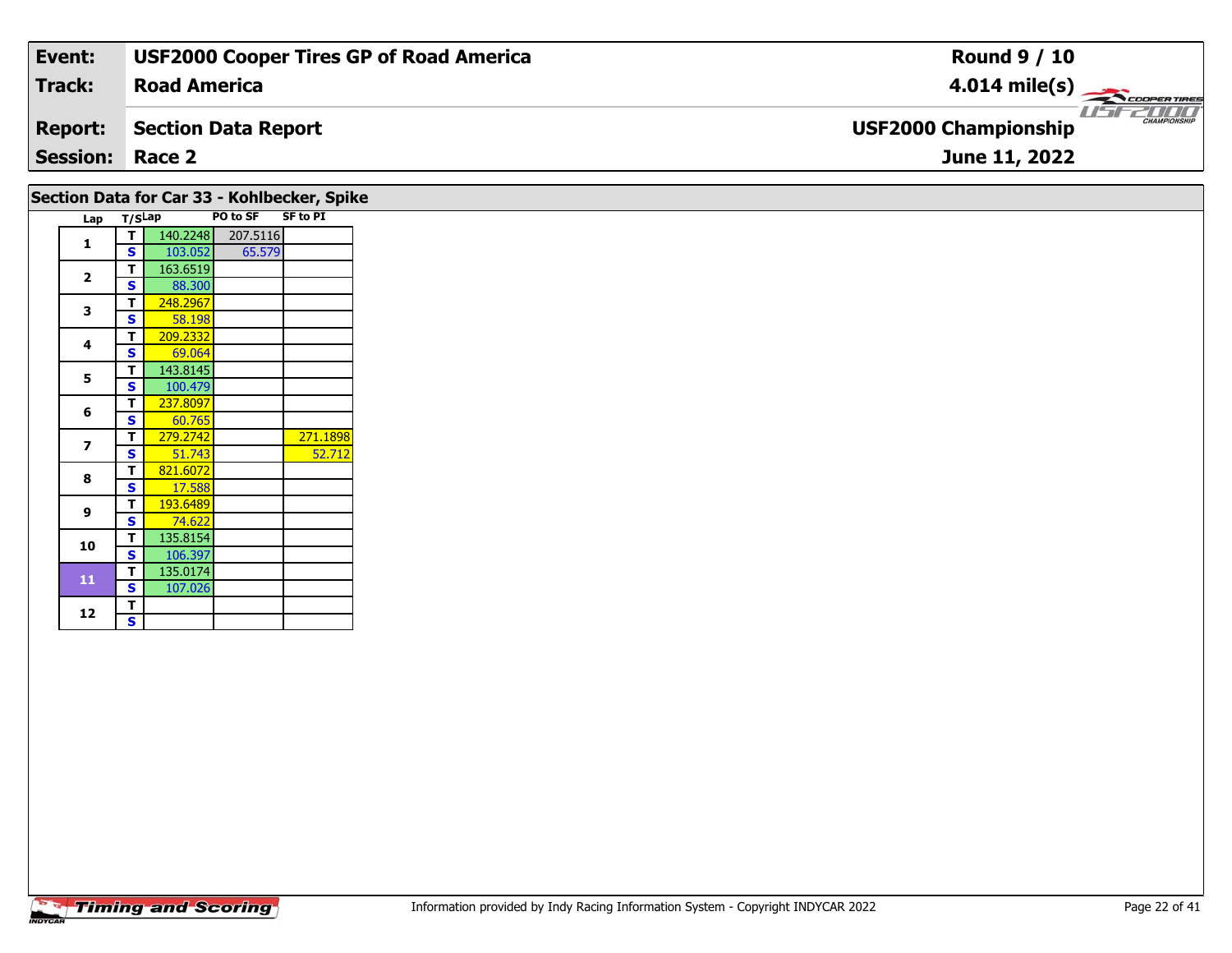| Event: | USF2000 Cooper Tires GP of Road America | Round 9 / 10 |
|---|---|---|
| Track: | Road America | 4.014 mile(s) |
| Report: | Section Data Report | USF2000 Championship |
| Session: | Race 2 | June 11, 2022 |

## Section Data for Car 33 - Kohlbecker, Spike

| Lap | T/S | Lap | PO to SF | SF to PI |
|---|---|---|---|---|
| 1 | T | 140.2248 | 207.5116 | |
| | S | 103.052 | 65.579 | |
| 2 | T | 163.6519 | | |
| | S | 88.300 | | |
| 3 | T | 248.2967 | | |
| | S | 58.198 | | |
| 4 | T | 209.2332 | | |
| | S | 69.064 | | |
| 5 | T | 143.8145 | | |
| | S | 100.479 | | |
| 6 | T | 237.8097 | | |
| | S | 60.765 | | |
| 7 | T | 279.2742 | | 271.1898 |
| | S | 51.743 | | 52.712 |
| 8 | T | 821.6072 | | |
| | S | 17.588 | | |
| 9 | T | 193.6489 | | |
| | S | 74.622 | | |
| 10 | T | 135.8154 | | |
| | S | 106.397 | | |
| 11 | T | 135.0174 | | |
| | S | 107.026 | | |
| 12 | T | | | |
| | S | | | |

Information provided by Indy Racing Information System - Copyright INDYCAR 2022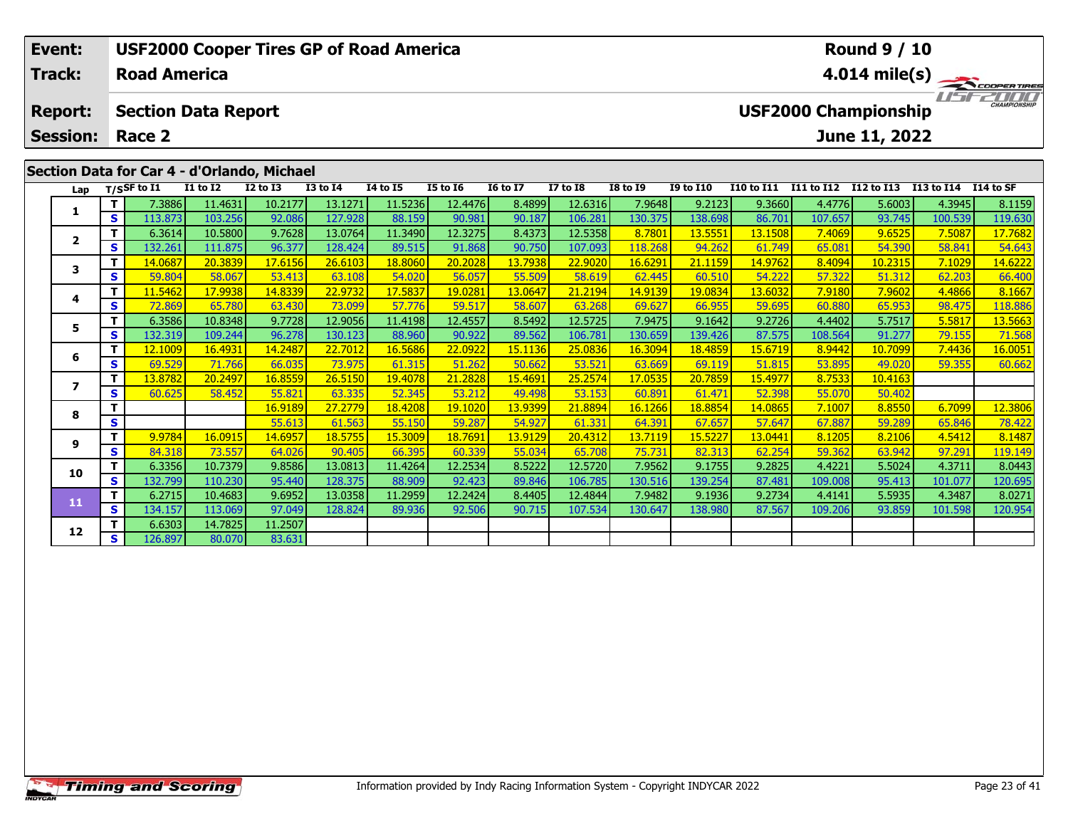| Event: | USF2000 Cooper Tires GP of Road America | Round 9 / 10 |
|---|---|---|
| Track: | Road America | 4.014 mile(s) |
| Report: | Section Data Report | USF2000 Championship |
| Session: | Race 2 | June 11, 2022 |

## Section Data for Car 4 - d'Orlando, Michael

| Lap | T/S | SF to I1 | I1 to I2 | I2 to I3 | I3 to I4 | I4 to I5 | I5 to I6 | I6 to I7 | I7 to I8 | I8 to I9 | I9 to I10 | I10 to I11 | I11 to I12 | I12 to I13 | I13 to I14 | I14 to SF |
|---|---|---|---|---|---|---|---|---|---|---|---|---|---|---|---|---|
| 1 | T | 7.3886 | 11.4631 | 10.2177 | 13.1271 | 11.5236 | 12.4476 | 8.4899 | 12.6316 | 7.9648 | 9.2123 | 9.3660 | 4.4776 | 5.6003 | 4.3945 | 8.1159 |
| | S | 113.873 | 103.256 | 92.086 | 127.928 | 88.159 | 90.981 | 90.187 | 106.281 | 130.375 | 138.698 | 86.701 | 107.657 | 93.745 | 100.539 | 119.630 |
| 2 | T | 6.3614 | 10.5800 | 9.7628 | 13.0764 | 11.3490 | 12.3275 | 8.4373 | 12.5358 | 8.7801 | 13.5551 | 13.1508 | 7.4069 | 9.6525 | 7.5087 | 17.7682 |
| | S | 132.261 | 111.875 | 96.377 | 128.424 | 89.515 | 91.868 | 90.750 | 107.093 | 118.268 | 94.262 | 61.749 | 65.081 | 54.390 | 58.841 | 54.643 |
| 3 | T | 14.0687 | 20.3839 | 17.6156 | 26.6103 | 18.8060 | 20.2028 | 13.7938 | 22.9020 | 16.6291 | 21.1159 | 14.9762 | 8.4094 | 10.2315 | 7.1029 | 14.6222 |
| | S | 59.804 | 58.067 | 53.413 | 63.108 | 54.020 | 56.057 | 55.509 | 58.619 | 62.445 | 60.510 | 54.222 | 57.322 | 51.312 | 62.203 | 66.400 |
| 4 | T | 11.5462 | 17.9938 | 14.8339 | 22.9732 | 17.5837 | 19.0281 | 13.0647 | 21.2194 | 14.9139 | 19.0834 | 13.6032 | 7.9180 | 7.9602 | 4.4866 | 8.1667 |
| | S | 72.869 | 65.780 | 63.430 | 73.099 | 57.776 | 59.517 | 58.607 | 63.268 | 69.627 | 66.955 | 59.695 | 60.880 | 65.953 | 98.475 | 118.886 |
| 5 | T | 6.3586 | 10.8348 | 9.7728 | 12.9056 | 11.4198 | 12.4557 | 8.5492 | 12.5725 | 7.9475 | 9.1642 | 9.2726 | 4.4402 | 5.7517 | 5.5817 | 13.5663 |
| | S | 132.319 | 109.244 | 96.278 | 130.123 | 88.960 | 90.922 | 89.562 | 106.781 | 130.659 | 139.426 | 87.575 | 108.564 | 91.277 | 79.155 | 71.568 |
| 6 | T | 12.1009 | 16.4931 | 14.2487 | 22.7012 | 16.5686 | 22.0922 | 15.1136 | 25.0836 | 16.3094 | 18.4859 | 15.6719 | 8.9442 | 10.7099 | 7.4436 | 16.0051 |
| | S | 69.529 | 71.766 | 66.035 | 73.975 | 61.315 | 51.262 | 50.662 | 53.521 | 63.669 | 69.119 | 51.815 | 53.895 | 49.020 | 59.355 | 60.662 |
| 7 | T | 13.8782 | 20.2497 | 16.8559 | 26.5150 | 19.4078 | 21.2828 | 15.4691 | 25.2574 | 17.0535 | 20.7859 | 15.4977 | 8.7533 | 10.4163 | | |
| | S | 60.625 | 58.452 | 55.821 | 63.335 | 52.345 | 53.212 | 49.498 | 53.153 | 60.891 | 61.471 | 52.398 | 55.070 | 50.402 | | |
| 8 | T | | | 16.9189 | 27.2779 | 18.4208 | 19.1020 | 13.9399 | 21.8894 | 16.1266 | 18.8854 | 14.0865 | 7.1007 | 8.8550 | 6.7099 | 12.3806 |
| | S | | | 55.613 | 61.563 | 55.150 | 59.287 | 54.927 | 61.331 | 64.391 | 67.657 | 57.647 | 67.887 | 59.289 | 65.846 | 78.422 |
| 9 | T | 9.9784 | 16.0915 | 14.6957 | 18.5755 | 15.3009 | 18.7691 | 13.9129 | 20.4312 | 13.7119 | 15.5227 | 13.0441 | 8.1205 | 8.2106 | 4.5412 | 8.1487 |
| | S | 84.318 | 73.557 | 64.026 | 90.405 | 66.395 | 60.339 | 55.034 | 65.708 | 75.731 | 82.313 | 62.254 | 59.362 | 63.942 | 97.291 | 119.149 |
| 10 | T | 6.3356 | 10.7379 | 9.8586 | 13.0813 | 11.4264 | 12.2534 | 8.5222 | 12.5720 | 7.9562 | 9.1755 | 9.2825 | 4.4221 | 5.5024 | 4.3711 | 8.0443 |
| | S | 132.799 | 110.230 | 95.440 | 128.375 | 88.909 | 92.423 | 89.846 | 106.785 | 130.516 | 139.254 | 87.481 | 109.008 | 95.413 | 101.077 | 120.695 |
| 11 | T | 6.2715 | 10.4683 | 9.6952 | 13.0358 | 11.2959 | 12.2424 | 8.4405 | 12.4844 | 7.9482 | 9.1936 | 9.2734 | 4.4141 | 5.5935 | 4.3487 | 8.0271 |
| | S | 134.157 | 113.069 | 97.049 | 128.824 | 89.936 | 92.506 | 90.715 | 107.534 | 130.647 | 138.980 | 87.567 | 109.206 | 93.859 | 101.598 | 120.954 |
| 12 | T | 6.6303 | 14.7825 | 11.2507 | | | | | | | | | | | | |
| | S | 126.897 | 80.070 | 83.631 | | | | | | | | | | | | |

Information provided by Indy Racing Information System - Copyright INDYCAR 2022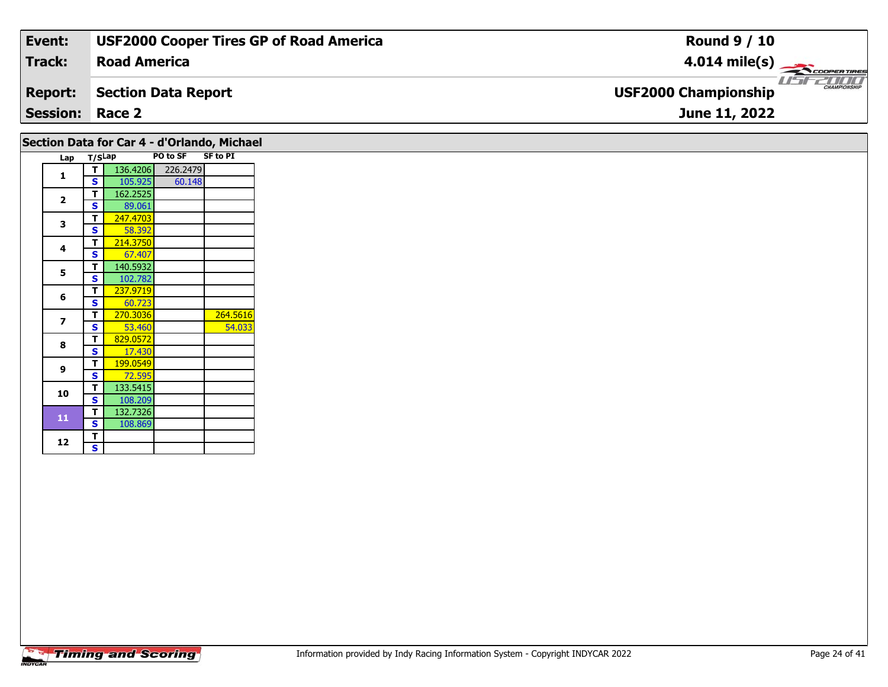| Event: | USF2000 Cooper Tires GP of Road America | Round 9 / 10 |
|---|---|---|
| Track: | Road America | 4.014 mile(s) |
| Report: | Section Data Report | USF2000 Championship |
| Session: | Race 2 | June 11, 2022 |

## Section Data for Car 4 - d'Orlando, Michael

| Lap | T/S | Lap | PO to SF | SF to PI |
|---|---|---|---|---|
| 1 | T | 136.4206 | 226.2479 | |
| | S | 105.925 | 60.148 | |
| 2 | T | 162.2525 | | |
| | S | 89.061 | | |
| 3 | T | 247.4703 | | |
| | S | 58.392 | | |
| 4 | T | 214.3750 | | |
| | S | 67.407 | | |
| 5 | T | 140.5932 | | |
| | S | 102.782 | | |
| 6 | T | 237.9719 | | |
| | S | 60.723 | | |
| 7 | T | 270.3036 | | 264.5616 |
| | S | 53.460 | | 54.033 |
| 8 | T | 829.0572 | | |
| | S | 17.430 | | |
| 9 | T | 199.0549 | | |
| | S | 72.595 | | |
| 10 | T | 133.5415 | | |
| | S | 108.209 | | |
| 11 | T | 132.7326 | | |
| | S | 108.869 | | |
| 12 | T | | | |
| | S | | | |

Information provided by Indy Racing Information System - Copyright INDYCAR 2022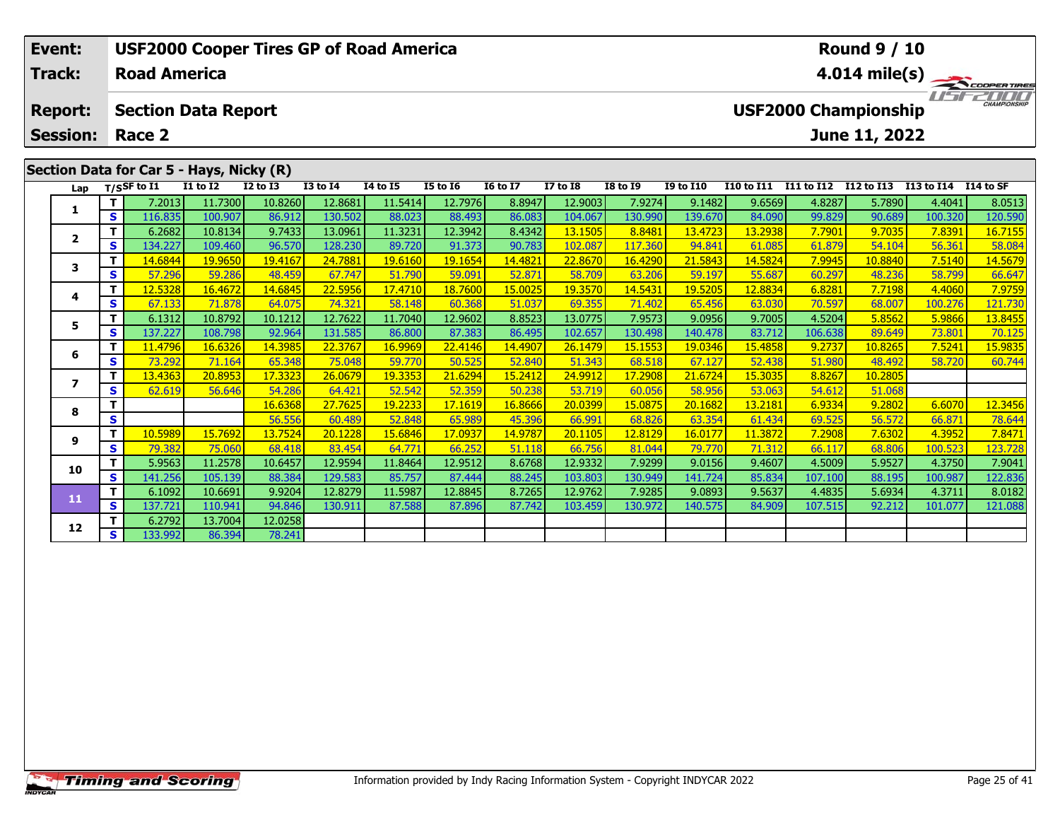| Event: | USF2000 Cooper Tires GP of Road America | Round 9 / 10 |
|---|---|---|
| Track: | Road America | 4.014 mile(s) |
| Report: | Section Data Report | USF2000 Championship |
| Session: | Race 2 | June 11, 2022 |

## Section Data for Car 5 - Hays, Nicky (R)

| Lap | T/S | SF to I1 | I1 to I2 | I2 to I3 | I3 to I4 | I4 to I5 | I5 to I6 | I6 to I7 | I7 to I8 | I8 to I9 | I9 to I10 | I10 to I11 | I11 to I12 | I12 to I13 | I13 to I14 | I14 to SF |
|---|---|---|---|---|---|---|---|---|---|---|---|---|---|---|---|---|
| 1 | T | 7.2013 | 11.7300 | 10.8260 | 12.8681 | 11.5414 | 12.7976 | 8.8947 | 12.9003 | 7.9274 | 9.1482 | 9.6569 | 4.8287 | 5.7890 | 4.4041 | 8.0513 |
| | S | 116.835 | 100.907 | 86.912 | 130.502 | 88.023 | 88.493 | 86.083 | 104.067 | 130.990 | 139.670 | 84.090 | 99.829 | 90.689 | 100.320 | 120.590 |
| 2 | T | 6.2682 | 10.8134 | 9.7433 | 13.0961 | 11.3231 | 12.3942 | 8.4342 | 13.1505 | 8.8481 | 13.4723 | 13.2938 | 7.7901 | 9.7035 | 7.8391 | 16.7155 |
| | S | 134.227 | 109.460 | 96.570 | 128.230 | 89.720 | 91.373 | 90.783 | 102.087 | 117.360 | 94.841 | 61.085 | 61.879 | 54.104 | 56.361 | 58.084 |
| 3 | T | 14.6844 | 19.9650 | 19.4167 | 24.7881 | 19.6160 | 19.1654 | 14.4821 | 22.8670 | 16.4290 | 21.5843 | 14.5824 | 7.9945 | 10.8840 | 7.5140 | 14.5679 |
| | S | 57.296 | 59.286 | 48.459 | 67.747 | 51.790 | 59.091 | 52.871 | 58.709 | 63.206 | 59.197 | 55.687 | 60.297 | 48.236 | 58.799 | 66.647 |
| 4 | T | 12.5328 | 16.4672 | 14.6845 | 22.5956 | 17.4710 | 18.7600 | 15.0025 | 19.3570 | 14.5431 | 19.5205 | 12.8834 | 6.8281 | 7.7198 | 4.4060 | 7.9759 |
| | S | 67.133 | 71.878 | 64.075 | 74.321 | 58.148 | 60.368 | 51.037 | 69.355 | 71.402 | 65.456 | 63.030 | 70.597 | 68.007 | 100.276 | 121.730 |
| 5 | T | 6.1312 | 10.8792 | 10.1212 | 12.7622 | 11.7040 | 12.9602 | 8.8523 | 13.0775 | 7.9573 | 9.0956 | 9.7005 | 4.5204 | 5.8562 | 5.9866 | 13.8455 |
| | S | 137.227 | 108.798 | 92.964 | 131.585 | 86.800 | 87.383 | 86.495 | 102.657 | 130.498 | 140.478 | 83.712 | 106.638 | 89.649 | 73.801 | 70.125 |
| 6 | T | 11.4796 | 16.6326 | 14.3985 | 22.3767 | 16.9969 | 22.4146 | 14.4907 | 26.1479 | 15.1553 | 19.0346 | 15.4858 | 9.2737 | 10.8265 | 7.5241 | 15.9835 |
| | S | 73.292 | 71.164 | 65.348 | 75.048 | 59.770 | 50.525 | 52.840 | 51.343 | 68.518 | 67.127 | 52.438 | 51.980 | 48.492 | 58.720 | 60.744 |
| 7 | T | 13.4363 | 20.8953 | 17.3323 | 26.0679 | 19.3353 | 21.6294 | 15.2412 | 24.9912 | 17.2908 | 21.6724 | 15.3035 | 8.8267 | 10.2805 | | |
| | S | 62.619 | 56.646 | 54.286 | 64.421 | 52.542 | 52.359 | 50.238 | 53.719 | 60.056 | 58.956 | 53.063 | 54.612 | 51.068 | | |
| 8 | T | | | 16.6368 | 27.7625 | 19.2233 | 17.1619 | 16.8666 | 20.0399 | 15.0875 | 20.1682 | 13.2181 | 6.9334 | 9.2802 | 6.6070 | 12.3456 |
| | S | | | 56.556 | 60.489 | 52.848 | 65.989 | 45.396 | 66.991 | 68.826 | 63.354 | 61.434 | 69.525 | 56.572 | 66.871 | 78.644 |
| 9 | T | 10.5989 | 15.7692 | 13.7524 | 20.1228 | 15.6846 | 17.0937 | 14.9787 | 20.1105 | 12.8129 | 16.0177 | 11.3872 | 7.2908 | 7.6302 | 4.3952 | 7.8471 |
| | S | 79.382 | 75.060 | 68.418 | 83.454 | 64.771 | 66.252 | 51.118 | 66.756 | 81.044 | 79.770 | 71.312 | 66.117 | 68.806 | 100.523 | 123.728 |
| 10 | T | 5.9563 | 11.2578 | 10.6457 | 12.9594 | 11.8464 | 12.9512 | 8.6768 | 12.9332 | 7.9299 | 9.0156 | 9.4607 | 4.5009 | 5.9527 | 4.3750 | 7.9041 |
| | S | 141.256 | 105.139 | 88.384 | 129.583 | 85.757 | 87.444 | 88.245 | 103.803 | 130.949 | 141.724 | 85.834 | 107.100 | 88.195 | 100.987 | 122.836 |
| 11 | T | 6.1092 | 10.6691 | 9.9204 | 12.8279 | 11.5987 | 12.8845 | 8.7265 | 12.9762 | 7.9285 | 9.0893 | 9.5637 | 4.4835 | 5.6934 | 4.3711 | 8.0182 |
| | S | 137.721 | 110.941 | 94.846 | 130.911 | 87.588 | 87.896 | 87.742 | 103.459 | 130.972 | 140.575 | 84.909 | 107.515 | 92.212 | 101.077 | 121.088 |
| 12 | T | 6.2792 | 13.7004 | 12.0258 | | | | | | | | | | | | |
| | S | 133.992 | 86.394 | 78.241 | | | | | | | | | | | | |

Information provided by Indy Racing Information System - Copyright INDYCAR 2022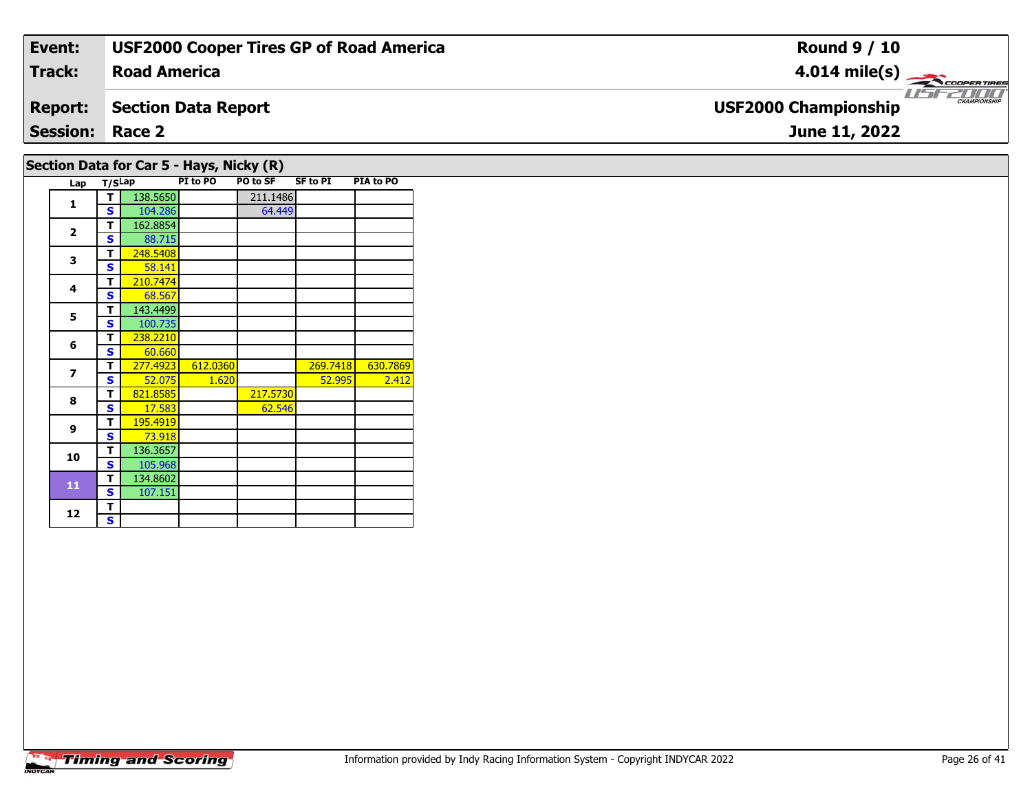**Event:** USF2000 Cooper Tires GP of Road America
**Track:** Road America
**Report:** Section Data Report
**Session:** Race 2

**Round 9 / 10**
**4.014 mile(s)**
**USF2000 Championship**
**June 11, 2022**

## Section Data for Car 5 - Hays, Nicky (R)

| Lap | T/S | Lap | PI to PO | PO to SF | SF to PI | PIA to PO |
|---|---|---|---|---|---|---|
| 1 | T | 138.5650 | | 211.1486 | | |
| | S | 104.286 | | 64.449 | | |
| 2 | T | 162.8854 | | | | |
| | S | 88.715 | | | | |
| 3 | T | 248.5408 | | | | |
| | S | 58.141 | | | | |
| 4 | T | 210.7474 | | | | |
| | S | 68.567 | | | | |
| 5 | T | 143.4499 | | | | |
| | S | 100.735 | | | | |
| 6 | T | 238.2210 | | | | |
| | S | 60.660 | | | | |
| 7 | T | 277.4923 | 612.0360 | | 269.7418 | 630.7869 |
| | S | 52.075 | 1.620 | | 52.995 | 2.412 |
| 8 | T | 821.8585 | | 217.5730 | | |
| | S | 17.583 | | 62.546 | | |
| 9 | T | 195.4919 | | | | |
| | S | 73.918 | | | | |
| 10 | T | 136.3657 | | | | |
| | S | 105.968 | | | | |
| 11 | T | 134.8602 | | | | |
| | S | 107.151 | | | | |
| 12 | T | | | | | |
| | S | | | | | |

Information provided by Indy Racing Information System - Copyright INDYCAR 2022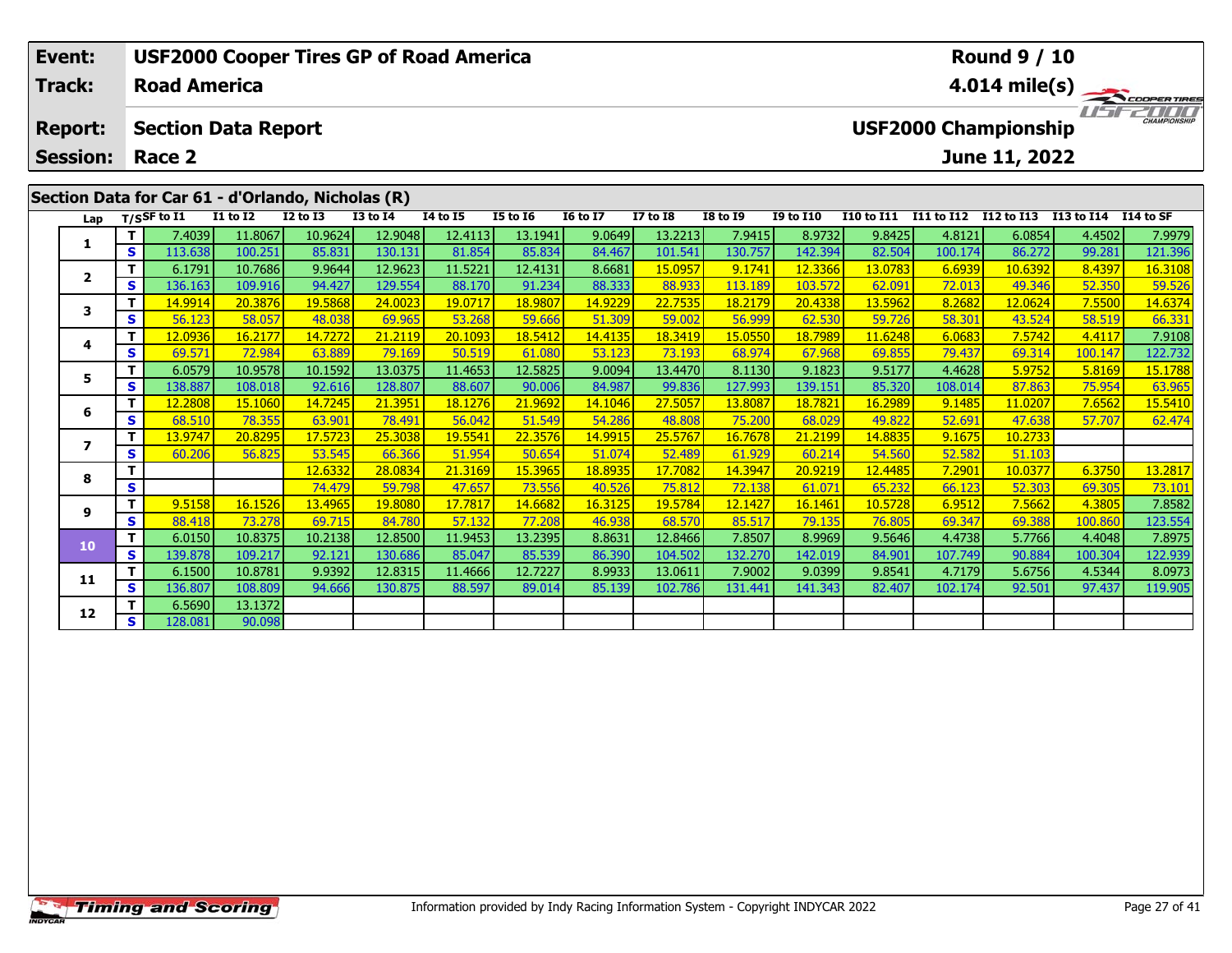| Event: | USF2000 Cooper Tires GP of Road America | Round 9 / 10 |
|---|---|---|
| Track: | Road America | 4.014 mile(s) |
| Report: | Section Data Report | USF2000 Championship |
| Session: | Race 2 | June 11, 2022 |

## Section Data for Car 61 - d'Orlando, Nicholas (R)

| Lap | T/S | SF to I1 | I1 to I2 | I2 to I3 | I3 to I4 | I4 to I5 | I5 to I6 | I6 to I7 | I7 to I8 | I8 to I9 | I9 to I10 | I10 to I11 | I11 to I12 | I12 to I13 | I13 to I14 | I14 to SF |
|---|---|---|---|---|---|---|---|---|---|---|---|---|---|---|---|---|
| 1 | T | 7.4039 | 11.8067 | 10.9624 | 12.9048 | 12.4113 | 13.1941 | 9.0649 | 13.2213 | 7.9415 | 8.9732 | 9.8425 | 4.8121 | 6.0854 | 4.4502 | 7.9979 |
| | S | 113.638 | 100.251 | 85.831 | 130.131 | 81.854 | 85.834 | 84.467 | 101.541 | 130.757 | 142.394 | 82.504 | 100.174 | 86.272 | 99.281 | 121.396 |
| 2 | T | 6.1791 | 10.7686 | 9.9644 | 12.9623 | 11.5221 | 12.4131 | 8.6681 | 15.0957 | 9.1741 | 12.3366 | 13.0783 | 6.6939 | 10.6392 | 8.4397 | 16.3108 |
| | S | 136.163 | 109.916 | 94.427 | 129.554 | 88.170 | 91.234 | 88.333 | 88.933 | 113.189 | 103.572 | 62.091 | 72.013 | 49.346 | 52.350 | 59.526 |
| 3 | T | 14.9914 | 20.3876 | 19.5868 | 24.0023 | 19.0717 | 18.9807 | 14.9229 | 22.7535 | 18.2179 | 20.4338 | 13.5962 | 8.2682 | 12.0624 | 7.5500 | 14.6374 |
| | S | 56.123 | 58.057 | 48.038 | 69.965 | 53.268 | 59.666 | 51.309 | 59.002 | 56.999 | 62.530 | 59.726 | 58.301 | 43.524 | 58.519 | 66.331 |
| 4 | T | 12.0936 | 16.2177 | 14.7272 | 21.2119 | 20.1093 | 18.5412 | 14.4135 | 18.3419 | 15.0550 | 18.7989 | 11.6248 | 6.0683 | 7.5742 | 4.4117 | 7.9108 |
| | S | 69.571 | 72.984 | 63.889 | 79.169 | 50.519 | 61.080 | 53.123 | 73.193 | 68.974 | 67.968 | 69.855 | 79.437 | 69.314 | 100.147 | 122.732 |
| 5 | T | 6.0579 | 10.9578 | 10.1592 | 13.0375 | 11.4653 | 12.5825 | 9.0094 | 13.4470 | 8.1130 | 9.1823 | 9.5177 | 4.4628 | 5.9752 | 5.8169 | 15.1788 |
| | S | 138.887 | 108.018 | 92.616 | 128.807 | 88.607 | 90.006 | 84.987 | 99.836 | 127.993 | 139.151 | 85.320 | 108.014 | 87.863 | 75.954 | 63.965 |
| 6 | T | 12.2808 | 15.1060 | 14.7245 | 21.3951 | 18.1276 | 21.9692 | 14.1046 | 27.5057 | 13.8087 | 18.7821 | 16.2989 | 9.1485 | 11.0207 | 7.6562 | 15.5410 |
| | S | 68.510 | 78.355 | 63.901 | 78.491 | 56.042 | 51.549 | 54.286 | 48.808 | 75.200 | 68.029 | 49.822 | 52.691 | 47.638 | 57.707 | 62.474 |
| 7 | T | 13.9747 | 20.8295 | 17.5723 | 25.3038 | 19.5541 | 22.3576 | 14.9915 | 25.5767 | 16.7678 | 21.2199 | 14.8835 | 9.1675 | 10.2733 | | |
| | S | 60.206 | 56.825 | 53.545 | 66.366 | 51.954 | 50.654 | 51.074 | 52.489 | 61.929 | 60.214 | 54.560 | 52.582 | 51.103 | | |
| 8 | T | | | 12.6332 | 28.0834 | 21.3169 | 15.3965 | 18.8935 | 17.7082 | 14.3947 | 20.9219 | 12.4485 | 7.2901 | 10.0377 | 6.3750 | 13.2817 |
| | S | | | 74.479 | 59.798 | 47.657 | 73.556 | 40.526 | 75.812 | 72.138 | 61.071 | 65.232 | 66.123 | 52.303 | 69.305 | 73.101 |
| 9 | T | 9.5158 | 16.1526 | 13.4965 | 19.8080 | 17.7817 | 14.6682 | 16.3125 | 19.5784 | 12.1427 | 16.1461 | 10.5728 | 6.9512 | 7.5662 | 4.3805 | 7.8582 |
| | S | 88.418 | 73.278 | 69.715 | 84.780 | 57.132 | 77.208 | 46.938 | 68.570 | 85.517 | 79.135 | 76.805 | 69.347 | 69.388 | 100.860 | 123.554 |
| 10 | T | 6.0150 | 10.8375 | 10.2138 | 12.8500 | 11.9453 | 13.2395 | 8.8631 | 12.8466 | 7.8507 | 8.9969 | 9.5646 | 4.4738 | 5.7766 | 4.4048 | 7.8975 |
| | S | 139.878 | 109.217 | 92.121 | 130.686 | 85.047 | 85.539 | 86.390 | 104.502 | 132.270 | 142.019 | 84.901 | 107.749 | 90.884 | 100.304 | 122.939 |
| 11 | T | 6.1500 | 10.8781 | 9.9392 | 12.8315 | 11.4666 | 12.7227 | 8.9933 | 13.0611 | 7.9002 | 9.0399 | 9.8541 | 4.7179 | 5.6756 | 4.5344 | 8.0973 |
| | S | 136.807 | 108.809 | 94.666 | 130.875 | 88.597 | 89.014 | 85.139 | 102.786 | 131.441 | 141.343 | 82.407 | 102.174 | 92.501 | 97.437 | 119.905 |
| 12 | T | 6.5690 | 13.1372 | | | | | | | | | | | | | |
| | S | 128.081 | 90.098 | | | | | | | | | | | | | |

Information provided by Indy Racing Information System - Copyright INDYCAR 2022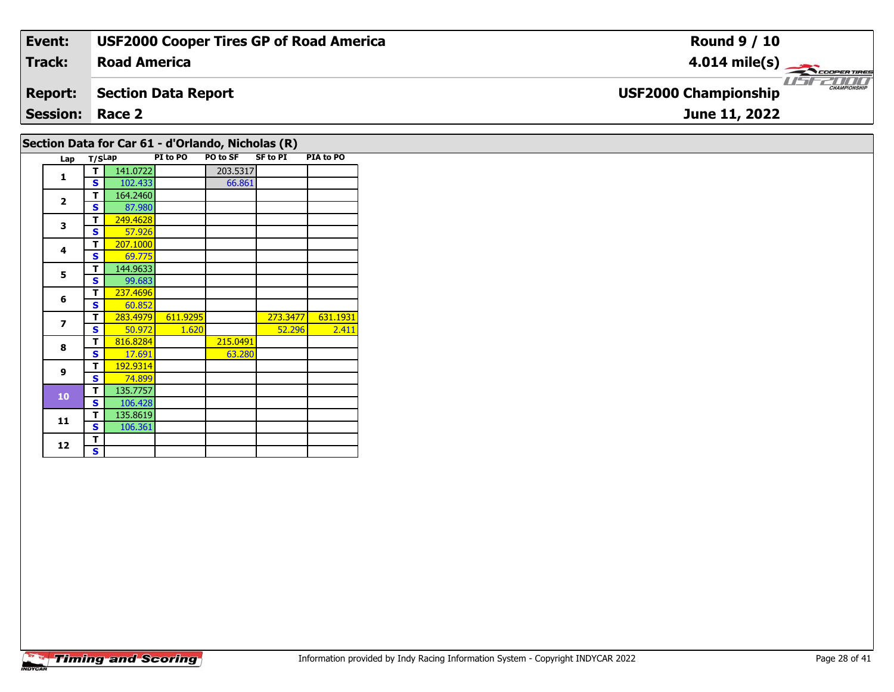| Event: | USF2000 Cooper Tires GP of Road America | Round 9 / 10 |
|---|---|---|
| Track: | Road America | 4.014 mile(s) |
| Report: | Section Data Report | USF2000 Championship |
| Session: | Race 2 | June 11, 2022 |

## Section Data for Car 61 - d'Orlando, Nicholas (R)

| Lap | T/S | Lap | PI to PO | PO to SF | SF to PI | PIA to PO |
|---|---|---|---|---|---|---|
| 1 | T | 141.0722 | | 203.5317 | | |
| | S | 102.433 | | 66.861 | | |
| 2 | T | 164.2460 | | | | |
| | S | 87.980 | | | | |
| 3 | T | 249.4628 | | | | |
| | S | 57.926 | | | | |
| 4 | T | 207.1000 | | | | |
| | S | 69.775 | | | | |
| 5 | T | 144.9633 | | | | |
| | S | 99.683 | | | | |
| 6 | T | 237.4696 | | | | |
| | S | 60.852 | | | | |
| 7 | T | 283.4979 | 611.9295 | | 273.3477 | 631.1931 |
| | S | 50.972 | 1.620 | | 52.296 | 2.411 |
| 8 | T | 816.8284 | | 215.0491 | | |
| | S | 17.691 | | 63.280 | | |
| 9 | T | 192.9314 | | | | |
| | S | 74.899 | | | | |
| 10 | T | 135.7757 | | | | |
| | S | 106.428 | | | | |
| 11 | T | 135.8619 | | | | |
| | S | 106.361 | | | | |
| 12 | T | | | | | |
| | S | | | | | |

Information provided by Indy Racing Information System - Copyright INDYCAR 2022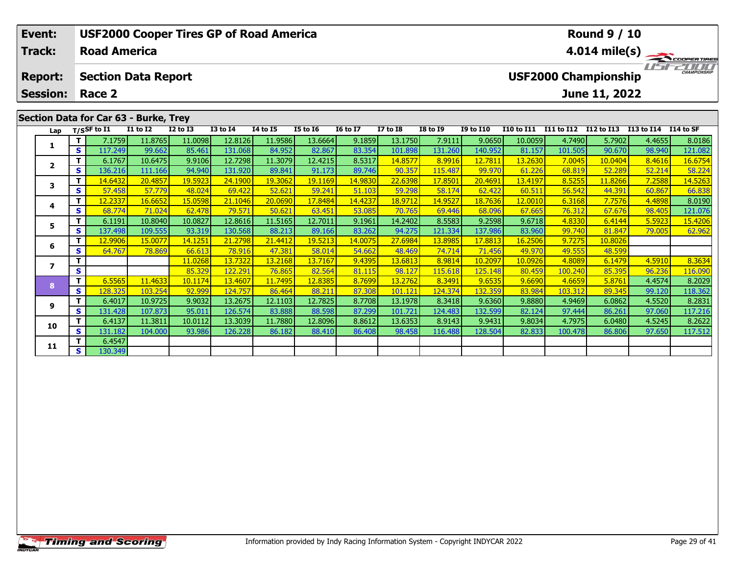| Event: | USF2000 Cooper Tires GP of Road America | Round 9 / 10 |
|---|---|---|
| Track: | Road America | 4.014 mile(s) |
| Report: | Section Data Report | USF2000 Championship |
| Session: | Race 2 | June 11, 2022 |

## Section Data for Car 63 - Burke, Trey

| Lap | T/S | SF to I1 | I1 to I2 | I2 to I3 | I3 to I4 | I4 to I5 | I5 to I6 | I6 to I7 | I7 to I8 | I8 to I9 | I9 to I10 | I10 to I11 | I11 to I12 | I12 to I13 | I13 to I14 | I14 to SF |
|---|---|---|---|---|---|---|---|---|---|---|---|---|---|---|---|---|
| 1 | T | 7.1759 | 11.8765 | 11.0098 | 12.8126 | 11.9586 | 13.6664 | 9.1859 | 13.1750 | 7.9111 | 9.0650 | 10.0059 | 4.7490 | 5.7902 | 4.4655 | 8.0186 |
| | S | 117.249 | 99.662 | 85.461 | 131.068 | 84.952 | 82.867 | 83.354 | 101.898 | 131.260 | 140.952 | 81.157 | 101.505 | 90.670 | 98.940 | 121.082 |
| 2 | T | 6.1767 | 10.6475 | 9.9106 | 12.7298 | 11.3079 | 12.4215 | 8.5317 | 14.8577 | 8.9916 | 12.7811 | 13.2630 | 7.0045 | 10.0404 | 8.4616 | 16.6754 |
| | S | 136.216 | 111.166 | 94.940 | 131.920 | 89.841 | 91.173 | 89.746 | 90.357 | 115.487 | 99.970 | 61.226 | 68.819 | 52.289 | 52.214 | 58.224 |
| 3 | T | 14.6432 | 20.4857 | 19.5923 | 24.1900 | 19.3062 | 19.1169 | 14.9830 | 22.6398 | 17.8501 | 20.4691 | 13.4197 | 8.5255 | 11.8266 | 7.2588 | 14.5263 |
| | S | 57.458 | 57.779 | 48.024 | 69.422 | 52.621 | 59.241 | 51.103 | 59.298 | 58.174 | 62.422 | 60.511 | 56.542 | 44.391 | 60.867 | 66.838 |
| 4 | T | 12.2337 | 16.6652 | 15.0598 | 21.1046 | 20.0690 | 17.8484 | 14.4237 | 18.9712 | 14.9527 | 18.7636 | 12.0010 | 6.3168 | 7.7576 | 4.4898 | 8.0190 |
| | S | 68.774 | 71.024 | 62.478 | 79.571 | 50.621 | 63.451 | 53.085 | 70.765 | 69.446 | 68.096 | 67.665 | 76.312 | 67.676 | 98.405 | 121.076 |
| 5 | T | 6.1191 | 10.8040 | 10.0827 | 12.8616 | 11.5165 | 12.7011 | 9.1961 | 14.2402 | 8.5583 | 9.2598 | 9.6718 | 4.8330 | 6.4144 | 5.5923 | 15.4206 |
| | S | 137.498 | 109.555 | 93.319 | 130.568 | 88.213 | 89.166 | 83.262 | 94.275 | 121.334 | 137.986 | 83.960 | 99.740 | 81.847 | 79.005 | 62.962 |
| 6 | T | 12.9906 | 15.0077 | 14.1251 | 21.2798 | 21.4412 | 19.5213 | 14.0075 | 27.6984 | 13.8985 | 17.8813 | 16.2506 | 9.7275 | 10.8026 | | |
| | S | 64.767 | 78.869 | 66.613 | 78.916 | 47.381 | 58.014 | 54.662 | 48.469 | 74.714 | 71.456 | 49.970 | 49.555 | 48.599 | | |
| 7 | T | | | 11.0268 | 13.7322 | 13.2168 | 13.7167 | 9.4395 | 13.6813 | 8.9814 | 10.2097 | 10.0926 | 4.8089 | 6.1479 | 4.5910 | 8.3634 |
| | S | | | 85.329 | 122.291 | 76.865 | 82.564 | 81.115 | 98.127 | 115.618 | 125.148 | 80.459 | 100.240 | 85.395 | 96.236 | 116.090 |
| 8 | T | 6.5565 | 11.4633 | 10.1174 | 13.4607 | 11.7495 | 12.8385 | 8.7699 | 13.2762 | 8.3491 | 9.6535 | 9.6690 | 4.6659 | 5.8761 | 4.4574 | 8.2029 |
| | S | 128.325 | 103.254 | 92.999 | 124.757 | 86.464 | 88.211 | 87.308 | 101.121 | 124.374 | 132.359 | 83.984 | 103.312 | 89.345 | 99.120 | 118.362 |
| 9 | T | 6.4017 | 10.9725 | 9.9032 | 13.2675 | 12.1103 | 12.7825 | 8.7708 | 13.1978 | 8.3418 | 9.6360 | 9.8880 | 4.9469 | 6.0862 | 4.5520 | 8.2831 |
| | S | 131.428 | 107.873 | 95.011 | 126.574 | 83.888 | 88.598 | 87.299 | 101.721 | 124.483 | 132.599 | 82.124 | 97.444 | 86.261 | 97.060 | 117.216 |
| 10 | T | 6.4137 | 11.3811 | 10.0112 | 13.3039 | 11.7880 | 12.8096 | 8.8612 | 13.6353 | 8.9143 | 9.9431 | 9.8034 | 4.7975 | 6.0480 | 4.5245 | 8.2622 |
| | S | 131.182 | 104.000 | 93.986 | 126.228 | 86.182 | 88.410 | 86.408 | 98.458 | 116.488 | 128.504 | 82.833 | 100.478 | 86.806 | 97.650 | 117.512 |
| 11 | T | 6.4547 | | | | | | | | | | | | | | |
| | S | 130.349 | | | | | | | | | | | | | | |

Information provided by Indy Racing Information System - Copyright INDYCAR 2022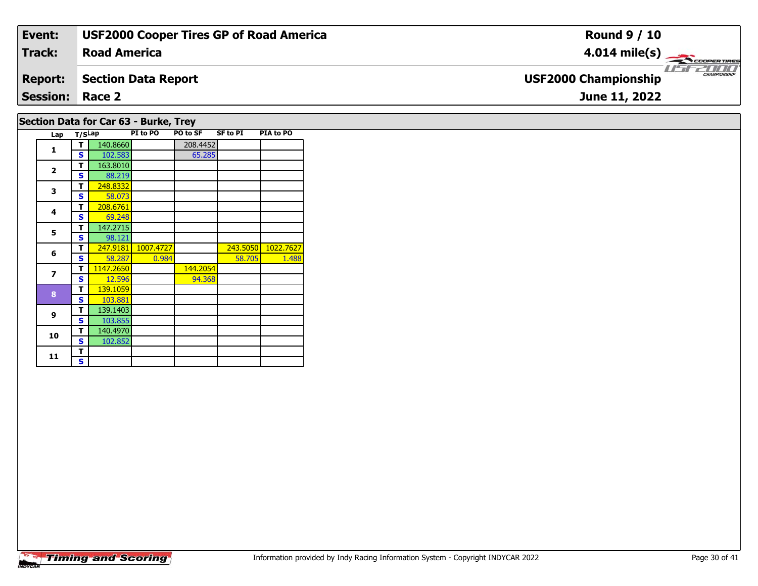| Event: | USF2000 Cooper Tires GP of Road America | Round 9 / 10 |
|---|---|---|
| Track: | Road America | 4.014 mile(s) |
| Report: | Section Data Report | USF2000 Championship |
| Session: | Race 2 | June 11, 2022 |

## Section Data for Car 63 - Burke, Trey

| Lap | T/S | Lap | PI to PO | PO to SF | SF to PI | PIA to PO |
|---|---|---|---|---|---|---|
| 1 | T | 140.8660 | | 208.4452 | | |
| | S | 102.583 | | 65.285 | | |
| 2 | T | 163.8010 | | | | |
| | S | 88.219 | | | | |
| 3 | T | 248.8332 | | | | |
| | S | 58.073 | | | | |
| 4 | T | 208.6761 | | | | |
| | S | 69.248 | | | | |
| 5 | T | 147.2715 | | | | |
| | S | 98.121 | | | | |
| 6 | T | 247.9181 | 1007.4727 | | 243.5050 | 1022.7627 |
| | S | 58.287 | 0.984 | | 58.705 | 1.488 |
| 7 | T | 1147.2650 | | 144.2054 | | |
| | S | 12.596 | | 94.368 | | |
| 8 | T | 139.1059 | | | | |
| | S | 103.881 | | | | |
| 9 | T | 139.1403 | | | | |
| | S | 103.855 | | | | |
| 10 | T | 140.4970 | | | | |
| | S | 102.852 | | | | |
| 11 | T | | | | | |
| | S | | | | | |

Information provided by Indy Racing Information System - Copyright INDYCAR 2022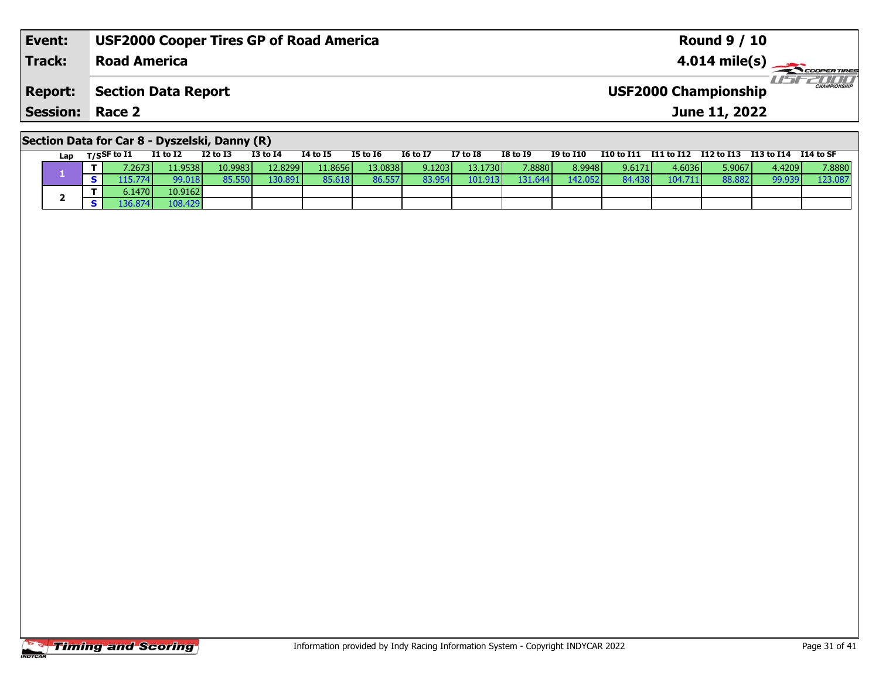| Event: | USF2000 Cooper Tires GP of Road America | Round 9 / 10 |
|---|---|---|
| Track: | Road America | 4.014 mile(s) |
| Report: | Section Data Report | USF2000 Championship |
| Session: | Race 2 | June 11, 2022 |

## Section Data for Car 8 - Dyszelski, Danny (R)

| Lap | T/S | SF to I1 | I1 to I2 | I2 to I3 | I3 to I4 | I4 to I5 | I5 to I6 | I6 to I7 | I7 to I8 | I8 to I9 | I9 to I10 | I10 to I11 | I11 to I12 | I12 to I13 | I13 to I14 | I14 to SF |
|---|---|---|---|---|---|---|---|---|---|---|---|---|---|---|---|---|
| 1 | T | 7.2673 | 11.9538 | 10.9983 | 12.8299 | 11.8656 | 13.0838 | 9.1203 | 13.1730 | 7.8880 | 8.9948 | 9.6171 | 4.6036 | 5.9067 | 4.4209 | 7.8880 |
| | S | 115.774 | 99.018 | 85.550 | 130.891 | 85.618 | 86.557 | 83.954 | 101.913 | 131.644 | 142.052 | 84.438 | 104.711 | 88.882 | 99.939 | 123.087 |
| 2 | T | 6.1470 | 10.9162 | | | | | | | | | | | | | |
| | S | 136.874 | 108.429 | | | | | | | | | | | | | |

Information provided by Indy Racing Information System - Copyright INDYCAR 2022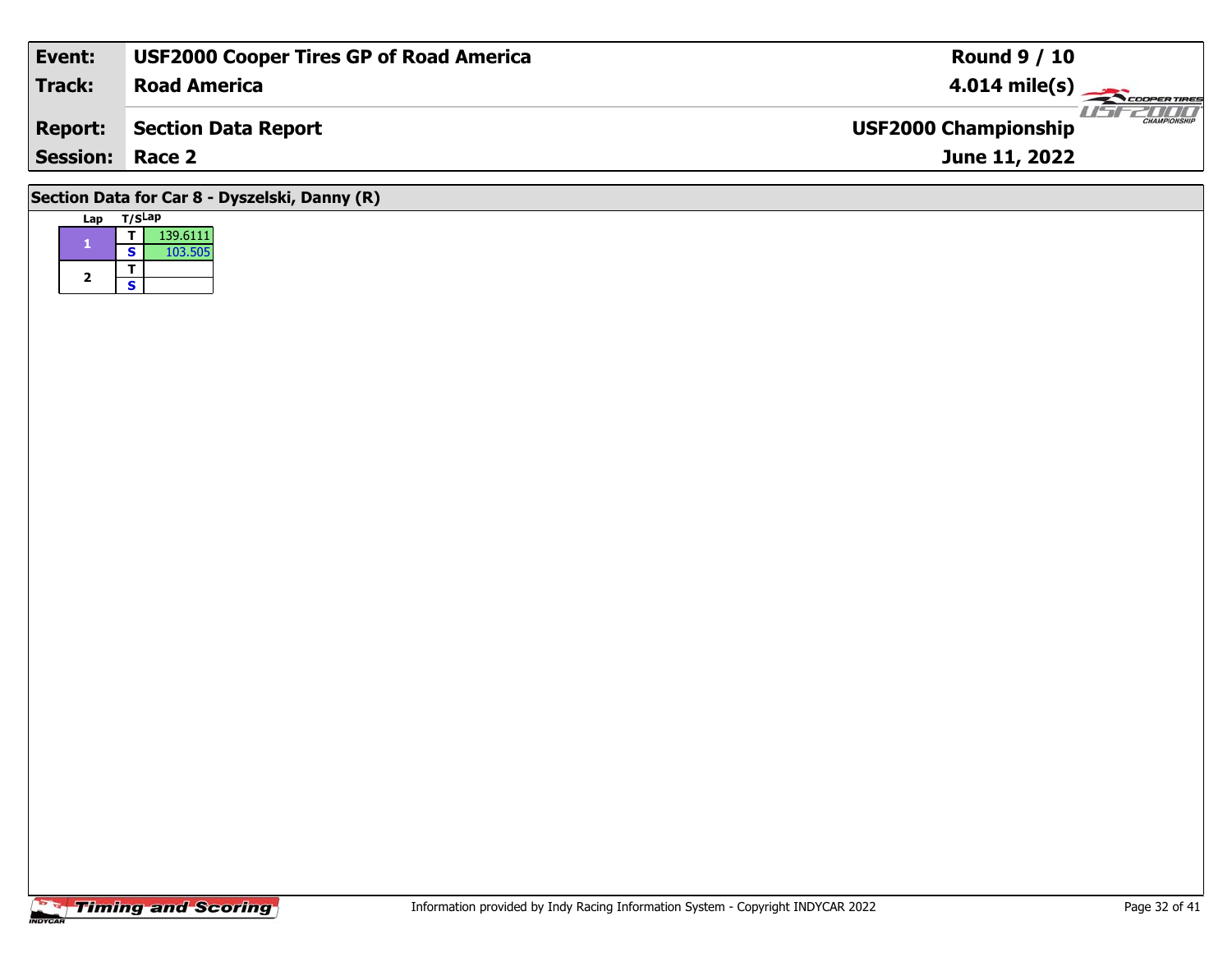| Event: | USF2000 Cooper Tires GP of Road America | Round 9 / 10 |
|---|---|---|
| Track: | Road America | 4.014 mile(s) |
| Report: | Section Data Report | USF2000 Championship |
| Session: | Race 2 | June 11, 2022 |

## Section Data for Car 8 - Dyszelski, Danny (R)

| Lap | T/S | Lap |
|---|---|---|
| 1 | T | 139.6111 |
| | S | 103.505 |
| 2 | T | |
| | S | |

Information provided by Indy Racing Information System - Copyright INDYCAR 2022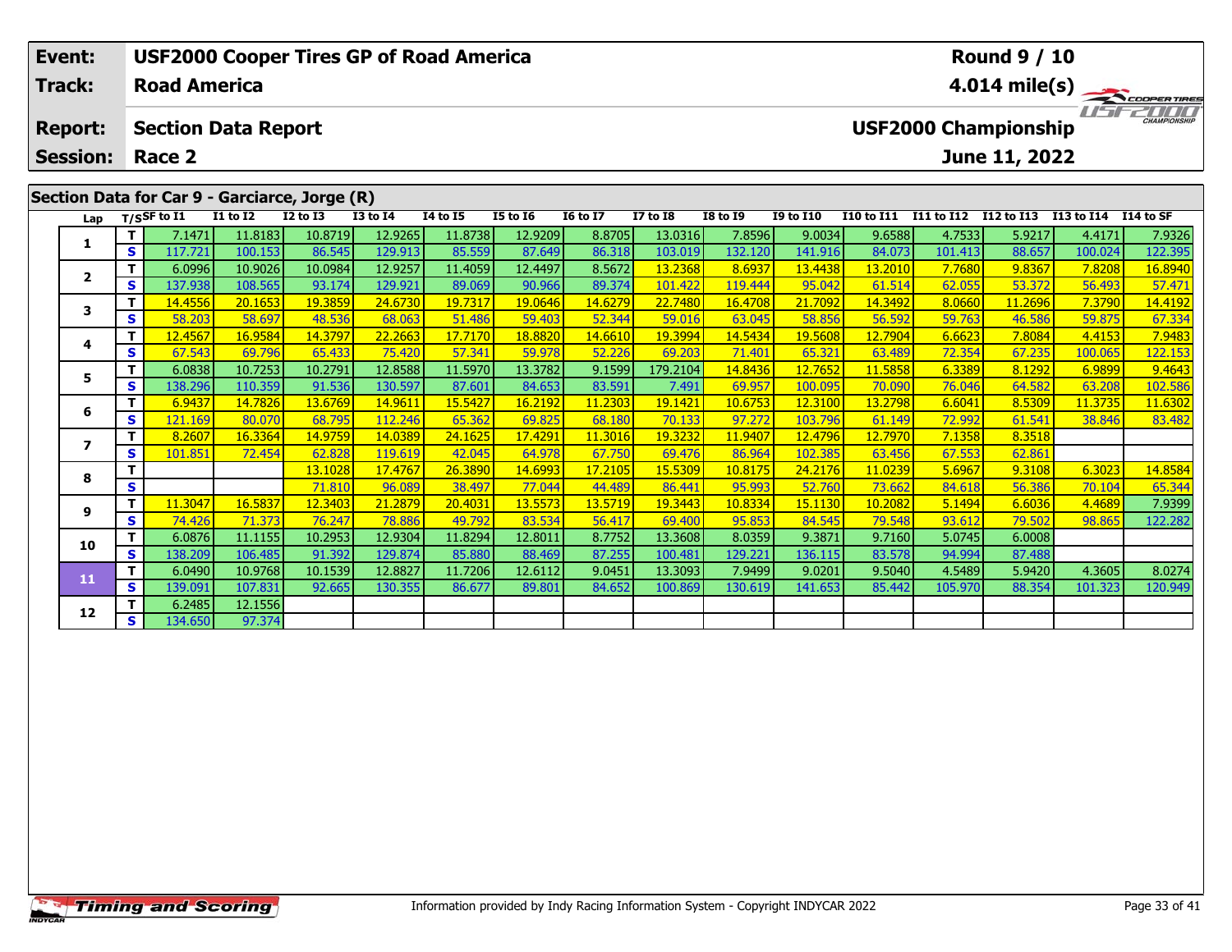| Event: | USF2000 Cooper Tires GP of Road America | Round 9 / 10 |
|---|---|---|
| Track: | Road America | 4.014 mile(s) |
| Report: | Section Data Report | USF2000 Championship |
| Session: | Race 2 | June 11, 2022 |

## Section Data for Car 9 - Garciarce, Jorge (R)

| Lap | T/S | SF to I1 | I1 to I2 | I2 to I3 | I3 to I4 | I4 to I5 | I5 to I6 | I6 to I7 | I7 to I8 | I8 to I9 | I9 to I10 | I10 to I11 | I11 to I12 | I12 to I13 | I13 to I14 | I14 to SF |
|---|---|---|---|---|---|---|---|---|---|---|---|---|---|---|---|---|
| 1 | T | 7.1471 | 11.8183 | 10.8719 | 12.9265 | 11.8738 | 12.9209 | 8.8705 | 13.0316 | 7.8596 | 9.0034 | 9.6588 | 4.7533 | 5.9217 | 4.4171 | 7.9326 |
| | S | 117.721 | 100.153 | 86.545 | 129.913 | 85.559 | 87.649 | 86.318 | 103.019 | 132.120 | 141.916 | 84.073 | 101.413 | 88.657 | 100.024 | 122.395 |
| 2 | T | 6.0996 | 10.9026 | 10.0984 | 12.9257 | 11.4059 | 12.4497 | 8.5672 | 13.2368 | 8.6937 | 13.4438 | 13.2010 | 7.7680 | 9.8367 | 7.8208 | 16.8940 |
| | S | 137.938 | 108.565 | 93.174 | 129.921 | 89.069 | 90.966 | 89.374 | 101.422 | 119.444 | 95.042 | 61.514 | 62.055 | 53.372 | 56.493 | 57.471 |
| 3 | T | 14.4556 | 20.1653 | 19.3859 | 24.6730 | 19.7317 | 19.0646 | 14.6279 | 22.7480 | 16.4708 | 21.7092 | 14.3492 | 8.0660 | 11.2696 | 7.3790 | 14.4192 |
| | S | 58.203 | 58.697 | 48.536 | 68.063 | 51.486 | 59.403 | 52.344 | 59.016 | 63.045 | 58.856 | 56.592 | 59.763 | 46.586 | 59.875 | 67.334 |
| 4 | T | 12.4567 | 16.9584 | 14.3797 | 22.2663 | 17.7170 | 18.8820 | 14.6610 | 19.3994 | 14.5434 | 19.5608 | 12.7904 | 6.6623 | 7.8084 | 4.4153 | 7.9483 |
| | S | 67.543 | 69.796 | 65.433 | 75.420 | 57.341 | 59.978 | 52.226 | 69.203 | 71.401 | 65.321 | 63.489 | 72.354 | 67.235 | 100.065 | 122.153 |
| 5 | T | 6.0838 | 10.7253 | 10.2791 | 12.8588 | 11.5970 | 13.3782 | 9.1599 | 179.2104 | 14.8436 | 12.7652 | 11.5858 | 6.3389 | 8.1292 | 6.9899 | 9.4643 |
| | S | 138.296 | 110.359 | 91.536 | 130.597 | 87.601 | 84.653 | 83.591 | 7.491 | 69.957 | 100.095 | 70.090 | 76.046 | 64.582 | 63.208 | 102.586 |
| 6 | T | 6.9437 | 14.7826 | 13.6769 | 14.9611 | 15.5427 | 16.2192 | 11.2303 | 19.1421 | 10.6753 | 12.3100 | 13.2798 | 6.6041 | 8.5309 | 11.3735 | 11.6302 |
| | S | 121.169 | 80.070 | 68.795 | 112.246 | 65.362 | 69.825 | 68.180 | 70.133 | 97.272 | 103.796 | 61.149 | 72.992 | 61.541 | 38.846 | 83.482 |
| 7 | T | 8.2607 | 16.3364 | 14.9759 | 14.0389 | 24.1625 | 17.4291 | 11.3016 | 19.3232 | 11.9407 | 12.4796 | 12.7970 | 7.1358 | 8.3518 | | |
| | S | 101.851 | 72.454 | 62.828 | 119.619 | 42.045 | 64.978 | 67.750 | 69.476 | 86.964 | 102.385 | 63.456 | 67.553 | 62.861 | | |
| 8 | T | | | 13.1028 | 17.4767 | 26.3890 | 14.6993 | 17.2105 | 15.5309 | 10.8175 | 24.2176 | 11.0239 | 5.6967 | 9.3108 | 6.3023 | 14.8584 |
| | S | | | 71.810 | 96.089 | 38.497 | 77.044 | 44.489 | 86.441 | 95.993 | 52.760 | 73.662 | 84.618 | 56.386 | 70.104 | 65.344 |
| 9 | T | 11.3047 | 16.5837 | 12.3403 | 21.2879 | 20.4031 | 13.5573 | 13.5719 | 19.3443 | 10.8334 | 15.1130 | 10.2082 | 5.1494 | 6.6036 | 4.4689 | 7.9399 |
| | S | 74.426 | 71.373 | 76.247 | 78.886 | 49.792 | 83.534 | 56.417 | 69.400 | 95.853 | 84.545 | 79.548 | 93.612 | 79.502 | 98.865 | 122.282 |
| 10 | T | 6.0876 | 11.1155 | 10.2953 | 12.9304 | 11.8294 | 12.8011 | 8.7752 | 13.3608 | 8.0359 | 9.3871 | 9.7160 | 5.0745 | 6.0008 | | |
| | S | 138.209 | 106.485 | 91.392 | 129.874 | 85.880 | 88.469 | 87.255 | 100.481 | 129.221 | 136.115 | 83.578 | 94.994 | 87.488 | | |
| 11 | T | 6.0490 | 10.9768 | 10.1539 | 12.8827 | 11.7206 | 12.6112 | 9.0451 | 13.3093 | 7.9499 | 9.0201 | 9.5040 | 4.5489 | 5.9420 | 4.3605 | 8.0274 |
| | S | 139.091 | 107.831 | 92.665 | 130.355 | 86.677 | 89.801 | 84.652 | 100.869 | 130.619 | 141.653 | 85.442 | 105.970 | 88.354 | 101.323 | 120.949 |
| 12 | T | 6.2485 | 12.1556 | | | | | | | | | | | | | |
| | S | 134.650 | 97.374 | | | | | | | | | | | | | |

Information provided by Indy Racing Information System - Copyright INDYCAR 2022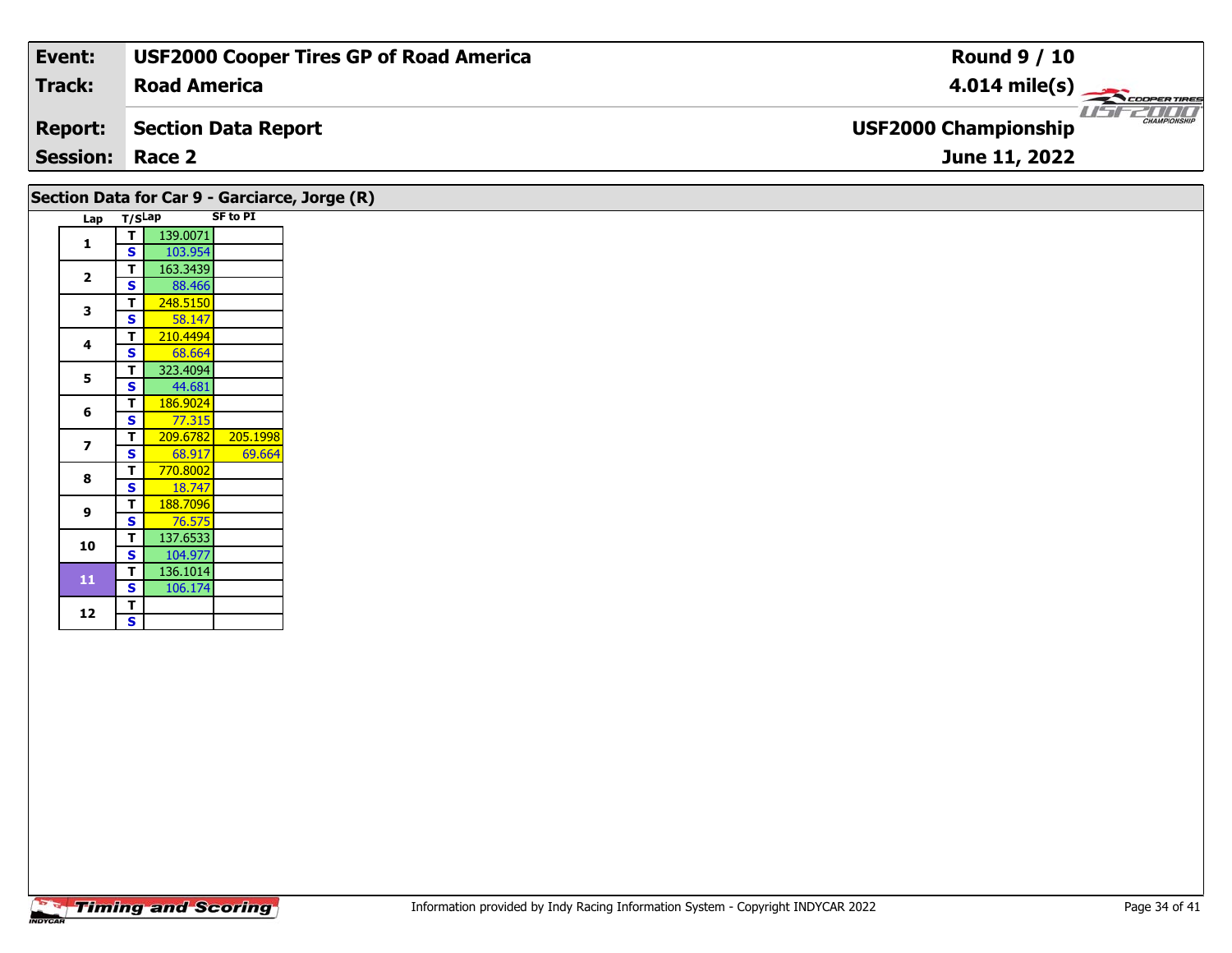| **Event:** | **USF2000 Cooper Tires GP of Road America** | **Round 9 / 10** |
|---|---|---|
| **Track:** | **Road America** | **4.014 mile(s)** |
| **Report:** | **Section Data Report** | **USF2000 Championship** |
| **Session:** | **Race 2** | **June 11, 2022** |

## Section Data for Car 9 - Garciarce, Jorge (R)

| Lap | T/S | Lap | SF to PI |
|---|---|---|---|
| 1 | T | 139.0071 | |
| | S | 103.954 | |
| 2 | T | 163.3439 | |
| | S | 88.466 | |
| 3 | T | 248.5150 | |
| | S | 58.147 | |
| 4 | T | 210.4494 | |
| | S | 68.664 | |
| 5 | T | 323.4094 | |
| | S | 44.681 | |
| 6 | T | 186.9024 | |
| | S | 77.315 | |
| 7 | T | 209.6782 | 205.1998 |
| | S | 68.917 | 69.664 |
| 8 | T | 770.8002 | |
| | S | 18.747 | |
| 9 | T | 188.7096 | |
| | S | 76.575 | |
| 10 | T | 137.6533 | |
| | S | 104.977 | |
| 11 | T | 136.1014 | |
| | S | 106.174 | |
| 12 | T | | |
| | S | | |

Information provided by Indy Racing Information System - Copyright INDYCAR 2022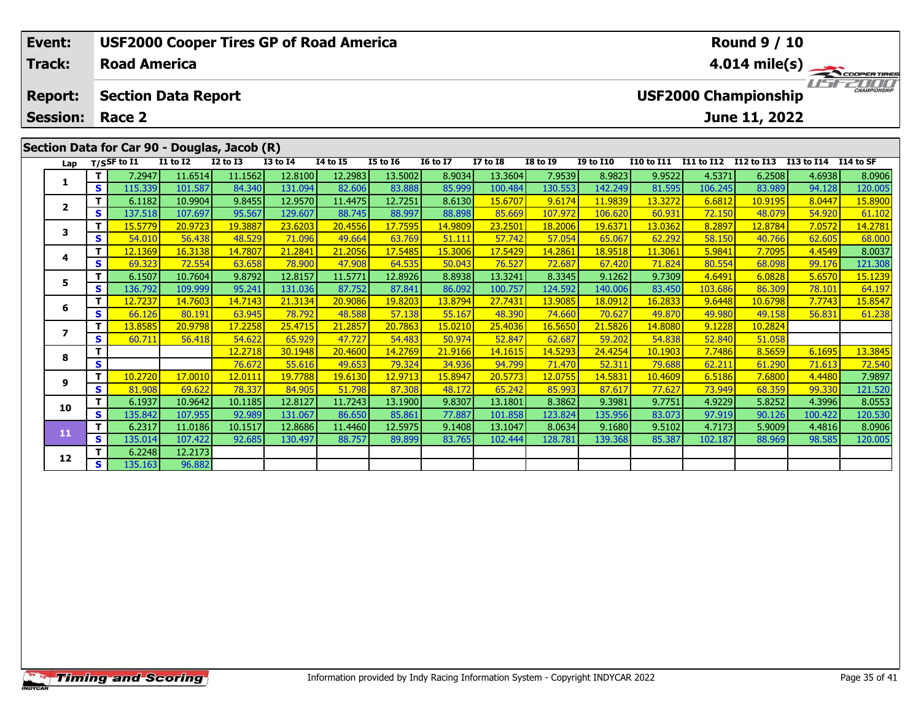| Event: | USF2000 Cooper Tires GP of Road America | Round 9 / 10 |
|---|---|---|
| Track: | Road America | 4.014 mile(s) |
| Report: | Section Data Report | USF2000 Championship |
| Session: | Race 2 | June 11, 2022 |

## Section Data for Car 90 - Douglas, Jacob (R)

| Lap | T/S | SF to I1 | I1 to I2 | I2 to I3 | I3 to I4 | I4 to I5 | I5 to I6 | I6 to I7 | I7 to I8 | I8 to I9 | I9 to I10 | I10 to I11 | I11 to I12 | I12 to I13 | I13 to I14 | I14 to SF |
|---|---|---|---|---|---|---|---|---|---|---|---|---|---|---|---|---|
| 1 | T | 7.2947 | 11.6514 | 11.1562 | 12.8100 | 12.2983 | 13.5002 | 8.9034 | 13.3604 | 7.9539 | 8.9823 | 9.9522 | 4.5371 | 6.2508 | 4.6938 | 8.0906 |
| | S | 115.339 | 101.587 | 84.340 | 131.094 | 82.606 | 83.888 | 85.999 | 100.484 | 130.553 | 142.249 | 81.595 | 106.245 | 83.989 | 94.128 | 120.005 |
| 2 | T | 6.1182 | 10.9904 | 9.8455 | 12.9570 | 11.4475 | 12.7251 | 8.6130 | 15.6707 | 9.6174 | 11.9839 | 13.3272 | 6.6812 | 10.9195 | 8.0447 | 15.8900 |
| | S | 137.518 | 107.697 | 95.567 | 129.607 | 88.745 | 88.997 | 88.898 | 85.669 | 107.972 | 106.620 | 60.931 | 72.150 | 48.079 | 54.920 | 61.102 |
| 3 | T | 15.5779 | 20.9723 | 19.3887 | 23.6203 | 20.4556 | 17.7595 | 14.9809 | 23.2501 | 18.2006 | 19.6371 | 13.0362 | 8.2897 | 12.8784 | 7.0572 | 14.2781 |
| | S | 54.010 | 56.438 | 48.529 | 71.096 | 49.664 | 63.769 | 51.111 | 57.742 | 57.054 | 65.067 | 62.292 | 58.150 | 40.766 | 62.605 | 68.000 |
| 4 | T | 12.1369 | 16.3138 | 14.7807 | 21.2841 | 21.2056 | 17.5485 | 15.3006 | 17.5429 | 14.2861 | 18.9518 | 11.3061 | 5.9841 | 7.7095 | 4.4549 | 8.0037 |
| | S | 69.323 | 72.554 | 63.658 | 78.900 | 47.908 | 64.535 | 50.043 | 76.527 | 72.687 | 67.420 | 71.824 | 80.554 | 68.098 | 99.176 | 121.308 |
| 5 | T | 6.1507 | 10.7604 | 9.8792 | 12.8157 | 11.5771 | 12.8926 | 8.8938 | 13.3241 | 8.3345 | 9.1262 | 9.7309 | 4.6491 | 6.0828 | 5.6570 | 15.1239 |
| | S | 136.792 | 109.999 | 95.241 | 131.036 | 87.752 | 87.841 | 86.092 | 100.757 | 124.592 | 140.006 | 83.450 | 103.686 | 86.309 | 78.101 | 64.197 |
| 6 | T | 12.7237 | 14.7603 | 14.7143 | 21.3134 | 20.9086 | 19.8203 | 13.8794 | 27.7431 | 13.9085 | 18.0912 | 16.2833 | 9.6448 | 10.6798 | 7.7743 | 15.8547 |
| | S | 66.126 | 80.191 | 63.945 | 78.792 | 48.588 | 57.138 | 55.167 | 48.390 | 74.660 | 70.627 | 49.870 | 49.980 | 49.158 | 56.831 | 61.238 |
| 7 | T | 13.8585 | 20.9798 | 17.2258 | 25.4715 | 21.2857 | 20.7863 | 15.0210 | 25.4036 | 16.5650 | 21.5826 | 14.8080 | 9.1228 | 10.2824 | | |
| | S | 60.711 | 56.418 | 54.622 | 65.929 | 47.727 | 54.483 | 50.974 | 52.847 | 62.687 | 59.202 | 54.838 | 52.840 | 51.058 | | |
| 8 | T | | | 12.2718 | 30.1948 | 20.4600 | 14.2769 | 21.9166 | 14.1615 | 14.5293 | 24.4254 | 10.1903 | 7.7486 | 8.5659 | 6.1695 | 13.3845 |
| | S | | | 76.672 | 55.616 | 49.653 | 79.324 | 34.936 | 94.799 | 71.470 | 52.311 | 79.688 | 62.211 | 61.290 | 71.613 | 72.540 |
| 9 | T | 10.2720 | 17.0010 | 12.0111 | 19.7788 | 19.6130 | 12.9713 | 15.8947 | 20.5773 | 12.0755 | 14.5831 | 10.4609 | 6.5186 | 7.6800 | 4.4480 | 7.9897 |
| | S | 81.908 | 69.622 | 78.337 | 84.905 | 51.798 | 87.308 | 48.172 | 65.242 | 85.993 | 87.617 | 77.627 | 73.949 | 68.359 | 99.330 | 121.520 |
| 10 | T | 6.1937 | 10.9642 | 10.1185 | 12.8127 | 11.7243 | 13.1900 | 9.8307 | 13.1801 | 8.3862 | 9.3981 | 9.7751 | 4.9229 | 5.8252 | 4.3996 | 8.0553 |
| | S | 135.842 | 107.955 | 92.989 | 131.067 | 86.650 | 85.861 | 77.887 | 101.858 | 123.824 | 135.956 | 83.073 | 97.919 | 90.126 | 100.422 | 120.530 |
| 11 | T | 6.2317 | 11.0186 | 10.1517 | 12.8686 | 11.4460 | 12.5975 | 9.1408 | 13.1047 | 8.0634 | 9.1680 | 9.5102 | 4.7173 | 5.9009 | 4.4816 | 8.0906 |
| | S | 135.014 | 107.422 | 92.685 | 130.497 | 88.757 | 89.899 | 83.765 | 102.444 | 128.781 | 139.368 | 85.387 | 102.187 | 88.969 | 98.585 | 120.005 |
| 12 | T | 6.2248 | 12.2173 | | | | | | | | | | | | | |
| | S | 135.163 | 96.882 | | | | | | | | | | | | | |

Information provided by Indy Racing Information System - Copyright INDYCAR 2022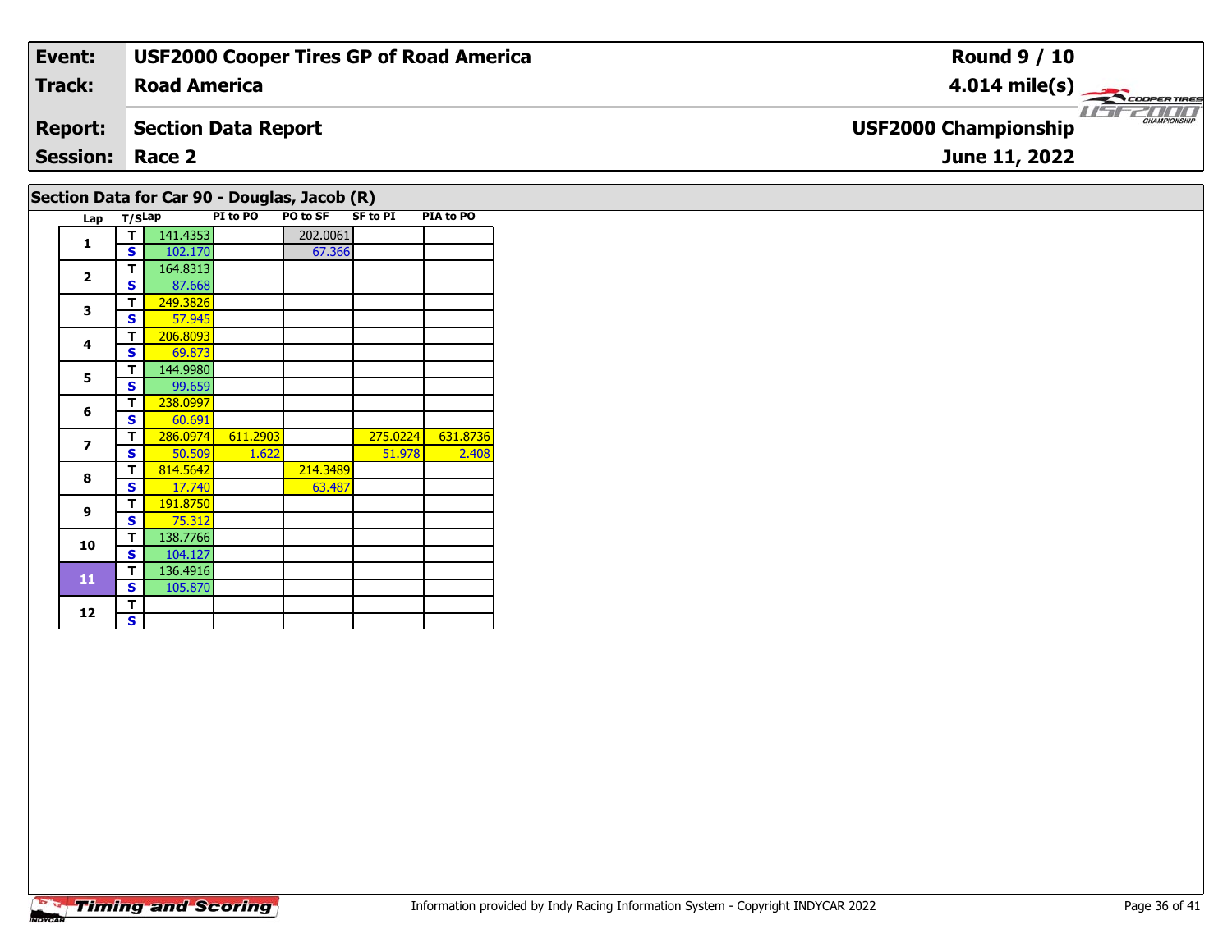| Event: | USF2000 Cooper Tires GP of Road America | Round 9 / 10 |
|---|---|---|
| Track: | Road America | 4.014 mile(s) |
| Report: | Section Data Report | USF2000 Championship |
| Session: | Race 2 | June 11, 2022 |

## Section Data for Car 90 - Douglas, Jacob (R)

| Lap | T/S | Lap | PI to PO | PO to SF | SF to PI | PIA to PO |
|---|---|---|---|---|---|---|
| 1 | T | 141.4353 | | 202.0061 | | |
| | S | 102.170 | | 67.366 | | |
| 2 | T | 164.8313 | | | | |
| | S | 87.668 | | | | |
| 3 | T | 249.3826 | | | | |
| | S | 57.945 | | | | |
| 4 | T | 206.8093 | | | | |
| | S | 69.873 | | | | |
| 5 | T | 144.9980 | | | | |
| | S | 99.659 | | | | |
| 6 | T | 238.0997 | | | | |
| | S | 60.691 | | | | |
| 7 | T | 286.0974 | 611.2903 | | 275.0224 | 631.8736 |
| | S | 50.509 | 1.622 | | 51.978 | 2.408 |
| 8 | T | 814.5642 | | 214.3489 | | |
| | S | 17.740 | | 63.487 | | |
| 9 | T | 191.8750 | | | | |
| | S | 75.312 | | | | |
| 10 | T | 138.7766 | | | | |
| | S | 104.127 | | | | |
| 11 | T | 136.4916 | | | | |
| | S | 105.870 | | | | |
| 12 | T | | | | | |
| | S | | | | | |

Information provided by Indy Racing Information System - Copyright INDYCAR 2022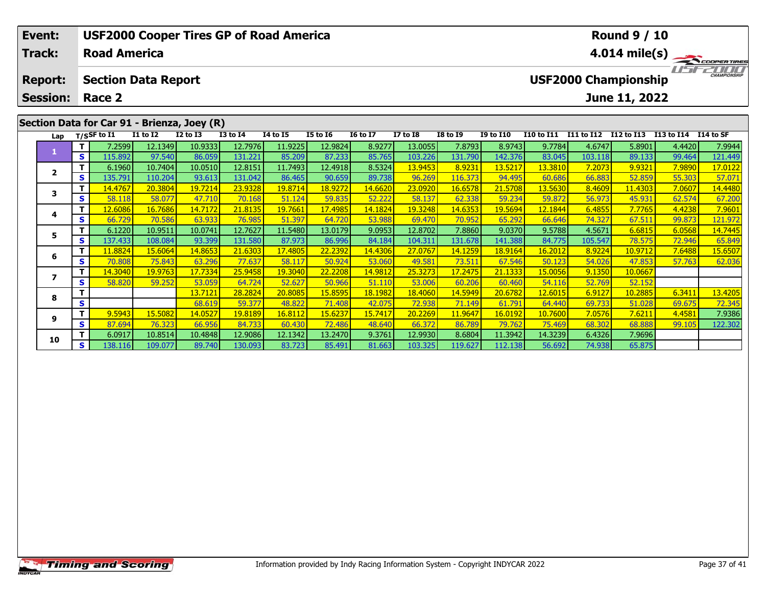| Event: | USF2000 Cooper Tires GP of Road America | Round 9 / 10 |
|---|---|---|
| Track: | Road America | 4.014 mile(s) |
| Report: | Section Data Report | USF2000 Championship |
| Session: | Race 2 | June 11, 2022 |

## Section Data for Car 91 - Brienza, Joey (R)

| Lap | T/S | SF to I1 | I1 to I2 | I2 to I3 | I3 to I4 | I4 to I5 | I5 to I6 | I6 to I7 | I7 to I8 | I8 to I9 | I9 to I10 | I10 to I11 | I11 to I12 | I12 to I13 | I13 to I14 | I14 to SF |
|---|---|---|---|---|---|---|---|---|---|---|---|---|---|---|---|---|
| 1 | T | 7.2599 | 12.1349 | 10.9333 | 12.7976 | 11.9225 | 12.9824 | 8.9277 | 13.0055 | 7.8793 | 8.9743 | 9.7784 | 4.6747 | 5.8901 | 4.4420 | 7.9944 |
| | S | 115.892 | 97.540 | 86.059 | 131.221 | 85.209 | 87.233 | 85.765 | 103.226 | 131.790 | 142.376 | 83.045 | 103.118 | 89.133 | 99.464 | 121.449 |
| 2 | T | 6.1960 | 10.7404 | 10.0510 | 12.8151 | 11.7493 | 12.4918 | 8.5324 | 13.9453 | 8.9231 | 13.5217 | 13.3810 | 7.2073 | 9.9321 | 7.9890 | 17.0122 |
| | S | 135.791 | 110.204 | 93.613 | 131.042 | 86.465 | 90.659 | 89.738 | 96.269 | 116.373 | 94.495 | 60.686 | 66.883 | 52.859 | 55.303 | 57.071 |
| 3 | T | 14.4767 | 20.3804 | 19.7214 | 23.9328 | 19.8714 | 18.9272 | 14.6620 | 23.0920 | 16.6578 | 21.5708 | 13.5630 | 8.4609 | 11.4303 | 7.0607 | 14.4480 |
| | S | 58.118 | 58.077 | 47.710 | 70.168 | 51.124 | 59.835 | 52.222 | 58.137 | 62.338 | 59.234 | 59.872 | 56.973 | 45.931 | 62.574 | 67.200 |
| 4 | T | 12.6086 | 16.7686 | 14.7172 | 21.8135 | 19.7661 | 17.4985 | 14.1824 | 19.3248 | 14.6353 | 19.5694 | 12.1844 | 6.4855 | 7.7765 | 4.4238 | 7.9601 |
| | S | 66.729 | 70.586 | 63.933 | 76.985 | 51.397 | 64.720 | 53.988 | 69.470 | 70.952 | 65.292 | 66.646 | 74.327 | 67.511 | 99.873 | 121.972 |
| 5 | T | 6.1220 | 10.9511 | 10.0741 | 12.7627 | 11.5480 | 13.0179 | 9.0953 | 12.8702 | 7.8860 | 9.0370 | 9.5788 | 4.5671 | 6.6815 | 6.0568 | 14.7445 |
| | S | 137.433 | 108.084 | 93.399 | 131.580 | 87.973 | 86.996 | 84.184 | 104.311 | 131.678 | 141.388 | 84.775 | 105.547 | 78.575 | 72.946 | 65.849 |
| 6 | T | 11.8824 | 15.6064 | 14.8653 | 21.6303 | 17.4805 | 22.2392 | 14.4306 | 27.0767 | 14.1259 | 18.9164 | 16.2012 | 8.9224 | 10.9712 | 7.6488 | 15.6507 |
| | S | 70.808 | 75.843 | 63.296 | 77.637 | 58.117 | 50.924 | 53.060 | 49.581 | 73.511 | 67.546 | 50.123 | 54.026 | 47.853 | 57.763 | 62.036 |
| 7 | T | 14.3040 | 19.9763 | 17.7334 | 25.9458 | 19.3040 | 22.2208 | 14.9812 | 25.3273 | 17.2475 | 21.1333 | 15.0056 | 9.1350 | 10.0667 | | |
| | S | 58.820 | 59.252 | 53.059 | 64.724 | 52.627 | 50.966 | 51.110 | 53.006 | 60.206 | 60.460 | 54.116 | 52.769 | 52.152 | | |
| 8 | T | | | 13.7121 | 28.2824 | 20.8085 | 15.8595 | 18.1982 | 18.4060 | 14.5949 | 20.6782 | 12.6015 | 6.9127 | 10.2885 | 6.3411 | 13.4205 |
| | S | | | 68.619 | 59.377 | 48.822 | 71.408 | 42.075 | 72.938 | 71.149 | 61.791 | 64.440 | 69.733 | 51.028 | 69.675 | 72.345 |
| 9 | T | 9.5943 | 15.5082 | 14.0527 | 19.8189 | 16.8112 | 15.6237 | 15.7417 | 20.2269 | 11.9647 | 16.0192 | 10.7600 | 7.0576 | 7.6211 | 4.4581 | 7.9386 |
| | S | 87.694 | 76.323 | 66.956 | 84.733 | 60.430 | 72.486 | 48.640 | 66.372 | 86.789 | 79.762 | 75.469 | 68.302 | 68.888 | 99.105 | 122.302 |
| 10 | T | 6.0917 | 10.8514 | 10.4848 | 12.9086 | 12.1342 | 13.2470 | 9.3761 | 12.9930 | 8.6804 | 11.3942 | 14.3239 | 6.4326 | 7.9696 | | |
| | S | 138.116 | 109.077 | 89.740 | 130.093 | 83.723 | 85.491 | 81.663 | 103.325 | 119.627 | 112.138 | 56.692 | 74.938 | 65.875 | | |

Information provided by Indy Racing Information System - Copyright INDYCAR 2022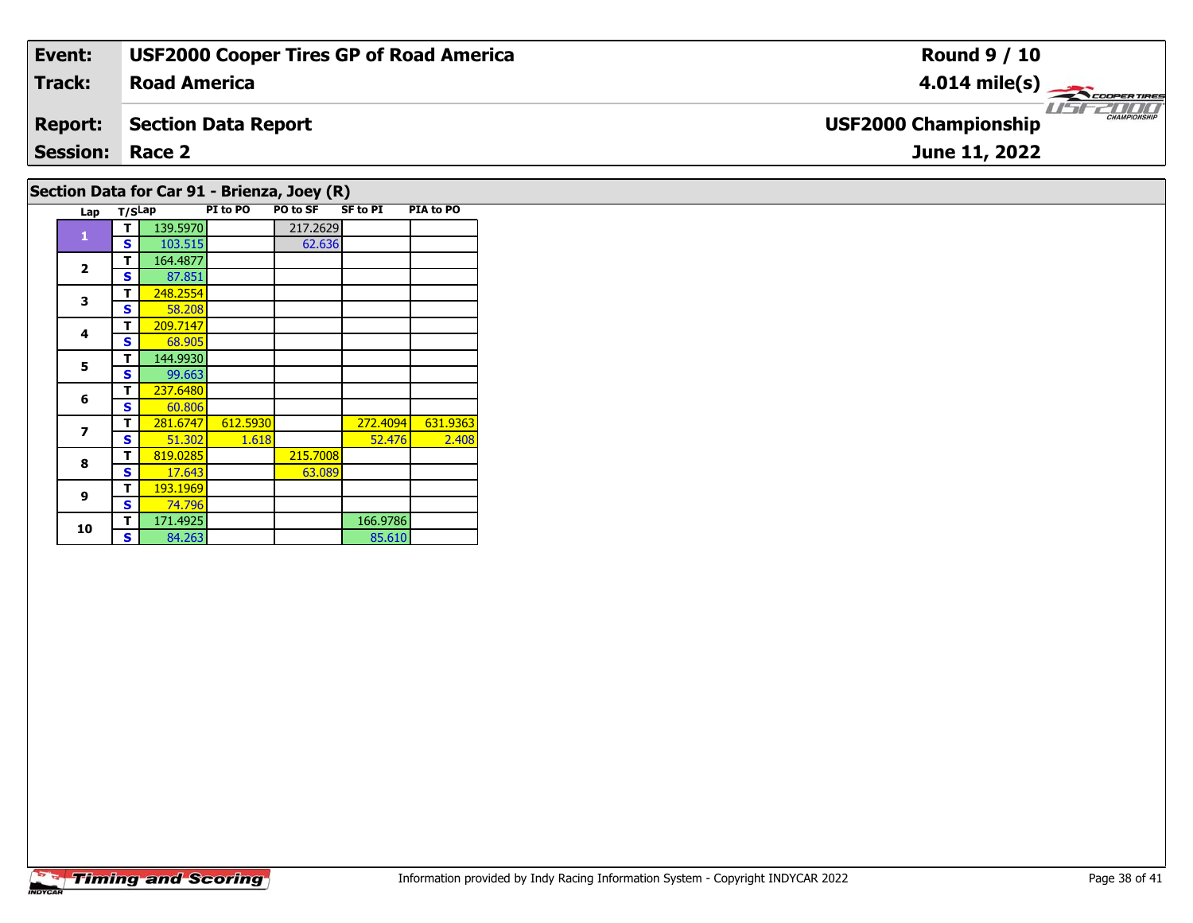| Event: | USF2000 Cooper Tires GP of Road America | Round 9 / 10 |
|---|---|---|
| Track: | Road America | 4.014 mile(s) |
| Report: | Section Data Report | USF2000 Championship |
| Session: | Race 2 | June 11, 2022 |

## Section Data for Car 91 - Brienza, Joey (R)

| Lap | T/S | Lap | PI to PO | PO to SF | SF to PI | PIA to PO |
|---|---|---|---|---|---|---|
| 1 | T | 139.5970 | | 217.2629 | | |
| | S | 103.515 | | 62.636 | | |
| 2 | T | 164.4877 | | | | |
| | S | 87.851 | | | | |
| 3 | T | 248.2554 | | | | |
| | S | 58.208 | | | | |
| 4 | T | 209.7147 | | | | |
| | S | 68.905 | | | | |
| 5 | T | 144.9930 | | | | |
| | S | 99.663 | | | | |
| 6 | T | 237.6480 | | | | |
| | S | 60.806 | | | | |
| 7 | T | 281.6747 | 612.5930 | | 272.4094 | 631.9363 |
| | S | 51.302 | 1.618 | | 52.476 | 2.408 |
| 8 | T | 819.0285 | | 215.7008 | | |
| | S | 17.643 | | 63.089 | | |
| 9 | T | 193.1969 | | | | |
| | S | 74.796 | | | | |
| 10 | T | 171.4925 | | | 166.9786 | |
| | S | 84.263 | | | 85.610 | |

Information provided by Indy Racing Information System - Copyright INDYCAR 2022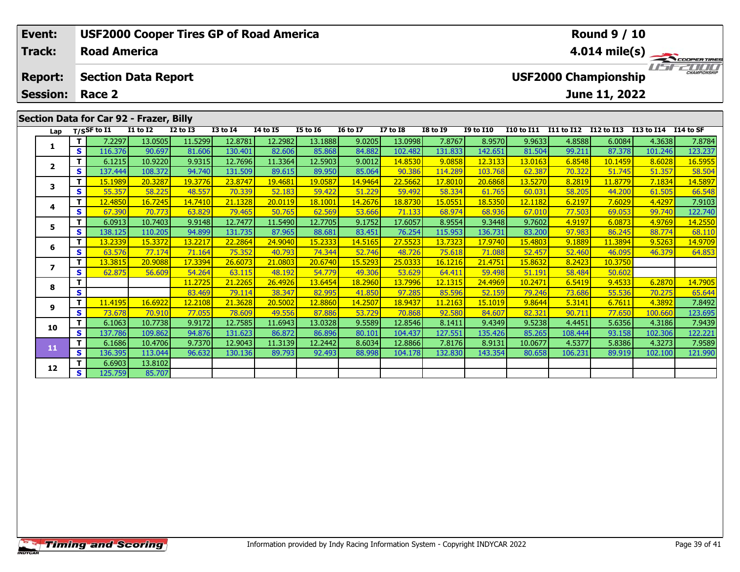| Event: | USF2000 Cooper Tires GP of Road America | Round 9 / 10 |
|---|---|---|
| Track: | Road America | 4.014 mile(s) |
| Report: | Section Data Report | USF2000 Championship |
| Session: | Race 2 | June 11, 2022 |

## Section Data for Car 92 - Frazer, Billy

| Lap | T/S | SF to I1 | I1 to I2 | I2 to I3 | I3 to I4 | I4 to I5 | I5 to I6 | I6 to I7 | I7 to I8 | I8 to I9 | I9 to I10 | I10 to I11 | I11 to I12 | I12 to I13 | I13 to I14 | I14 to SF |
|---|---|---|---|---|---|---|---|---|---|---|---|---|---|---|---|---|
| 1 | T | 7.2297 | 13.0505 | 11.5299 | 12.8781 | 12.2982 | 13.1888 | 9.0205 | 13.0998 | 7.8767 | 8.9570 | 9.9633 | 4.8588 | 6.0084 | 4.3638 | 7.8784 |
| | S | 116.376 | 90.697 | 81.606 | 130.401 | 82.606 | 85.868 | 84.882 | 102.482 | 131.833 | 142.651 | 81.504 | 99.211 | 87.378 | 101.246 | 123.237 |
| 2 | T | 6.1215 | 10.9220 | 9.9315 | 12.7696 | 11.3364 | 12.5903 | 9.0012 | 14.8530 | 9.0858 | 12.3133 | 13.0163 | 6.8548 | 10.1459 | 8.6028 | 16.5955 |
| | S | 137.444 | 108.372 | 94.740 | 131.509 | 89.615 | 89.950 | 85.064 | 90.386 | 114.289 | 103.768 | 62.387 | 70.322 | 51.745 | 51.357 | 58.504 |
| 3 | T | 15.1989 | 20.3287 | 19.3776 | 23.8747 | 19.4681 | 19.0587 | 14.9464 | 22.5662 | 17.8010 | 20.6868 | 13.5270 | 8.2819 | 11.8779 | 7.1834 | 14.5897 |
| | S | 55.357 | 58.225 | 48.557 | 70.339 | 52.183 | 59.422 | 51.229 | 59.492 | 58.334 | 61.765 | 60.031 | 58.205 | 44.200 | 61.505 | 66.548 |
| 4 | T | 12.4850 | 16.7245 | 14.7410 | 21.1328 | 20.0119 | 18.1001 | 14.2676 | 18.8730 | 15.0551 | 18.5350 | 12.1182 | 6.2197 | 7.6029 | 4.4297 | 7.9103 |
| | S | 67.390 | 70.773 | 63.829 | 79.465 | 50.765 | 62.569 | 53.666 | 71.133 | 68.974 | 68.936 | 67.010 | 77.503 | 69.053 | 99.740 | 122.740 |
| 5 | T | 6.0913 | 10.7403 | 9.9148 | 12.7477 | 11.5490 | 12.7705 | 9.1752 | 17.6057 | 8.9554 | 9.3448 | 9.7602 | 4.9197 | 6.0873 | 4.9769 | 14.2550 |
| | S | 138.125 | 110.205 | 94.899 | 131.735 | 87.965 | 88.681 | 83.451 | 76.254 | 115.953 | 136.731 | 83.200 | 97.983 | 86.245 | 88.774 | 68.110 |
| 6 | T | 13.2339 | 15.3372 | 13.2217 | 22.2864 | 24.9040 | 15.2333 | 14.5165 | 27.5523 | 13.7323 | 17.9740 | 15.4803 | 9.1889 | 11.3894 | 9.5263 | 14.9709 |
| | S | 63.576 | 77.174 | 71.164 | 75.352 | 40.793 | 74.344 | 52.746 | 48.726 | 75.618 | 71.088 | 52.457 | 52.460 | 46.095 | 46.379 | 64.853 |
| 7 | T | 13.3815 | 20.9088 | 17.3394 | 26.6073 | 21.0803 | 20.6740 | 15.5293 | 25.0333 | 16.1216 | 21.4751 | 15.8632 | 8.2423 | 10.3750 | | |
| | S | 62.875 | 56.609 | 54.264 | 63.115 | 48.192 | 54.779 | 49.306 | 53.629 | 64.411 | 59.498 | 51.191 | 58.484 | 50.602 | | |
| 8 | T | | | 11.2725 | 21.2265 | 26.4926 | 13.6454 | 18.2960 | 13.7996 | 12.1315 | 24.4969 | 10.2471 | 6.5419 | 9.4533 | 6.2870 | 14.7905 |
| | S | | | 83.469 | 79.114 | 38.347 | 82.995 | 41.850 | 97.285 | 85.596 | 52.159 | 79.246 | 73.686 | 55.536 | 70.275 | 65.644 |
| 9 | T | 11.4195 | 16.6922 | 12.2108 | 21.3628 | 20.5002 | 12.8860 | 14.2507 | 18.9437 | 11.2163 | 15.1019 | 9.8644 | 5.3141 | 6.7611 | 4.3892 | 7.8492 |
| | S | 73.678 | 70.910 | 77.055 | 78.609 | 49.556 | 87.886 | 53.729 | 70.868 | 92.580 | 84.607 | 82.321 | 90.711 | 77.650 | 100.660 | 123.695 |
| 10 | T | 6.1063 | 10.7738 | 9.9172 | 12.7585 | 11.6943 | 13.0328 | 9.5589 | 12.8546 | 8.1411 | 9.4349 | 9.5238 | 4.4451 | 5.6356 | 4.3186 | 7.9439 |
| | S | 137.786 | 109.862 | 94.876 | 131.623 | 86.872 | 86.896 | 80.101 | 104.437 | 127.551 | 135.426 | 85.265 | 108.444 | 93.158 | 102.306 | 122.221 |
| 11 | T | 6.1686 | 10.4706 | 9.7370 | 12.9043 | 11.3139 | 12.2442 | 8.6034 | 12.8866 | 7.8176 | 8.9131 | 10.0677 | 4.5377 | 5.8386 | 4.3273 | 7.9589 |
| | S | 136.395 | 113.044 | 96.632 | 130.136 | 89.793 | 92.493 | 88.998 | 104.178 | 132.830 | 143.354 | 80.658 | 106.231 | 89.919 | 102.100 | 121.990 |
| 12 | T | 6.6903 | 13.8102 | | | | | | | | | | | | | |
| | S | 125.759 | 85.707 | | | | | | | | | | | | | |

Information provided by Indy Racing Information System - Copyright INDYCAR 2022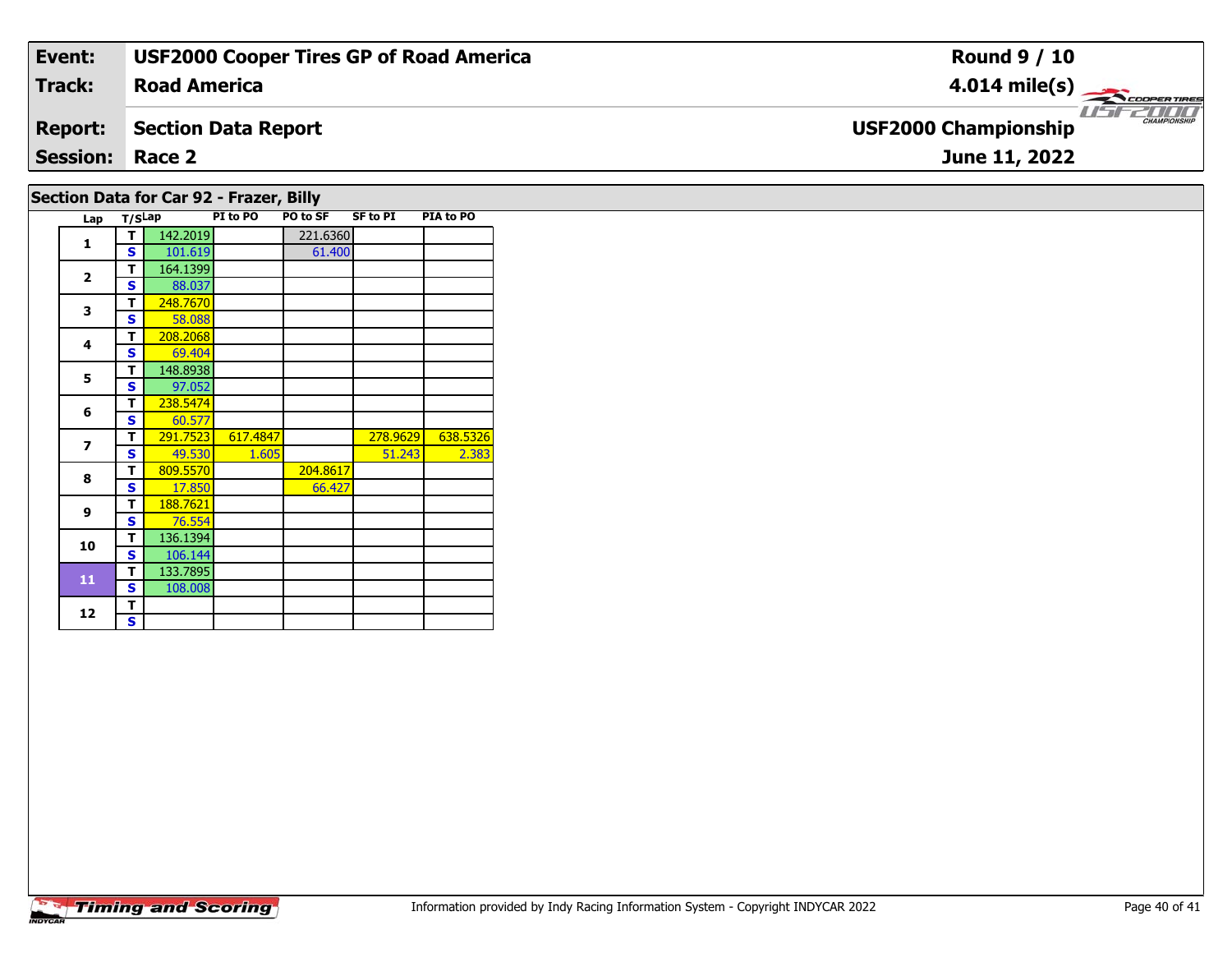| Event: | USF2000 Cooper Tires GP of Road America | Round 9 / 10 |
|---|---|---|
| Track: | Road America | 4.014 mile(s) |
| Report: | Section Data Report | USF2000 Championship |
| Session: | Race 2 | June 11, 2022 |

## Section Data for Car 92 - Frazer, Billy

| Lap | T/S | Lap | PI to PO | PO to SF | SF to PI | PIA to PO |
|---|---|---|---|---|---|---|
| 1 | T | 142.2019 | | 221.6360 | | |
| | S | 101.619 | | 61.400 | | |
| 2 | T | 164.1399 | | | | |
| | S | 88.037 | | | | |
| 3 | T | 248.7670 | | | | |
| | S | 58.088 | | | | |
| 4 | T | 208.2068 | | | | |
| | S | 69.404 | | | | |
| 5 | T | 148.8938 | | | | |
| | S | 97.052 | | | | |
| 6 | T | 238.5474 | | | | |
| | S | 60.577 | | | | |
| 7 | T | 291.7523 | 617.4847 | | 278.9629 | 638.5326 |
| | S | 49.530 | 1.605 | | 51.243 | 2.383 |
| 8 | T | 809.5570 | | 204.8617 | | |
| | S | 17.850 | | 66.427 | | |
| 9 | T | 188.7621 | | | | |
| | S | 76.554 | | | | |
| 10 | T | 136.1394 | | | | |
| | S | 106.144 | | | | |
| 11 | T | 133.7895 | | | | |
| | S | 108.008 | | | | |
| 12 | T | | | | | |
| | S | | | | | |

Information provided by Indy Racing Information System - Copyright INDYCAR 2022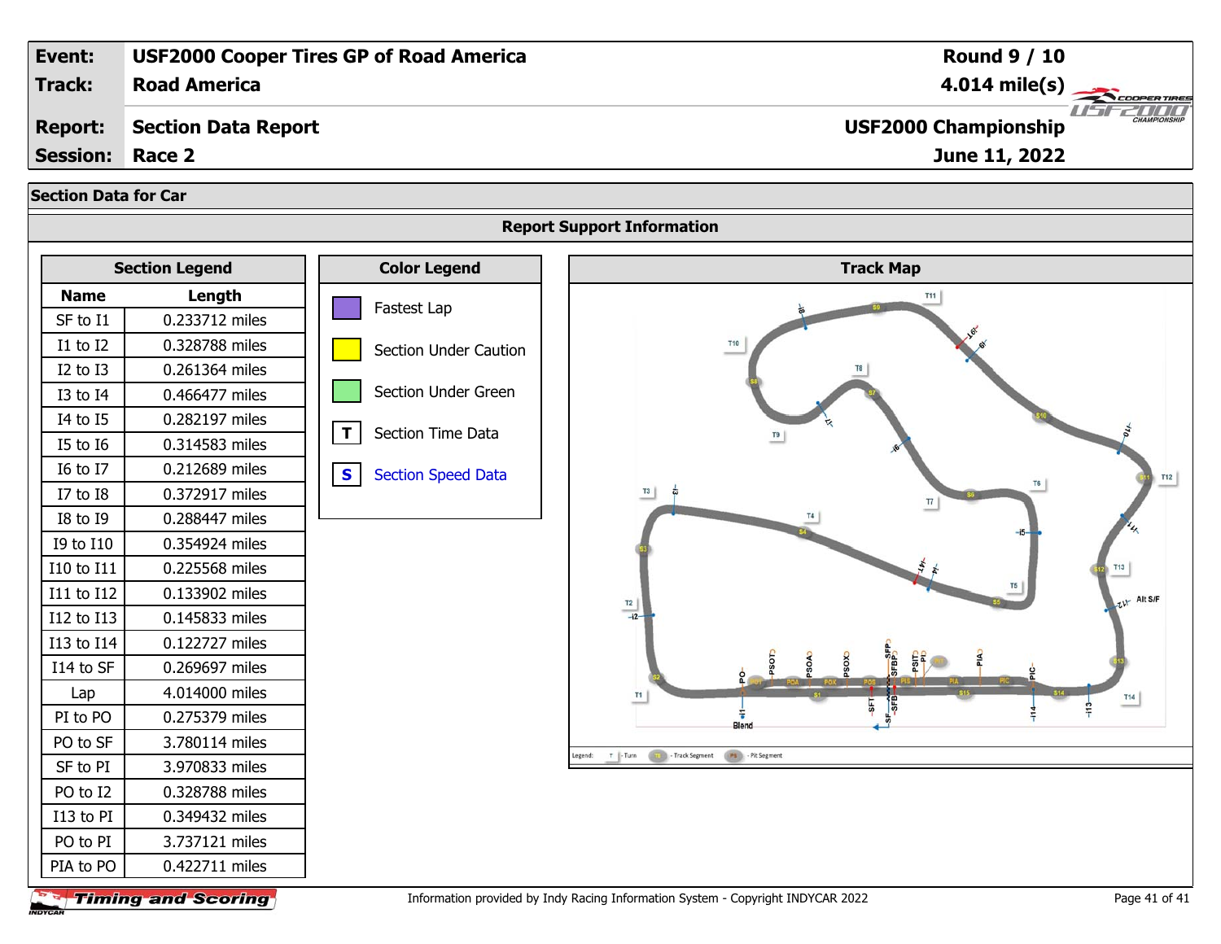| | | | |
|---|---|---|---|
| **Event:** | **USF2000 Cooper Tires GP of Road America** | **Round 9 / 10** | |
| **Track:** | **Road America** | **4.014 mile(s)** | |
| **Report:** | **Section Data Report** | **USF2000 Championship** | |
| **Session:** | **Race 2** | **June 11, 2022** | |

**Section Data for Car**

## Report Support Information

### Section Legend

| Name | Length |
|---|---|
| SF to I1 | 0.233712 miles |
| I1 to I2 | 0.328788 miles |
| I2 to I3 | 0.261364 miles |
| I3 to I4 | 0.466477 miles |
| I4 to I5 | 0.282197 miles |
| I5 to I6 | 0.314583 miles |
| I6 to I7 | 0.212689 miles |
| I7 to I8 | 0.372917 miles |
| I8 to I9 | 0.288447 miles |
| I9 to I10 | 0.354924 miles |
| I10 to I11 | 0.225568 miles |
| I11 to I12 | 0.133902 miles |
| I12 to I13 | 0.145833 miles |
| I13 to I14 | 0.122727 miles |
| I14 to SF | 0.269697 miles |
| Lap | 4.014000 miles |
| PI to PO | 0.275379 miles |
| PO to SF | 3.780114 miles |
| SF to PI | 3.970833 miles |
| PO to I2 | 0.328788 miles |
| I13 to PI | 0.349432 miles |
| PO to PI | 3.737121 miles |
| PIA to PO | 0.422711 miles |

### Color Legend

- Fastest Lap
- Section Under Caution
- Section Under Green
- T — Section Time Data
- S — Section Speed Data

### Track Map

T1 T2 T3 T4 T5 T6 T7 T8 T9 T10 T11 T12 T13 T14

I1 I2 I3 I4 I5 I6 I7 I8 I9 I10 I11 I12 I13 I14

S1 S2 S3 S4 S5 S6 S7 S8 S9 S10 S11 S12 S13 S14 S15

PO PSOT PSOA PSOX SFP SFBP PSIT PI PIA PIC SFT SF SFB Blend Alt S/F

Legend: T - Turn, TS - Track Segment, PS - Pit Segment

Information provided by Indy Racing Information System - Copyright INDYCAR 2022